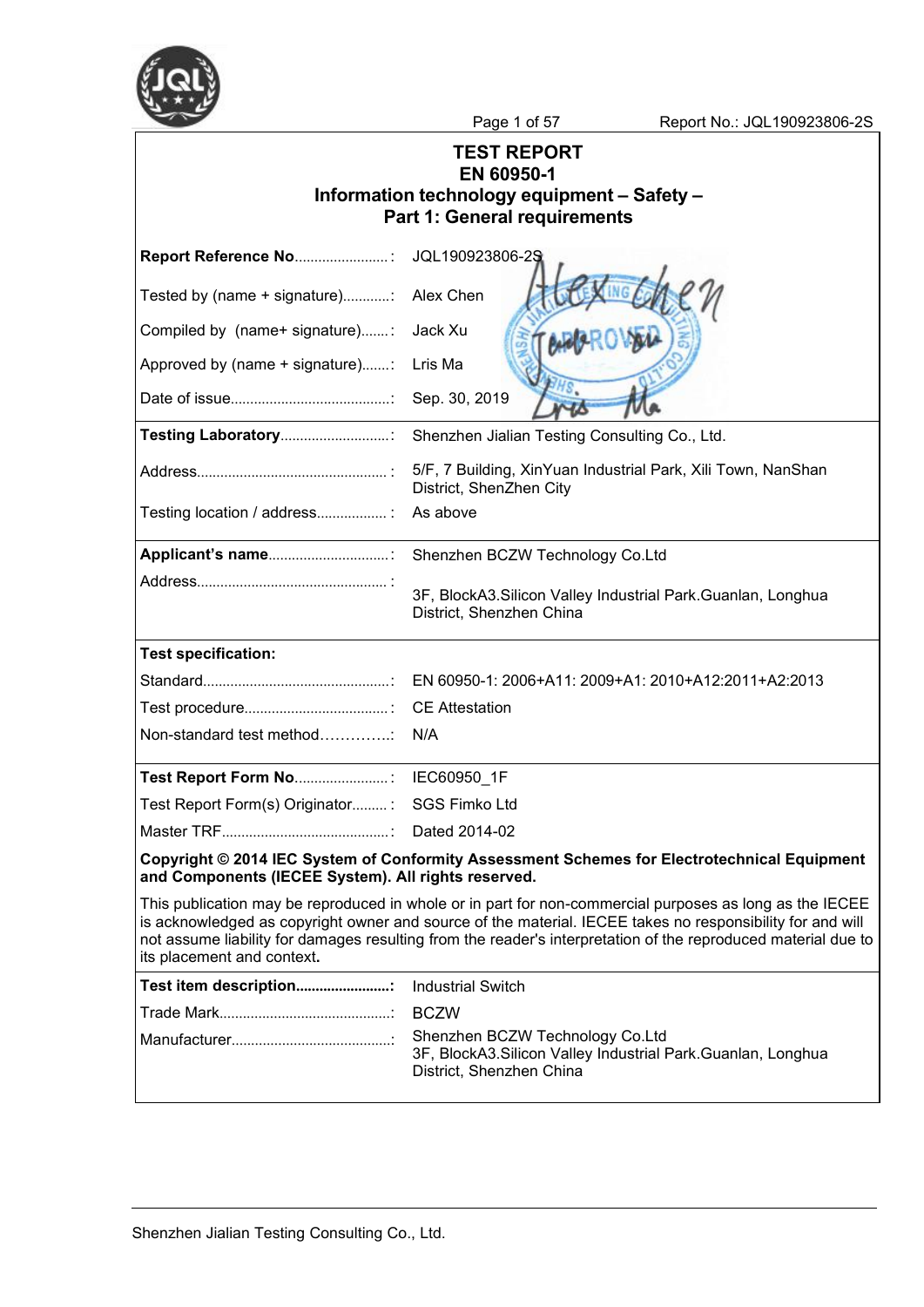# TEST REPORT
# EN 60950-1
## Information technology equipment – Safety –
## Part 1: General requirements

| | |
|---|---|
| **Report Reference No**........................: | JQL190923806-2S |
| Tested by (name + signature)............: | Alex Chen |
| Compiled by (name+ signature).......: | Jack Xu |
| Approved by (name + signature).......: | Lris Ma |
| Date of issue..........................................: | Sep. 30, 2019 |
| **Testing Laboratory**............................: | Shenzhen Jialian Testing Consulting Co., Ltd. |
| Address.................................................: | 5/F, 7 Building, XinYuan Industrial Park, Xili Town, NanShan District, ShenZhen City |
| Testing location / address..................: | As above |
| **Applicant's name**...............................: | Shenzhen BCZW Technology Co.Ltd |
| Address.................................................: | 3F, BlockA3.Silicon Valley Industrial Park.Guanlan, Longhua District, Shenzhen China |

**Test specification:**

| | |
|---|---|
| Standard................................................: | EN 60950-1: 2006+A11: 2009+A1: 2010+A12:2011+A2:2013 |
| Test procedure.....................................: | CE Attestation |
| Non-standard test method…………..: | N/A |
| **Test Report Form No**........................: | IEC60950_1F |
| Test Report Form(s) Originator.........: | SGS Fimko Ltd |
| Master TRF...........................................: | Dated 2014-02 |

**Copyright © 2014 IEC System of Conformity Assessment Schemes for Electrotechnical Equipment and Components (IECEE System). All rights reserved.**

This publication may be reproduced in whole or in part for non-commercial purposes as long as the IECEE is acknowledged as copyright owner and source of the material. IECEE takes no responsibility for and will not assume liability for damages resulting from the reader's interpretation of the reproduced material due to its placement and context**.**

| | |
|---|---|
| **Test item description........................:** | Industrial Switch |
| Trade Mark............................................: | BCZW |
| Manufacturer.........................................: | Shenzhen BCZW Technology Co.Ltd<br>3F, BlockA3.Silicon Valley Industrial Park.Guanlan, Longhua District, Shenzhen China |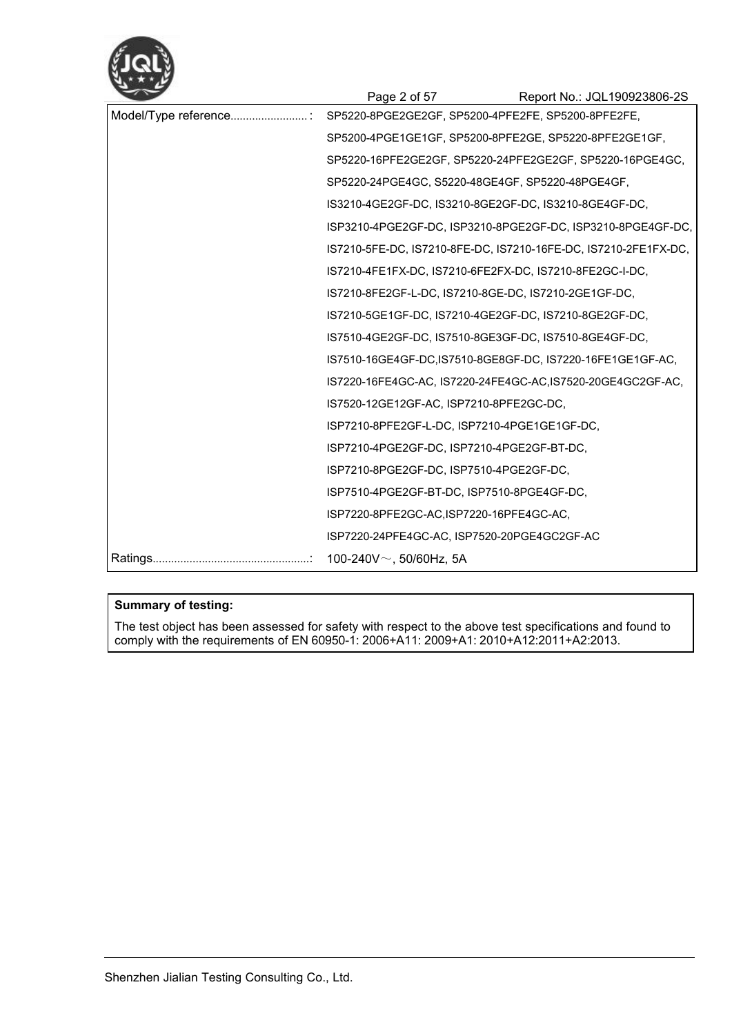| Model/Type reference.........................: | SP5220-8PGE2GE2GF, SP5200-4PFE2FE, SP5200-8PFE2FE, SP5200-4PGE1GE1GF, SP5200-8PFE2GE, SP5220-8PFE2GE1GF, SP5220-16PFE2GE2GF, SP5220-24PFE2GE2GF, SP5220-16PGE4GC, SP5220-24PGE4GC, S5220-48GE4GF, SP5220-48PGE4GF, IS3210-4GE2GF-DC, IS3210-8GE2GF-DC, IS3210-8GE4GF-DC, ISP3210-4PGE2GF-DC, ISP3210-8PGE2GF-DC, ISP3210-8PGE4GF-DC, IS7210-5FE-DC, IS7210-8FE-DC, IS7210-16FE-DC, IS7210-2FE1FX-DC, IS7210-4FE1FX-DC, IS7210-6FE2FX-DC, IS7210-8FE2GC-I-DC, IS7210-8FE2GF-L-DC, IS7210-8GE-DC, IS7210-2GE1GF-DC, IS7210-5GE1GF-DC, IS7210-4GE2GF-DC, IS7210-8GE2GF-DC, IS7510-4GE2GF-DC, IS7510-8GE3GF-DC, IS7510-8GE4GF-DC, IS7510-16GE4GF-DC,IS7510-8GE8GF-DC, IS7220-16FE1GE1GF-AC, IS7220-16FE4GC-AC, IS7220-24FE4GC-AC,IS7520-20GE4GC2GF-AC, IS7520-12GE12GF-AC, ISP7210-8PFE2GC-DC, ISP7210-8PFE2GF-L-DC, ISP7210-4PGE1GE1GF-DC, ISP7210-4PGE2GF-DC, ISP7210-4PGE2GF-BT-DC, ISP7210-8PGE2GF-DC, ISP7510-4PGE2GF-DC, ISP7510-4PGE2GF-BT-DC, ISP7510-8PGE4GF-DC, ISP7220-8PFE2GC-AC,ISP7220-16PFE4GC-AC, ISP7220-24PFE4GC-AC, ISP7520-20PGE4GC2GF-AC |
|---|---|
| Ratings...................................................: | 100-240V～, 50/60Hz, 5A |

**Summary of testing:**

The test object has been assessed for safety with respect to the above test specifications and found to comply with the requirements of EN 60950-1: 2006+A11: 2009+A1: 2010+A12:2011+A2:2013.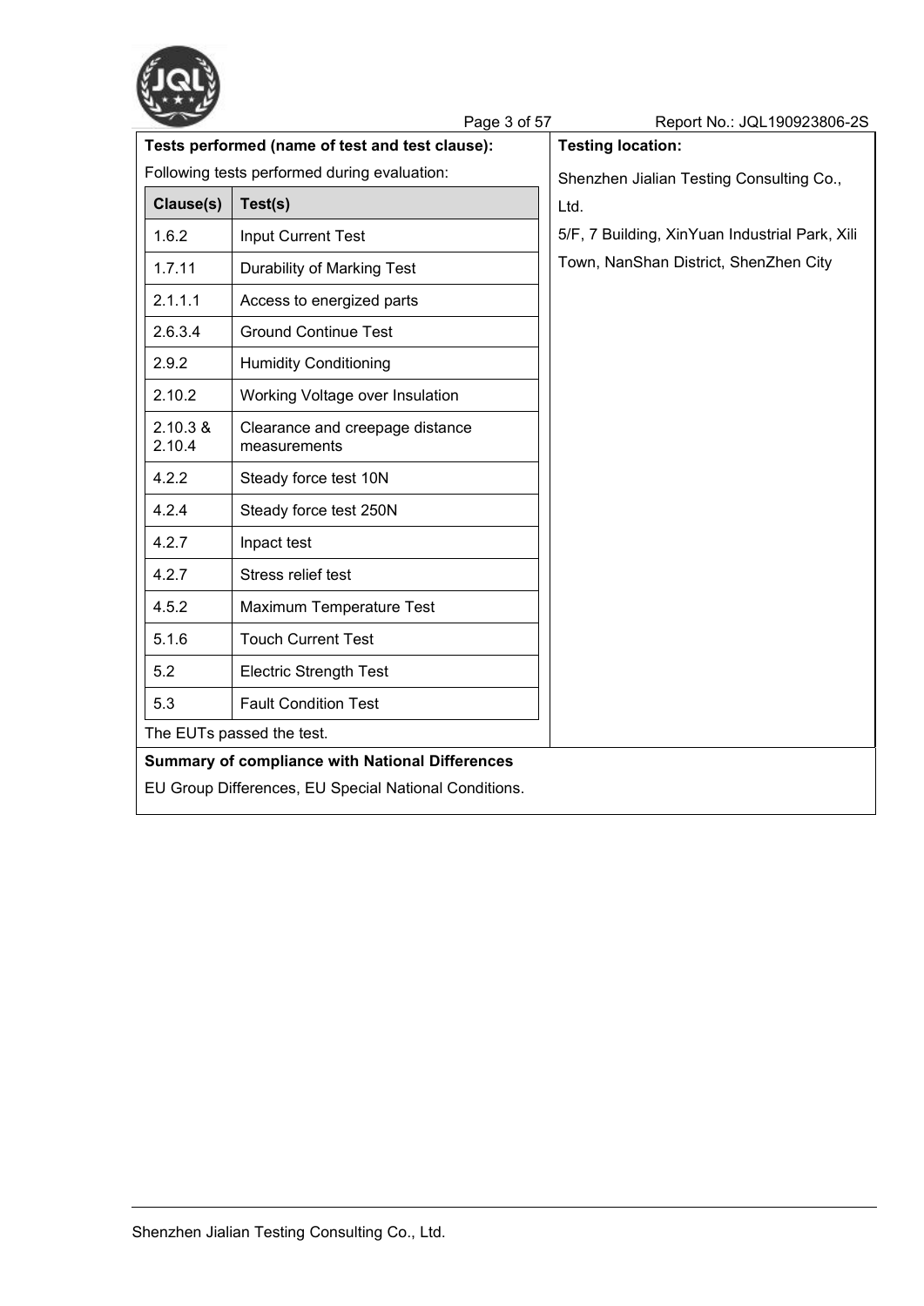**Tests performed (name of test and test clause):**

Following tests performed during evaluation:

| Clause(s) | Test(s) |
|---|---|
| 1.6.2 | Input Current Test |
| 1.7.11 | Durability of Marking Test |
| 2.1.1.1 | Access to energized parts |
| 2.6.3.4 | Ground Continue Test |
| 2.9.2 | Humidity Conditioning |
| 2.10.2 | Working Voltage over Insulation |
| 2.10.3 & 2.10.4 | Clearance and creepage distance measurements |
| 4.2.2 | Steady force test 10N |
| 4.2.4 | Steady force test 250N |
| 4.2.7 | Inpact test |
| 4.2.7 | Stress relief test |
| 4.5.2 | Maximum Temperature Test |
| 5.1.6 | Touch Current Test |
| 5.2 | Electric Strength Test |
| 5.3 | Fault Condition Test |

The EUTs passed the test.

**Testing location:**

Shenzhen Jialian Testing Consulting Co., Ltd.

5/F, 7 Building, XinYuan Industrial Park, Xili Town, NanShan District, ShenZhen City

**Summary of compliance with National Differences**

EU Group Differences, EU Special National Conditions.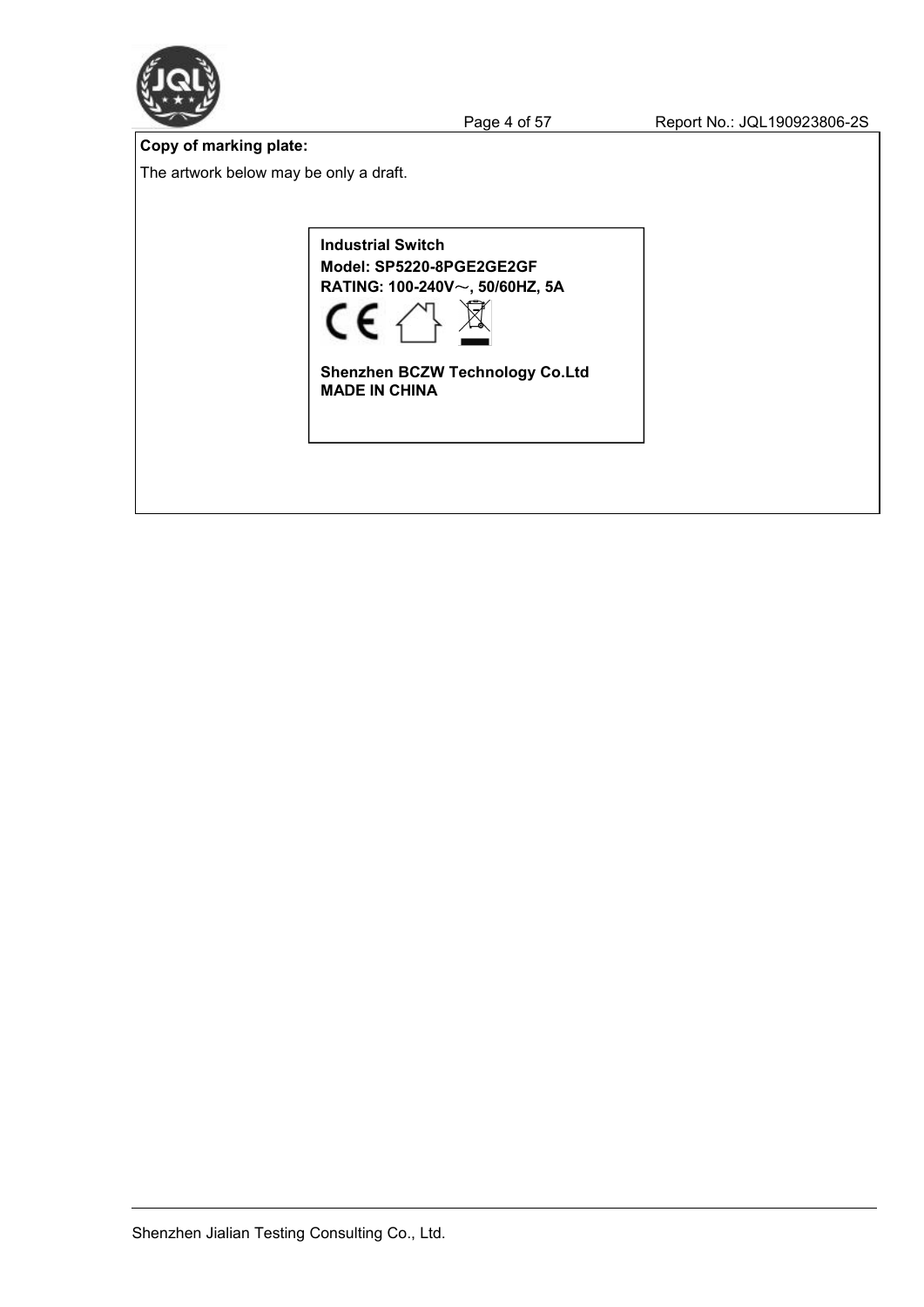**Copy of marking plate:**

The artwork below may be only a draft.

**Industrial Switch**

**Model: SP5220-8PGE2GE2GF**

**RATING: 100-240V～, 50/60HZ, 5A**

**Shenzhen BCZW Technology Co.Ltd**

**MADE IN CHINA**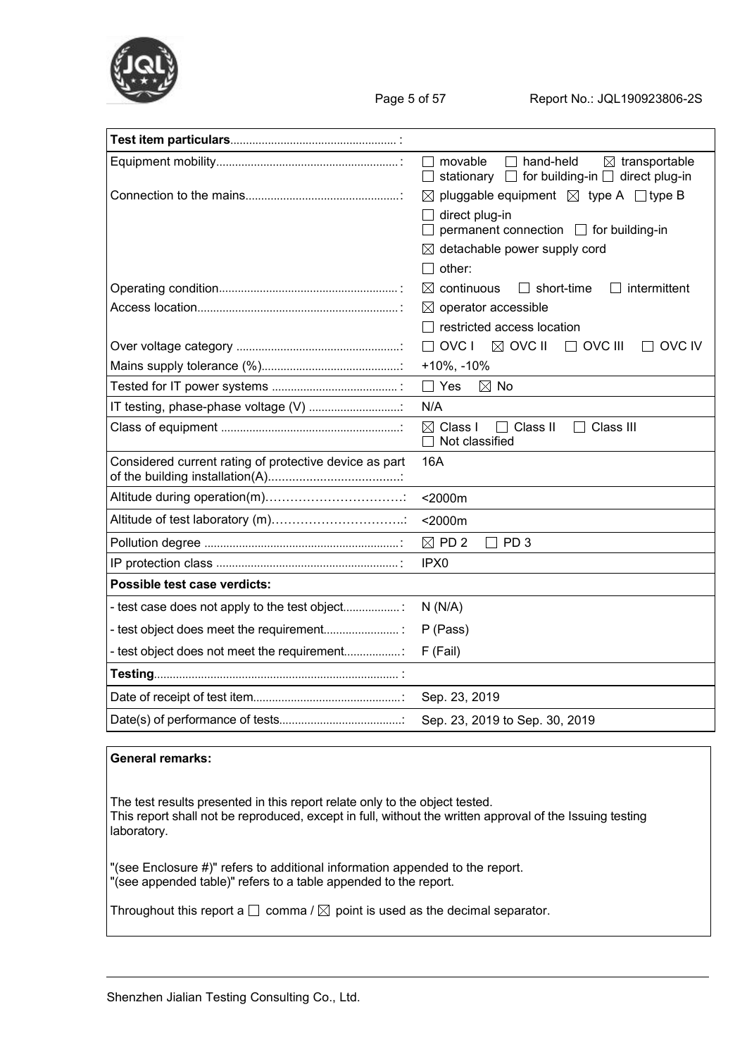| Test item particulars : | |
|---|---|
| Equipment mobility : | ☐ movable ☐ hand-held ☒ transportable ☐ stationary ☐ for building-in ☐ direct plug-in |
| Connection to the mains : | ☒ pluggable equipment ☒ type A ☐ type B |
| | ☐ direct plug-in ☐ permanent connection ☐ for building-in |
| | ☒ detachable power supply cord |
| | ☐ other: |
| Operating condition : | ☒ continuous ☐ short-time ☐ intermittent |
| Access location : | ☒ operator accessible |
| | ☐ restricted access location |
| Over voltage category : | ☐ OVC I ☒ OVC II ☐ OVC III ☐ OVC IV |
| Mains supply tolerance (%) : | +10%, -10% |
| Tested for IT power systems : | ☐ Yes ☒ No |
| IT testing, phase-phase voltage (V) : | N/A |
| Class of equipment : | ☒ Class I ☐ Class II ☐ Class III ☐ Not classified |
| Considered current rating of protective device as part of the building installation(A) : | 16A |
| Altitude during operation(m) : | <2000m |
| Altitude of test laboratory (m) : | <2000m |
| Pollution degree : | ☒ PD 2 ☐ PD 3 |
| IP protection class : | IPX0 |
| **Possible test case verdicts:** | |
| - test case does not apply to the test object : | N (N/A) |
| - test object does meet the requirement : | P (Pass) |
| - test object does not meet the requirement : | F (Fail) |
| **Testing** : | |
| Date of receipt of test item : | Sep. 23, 2019 |
| Date(s) of performance of tests : | Sep. 23, 2019 to Sep. 30, 2019 |

**General remarks:**

The test results presented in this report relate only to the object tested.
This report shall not be reproduced, except in full, without the written approval of the Issuing testing laboratory.

"(see Enclosure #)" refers to additional information appended to the report.
"(see appended table)" refers to a table appended to the report.

Throughout this report a ☐ comma / ☒ point is used as the decimal separator.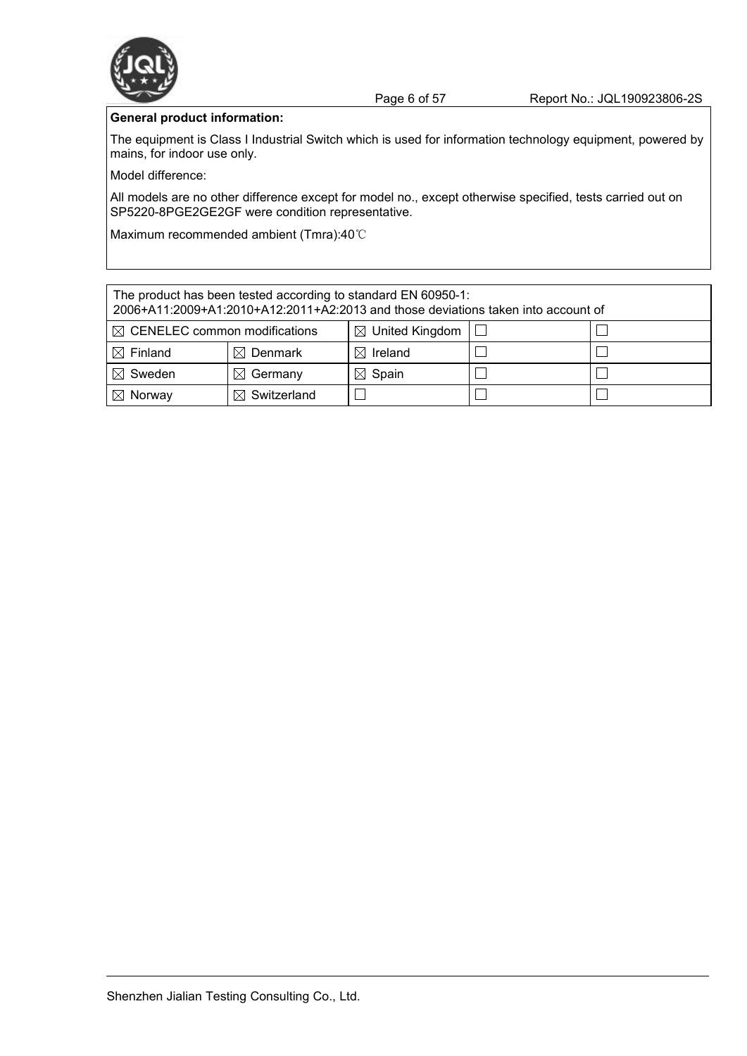**General product information:**

The equipment is Class I Industrial Switch which is used for information technology equipment, powered by mains, for indoor use only.

Model difference:

All models are no other difference except for model no., except otherwise specified, tests carried out on SP5220-8PGE2GE2GF were condition representative.

Maximum recommended ambient (Tmra):40℃

| The product has been tested according to standard EN 60950-1: 2006+A11:2009+A1:2010+A12:2011+A2:2013 and those deviations taken into account of | | | | |
|---|---|---|---|---|
| ☒ CENELEC common modifications | | ☒ United Kingdom | ☐ | ☐ |
| ☒ Finland | ☒ Denmark | ☒ Ireland | ☐ | ☐ |
| ☒ Sweden | ☒ Germany | ☒ Spain | ☐ | ☐ |
| ☒ Norway | ☒ Switzerland | ☐ | ☐ | ☐ |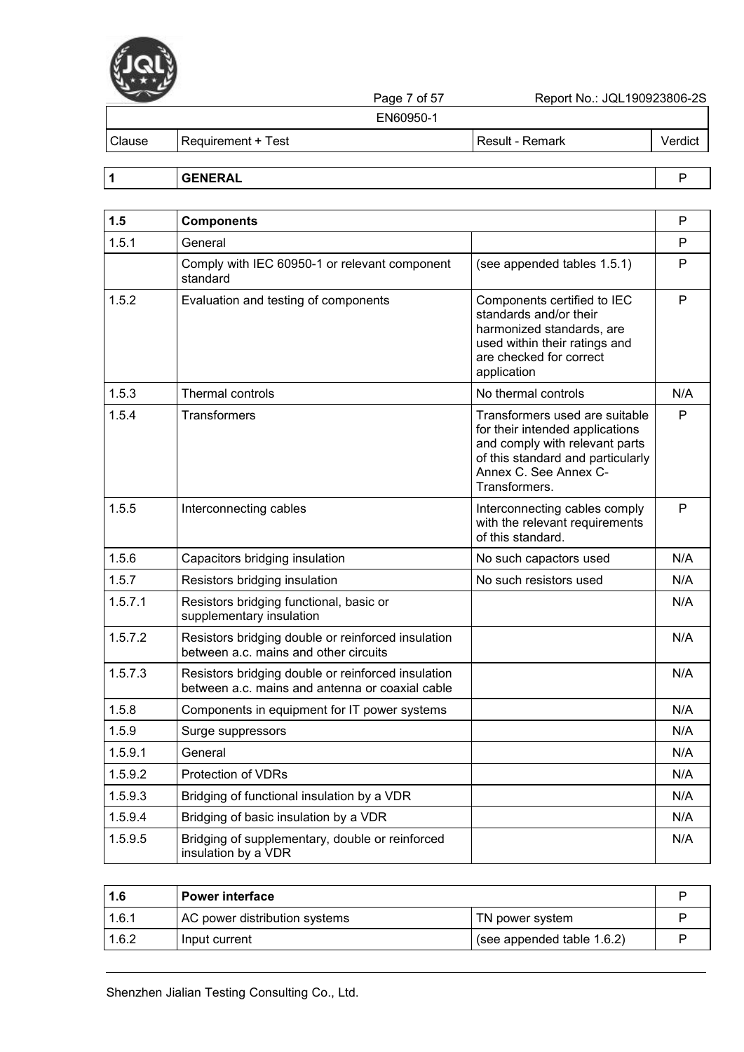| Clause | Requirement + Test | Result - Remark | Verdict |
|---|---|---|---|
| **1** | **GENERAL** | | P |

| Clause | Requirement + Test | Result - Remark | Verdict |
|---|---|---|---|
| **1.5** | **Components** | | P |
| 1.5.1 | General | | P |
| | Comply with IEC 60950-1 or relevant component standard | (see appended tables 1.5.1) | P |
| 1.5.2 | Evaluation and testing of components | Components certified to IEC standards and/or their harmonized standards, are used within their ratings and are checked for correct application | P |
| 1.5.3 | Thermal controls | No thermal controls | N/A |
| 1.5.4 | Transformers | Transformers used are suitable for their intended applications and comply with relevant parts of this standard and particularly Annex C. See Annex C-Transformers. | P |
| 1.5.5 | Interconnecting cables | Interconnecting cables comply with the relevant requirements of this standard. | P |
| 1.5.6 | Capacitors bridging insulation | No such capactors used | N/A |
| 1.5.7 | Resistors bridging insulation | No such resistors used | N/A |
| 1.5.7.1 | Resistors bridging functional, basic or supplementary insulation | | N/A |
| 1.5.7.2 | Resistors bridging double or reinforced insulation between a.c. mains and other circuits | | N/A |
| 1.5.7.3 | Resistors bridging double or reinforced insulation between a.c. mains and antenna or coaxial cable | | N/A |
| 1.5.8 | Components in equipment for IT power systems | | N/A |
| 1.5.9 | Surge suppressors | | N/A |
| 1.5.9.1 | General | | N/A |
| 1.5.9.2 | Protection of VDRs | | N/A |
| 1.5.9.3 | Bridging of functional insulation by a VDR | | N/A |
| 1.5.9.4 | Bridging of basic insulation by a VDR | | N/A |
| 1.5.9.5 | Bridging of supplementary, double or reinforced insulation by a VDR | | N/A |

| Clause | Requirement + Test | Result - Remark | Verdict |
|---|---|---|---|
| **1.6** | **Power interface** | | P |
| 1.6.1 | AC power distribution systems | TN power system | P |
| 1.6.2 | Input current | (see appended table 1.6.2) | P |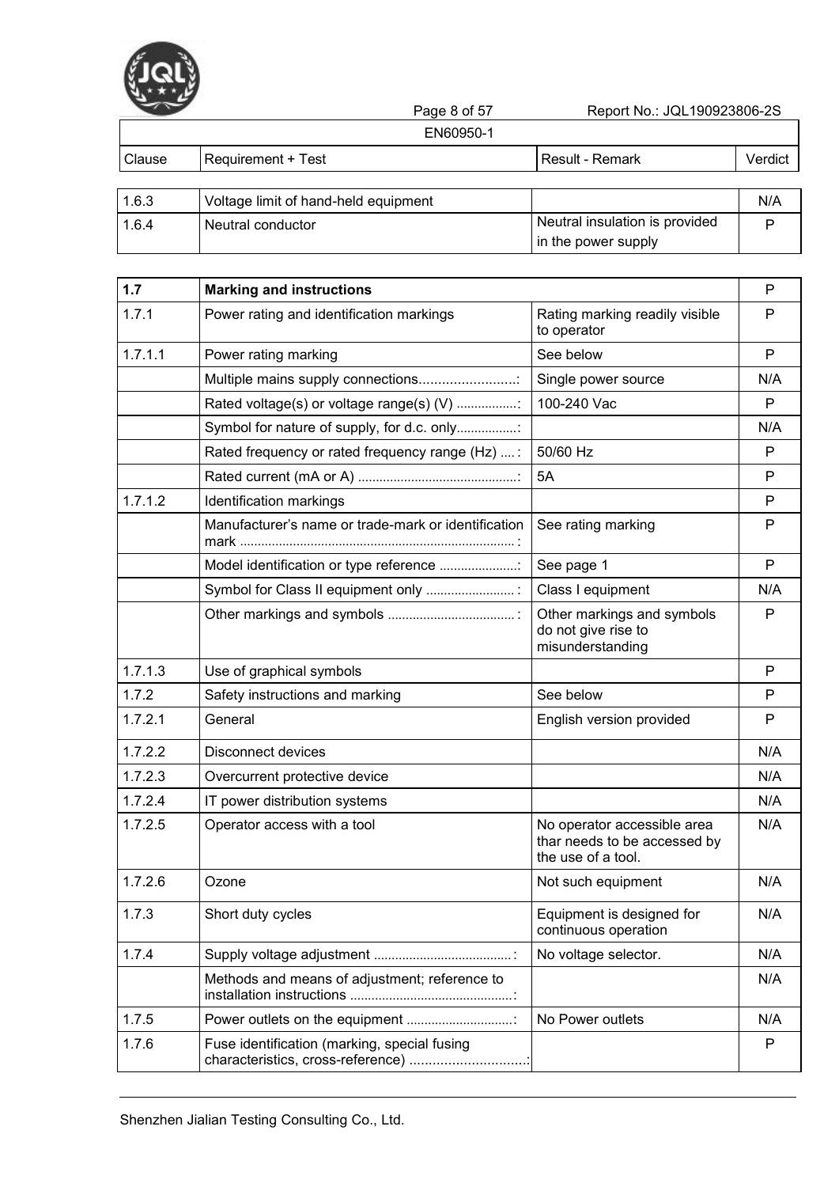EN60950-1

| Clause | Requirement + Test | Result - Remark | Verdict |
|---|---|---|---|
| 1.6.3 | Voltage limit of hand-held equipment | | N/A |
| 1.6.4 | Neutral conductor | Neutral insulation is provided in the power supply | P |

| Clause | Requirement + Test | Result - Remark | Verdict |
|---|---|---|---|
| **1.7** | **Marking and instructions** | | P |
| 1.7.1 | Power rating and identification markings | Rating marking readily visible to operator | P |
| 1.7.1.1 | Power rating marking | See below | P |
| | Multiple mains supply connections.........................: | Single power source | N/A |
| | Rated voltage(s) or voltage range(s) (V) .................: | 100-240 Vac | P |
| | Symbol for nature of supply, for d.c. only.................: | | N/A |
| | Rated frequency or rated frequency range (Hz) .... : | 50/60 Hz | P |
| | Rated current (mA or A) .............................................: | 5A | P |
| 1.7.1.2 | Identification markings | | P |
| | Manufacturer's name or trade-mark or identification mark .............................................................................. : | See rating marking | P |
| | Model identification or type reference ......................: | See page 1 | P |
| | Symbol for Class II equipment only ......................... : | Class I equipment | N/A |
| | Other markings and symbols .................................... : | Other markings and symbols do not give rise to misunderstanding | P |
| 1.7.1.3 | Use of graphical symbols | | P |
| 1.7.2 | Safety instructions and marking | See below | P |
| 1.7.2.1 | General | English version provided | P |
| 1.7.2.2 | Disconnect devices | | N/A |
| 1.7.2.3 | Overcurrent protective device | | N/A |
| 1.7.2.4 | IT power distribution systems | | N/A |
| 1.7.2.5 | Operator access with a tool | No operator accessible area thar needs to be accessed by the use of a tool. | N/A |
| 1.7.2.6 | Ozone | Not such equipment | N/A |
| 1.7.3 | Short duty cycles | Equipment is designed for continuous operation | N/A |
| 1.7.4 | Supply voltage adjustment .......................................: | No voltage selector. | N/A |
| | Methods and means of adjustment; reference to installation instructions .............................................: | | N/A |
| 1.7.5 | Power outlets on the equipment ..............................: | No Power outlets | N/A |
| 1.7.6 | Fuse identification (marking, special fusing characteristics, cross-reference) ..............................: | | P |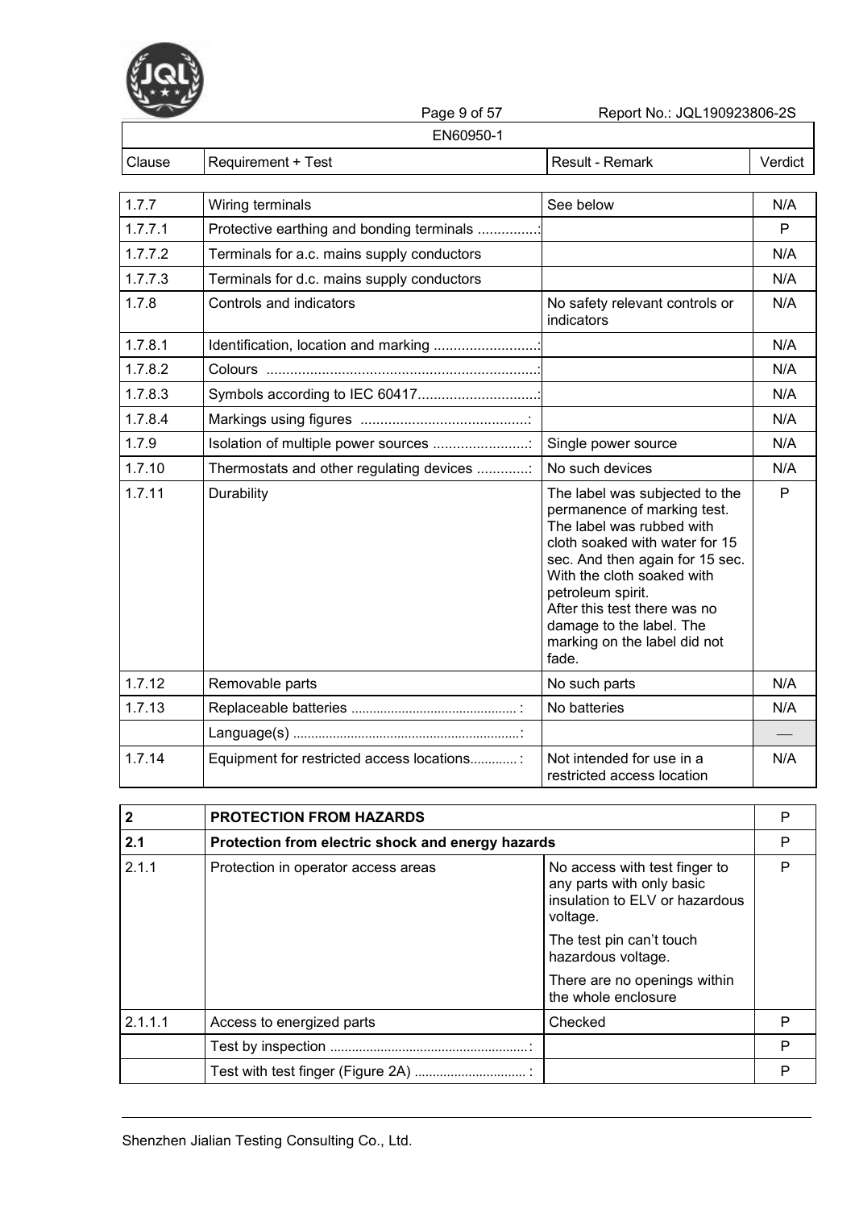| Clause | Requirement + Test | Result - Remark | Verdict |
|---|---|---|---|
| 1.7.7 | Wiring terminals | See below | N/A |
| 1.7.7.1 | Protective earthing and bonding terminals ...............: | | P |
| 1.7.7.2 | Terminals for a.c. mains supply conductors | | N/A |
| 1.7.7.3 | Terminals for d.c. mains supply conductors | | N/A |
| 1.7.8 | Controls and indicators | No safety relevant controls or indicators | N/A |
| 1.7.8.1 | Identification, location and marking ..........................: | | N/A |
| 1.7.8.2 | Colours ....................................................................: | | N/A |
| 1.7.8.3 | Symbols according to IEC 60417..............................: | | N/A |
| 1.7.8.4 | Markings using figures ..........................................: | | N/A |
| 1.7.9 | Isolation of multiple power sources ........................: | Single power source | N/A |
| 1.7.10 | Thermostats and other regulating devices .............: | No such devices | N/A |
| 1.7.11 | Durability | The label was subjected to the permanence of marking test. The label was rubbed with cloth soaked with water for 15 sec. And then again for 15 sec. With the cloth soaked with petroleum spirit. After this test there was no damage to the label. The marking on the label did not fade. | P |
| 1.7.12 | Removable parts | No such parts | N/A |
| 1.7.13 | Replaceable batteries .............................................. : | No batteries | N/A |
| | Language(s) ...............................................................: | | — |
| 1.7.14 | Equipment for restricted access locations............ : | Not intended for use in a restricted access location | N/A |

| Clause | Requirement + Test | Result - Remark | Verdict |
|---|---|---|---|
| **2** | **PROTECTION FROM HAZARDS** | | P |
| **2.1** | **Protection from electric shock and energy hazards** | | P |
| 2.1.1 | Protection in operator access areas | No access with test finger to any parts with only basic insulation to ELV or hazardous voltage.<br>The test pin can't touch hazardous voltage.<br>There are no openings within the whole enclosure | P |
| 2.1.1.1 | Access to energized parts | Checked | P |
| | Test by inspection .......................................................: | | P |
| | Test with test finger (Figure 2A) ............................... : | | P |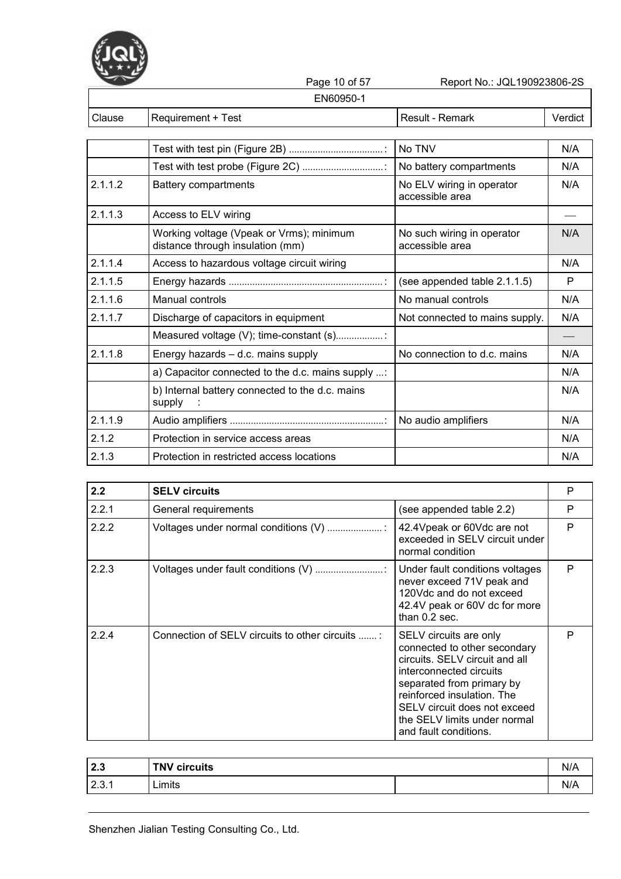EN60950-1

| Clause | Requirement + Test | Result - Remark | Verdict |
|---|---|---|---|
| | Test with test pin (Figure 2B) ....................................: | No TNV | N/A |
| | Test with test probe (Figure 2C) ...............................: | No battery compartments | N/A |
| 2.1.1.2 | Battery compartments | No ELV wiring in operator accessible area | N/A |
| 2.1.1.3 | Access to ELV wiring | | — |
| | Working voltage (Vpeak or Vrms); minimum distance through insulation (mm) | No such wiring in operator accessible area | N/A |
| 2.1.1.4 | Access to hazardous voltage circuit wiring | | N/A |
| 2.1.1.5 | Energy hazards ..........................................................: | (see appended table 2.1.1.5) | P |
| 2.1.1.6 | Manual controls | No manual controls | N/A |
| 2.1.1.7 | Discharge of capacitors in equipment | Not connected to mains supply. | N/A |
| | Measured voltage (V); time-constant (s)..................: | | — |
| 2.1.1.8 | Energy hazards – d.c. mains supply | No connection to d.c. mains | N/A |
| | a) Capacitor connected to the d.c. mains supply ...: | | N/A |
| | b) Internal battery connected to the d.c. mains supply : | | N/A |
| 2.1.1.9 | Audio amplifiers ..........................................................: | No audio amplifiers | N/A |
| 2.1.2 | Protection in service access areas | | N/A |
| 2.1.3 | Protection in restricted access locations | | N/A |

| **2.2** | **SELV circuits** | | P |
|---|---|---|---|
| 2.2.1 | General requirements | (see appended table 2.2) | P |
| 2.2.2 | Voltages under normal conditions (V) ....................: | 42.4Vpeak or 60Vdc are not exceeded in SELV circuit under normal condition | P |
| 2.2.3 | Voltages under fault conditions (V) ..........................: | Under fault conditions voltages never exceed 71V peak and 120Vdc and do not exceed 42.4V peak or 60V dc for more than 0.2 sec. | P |
| 2.2.4 | Connection of SELV circuits to other circuits .......: | SELV circuits are only connected to other secondary circuits. SELV circuit and all interconnected circuits separated from primary by reinforced insulation. The SELV circuit does not exceed the SELV limits under normal and fault conditions. | P |

| **2.3** | **TNV circuits** | | N/A |
|---|---|---|---|
| 2.3.1 | Limits | | N/A |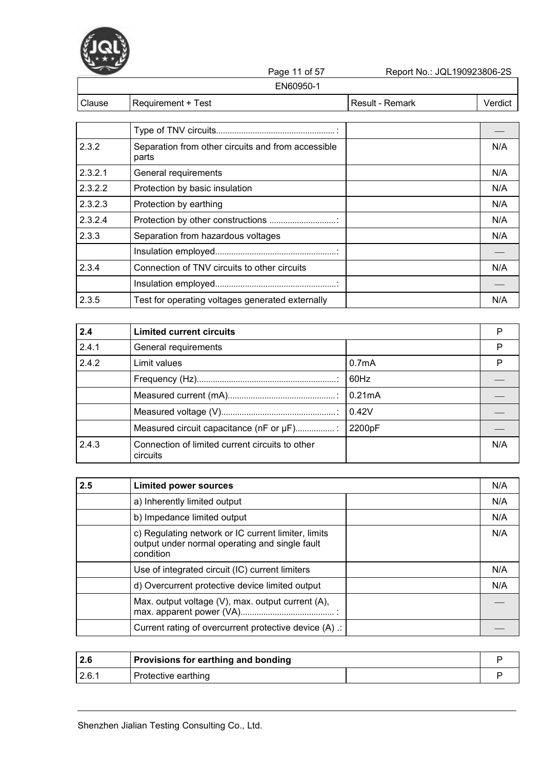| Clause | Requirement + Test | Result - Remark | Verdict |
|---|---|---|---|
| | Type of TNV circuits...................................................: | | — |
| 2.3.2 | Separation from other circuits and from accessible parts | | N/A |
| 2.3.2.1 | General requirements | | N/A |
| 2.3.2.2 | Protection by basic insulation | | N/A |
| 2.3.2.3 | Protection by earthing | | N/A |
| 2.3.2.4 | Protection by other constructions .............................: | | N/A |
| 2.3.3 | Separation from hazardous voltages | | N/A |
| | Insulation employed....................................................: | | — |
| 2.3.4 | Connection of TNV circuits to other circuits | | N/A |
| | Insulation employed....................................................: | | — |
| 2.3.5 | Test for operating voltages generated externally | | N/A |

| Clause | Requirement + Test | Result - Remark | Verdict |
|---|---|---|---|
| **2.4** | **Limited current circuits** | | P |
| 2.4.1 | General requirements | | P |
| 2.4.2 | Limit values | 0.7mA | P |
| | Frequency (Hz)...........................................................: | 60Hz | — |
| | Measured current (mA)..............................................: | 0.21mA | — |
| | Measured voltage (V).................................................: | 0.42V | — |
| | Measured circuit capacitance (nF or μF)................ : | 2200pF | — |
| 2.4.3 | Connection of limited current circuits to other circuits | | N/A |

| Clause | Requirement + Test | Result - Remark | Verdict |
|---|---|---|---|
| **2.5** | **Limited power sources** | | N/A |
| | a) Inherently limited output | | N/A |
| | b) Impedance limited output | | N/A |
| | c) Regulating network or IC current limiter, limits output under normal operating and single fault condition | | N/A |
| | Use of integrated circuit (IC) current limiters | | N/A |
| | d) Overcurrent protective device limited output | | N/A |
| | Max. output voltage (V), max. output current (A), max. apparent power (VA)........................................ : | | — |
| | Current rating of overcurrent protective device (A) .: | | — |

| Clause | Requirement + Test | Result - Remark | Verdict |
|---|---|---|---|
| **2.6** | **Provisions for earthing and bonding** | | P |
| 2.6.1 | Protective earthing | | P |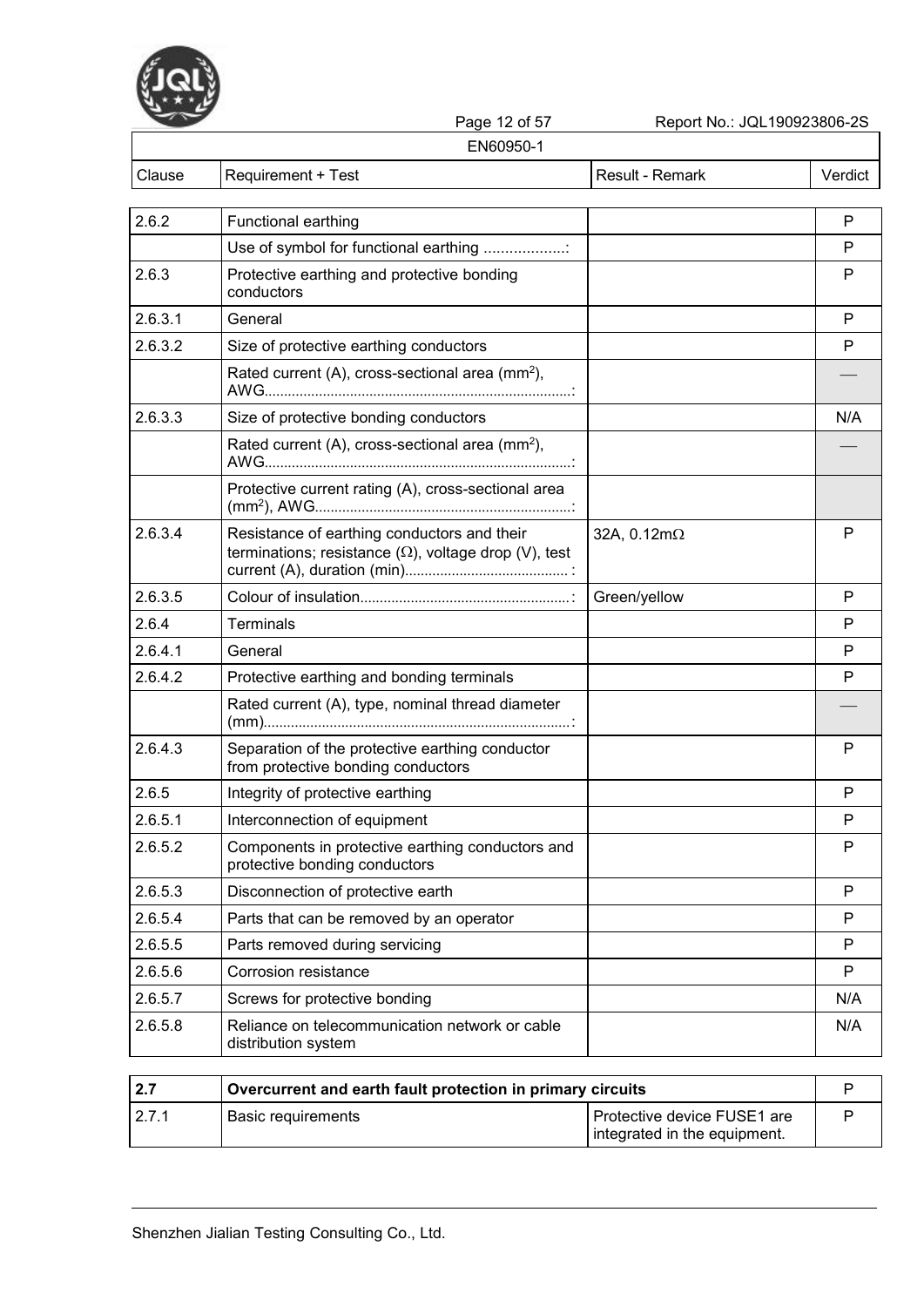| Clause | Requirement + Test | Result - Remark | Verdict |
|---|---|---|---|
| 2.6.2 | Functional earthing | | P |
| | Use of symbol for functional earthing ...................: | | P |
| 2.6.3 | Protective earthing and protective bonding conductors | | P |
| 2.6.3.1 | General | | P |
| 2.6.3.2 | Size of protective earthing conductors | | P |
| | Rated current (A), cross-sectional area ($mm^2$), AWG.............................................................................: | | — |
| 2.6.3.3 | Size of protective bonding conductors | | N/A |
| | Rated current (A), cross-sectional area ($mm^2$), AWG.............................................................................: | | — |
| | Protective current rating (A), cross-sectional area ($mm^2$), AWG.................................................................: | | |
| 2.6.3.4 | Resistance of earthing conductors and their terminations; resistance ($\Omega$), voltage drop (V), test current (A), duration (min).........................................: | 32A, 0.12m$\Omega$ | P |
| 2.6.3.5 | Colour of insulation.....................................................: | Green/yellow | P |
| 2.6.4 | Terminals | | P |
| 2.6.4.1 | General | | P |
| 2.6.4.2 | Protective earthing and bonding terminals | | P |
| | Rated current (A), type, nominal thread diameter (mm).............................................................................: | | — |
| 2.6.4.3 | Separation of the protective earthing conductor from protective bonding conductors | | P |
| 2.6.5 | Integrity of protective earthing | | P |
| 2.6.5.1 | Interconnection of equipment | | P |
| 2.6.5.2 | Components in protective earthing conductors and protective bonding conductors | | P |
| 2.6.5.3 | Disconnection of protective earth | | P |
| 2.6.5.4 | Parts that can be removed by an operator | | P |
| 2.6.5.5 | Parts removed during servicing | | P |
| 2.6.5.6 | Corrosion resistance | | P |
| 2.6.5.7 | Screws for protective bonding | | N/A |
| 2.6.5.8 | Reliance on telecommunication network or cable distribution system | | N/A |
| **2.7** | **Overcurrent and earth fault protection in primary circuits** | | P |
| 2.7.1 | Basic requirements | Protective device FUSE1 are integrated in the equipment. | P |

Shenzhen Jialian Testing Consulting Co., Ltd.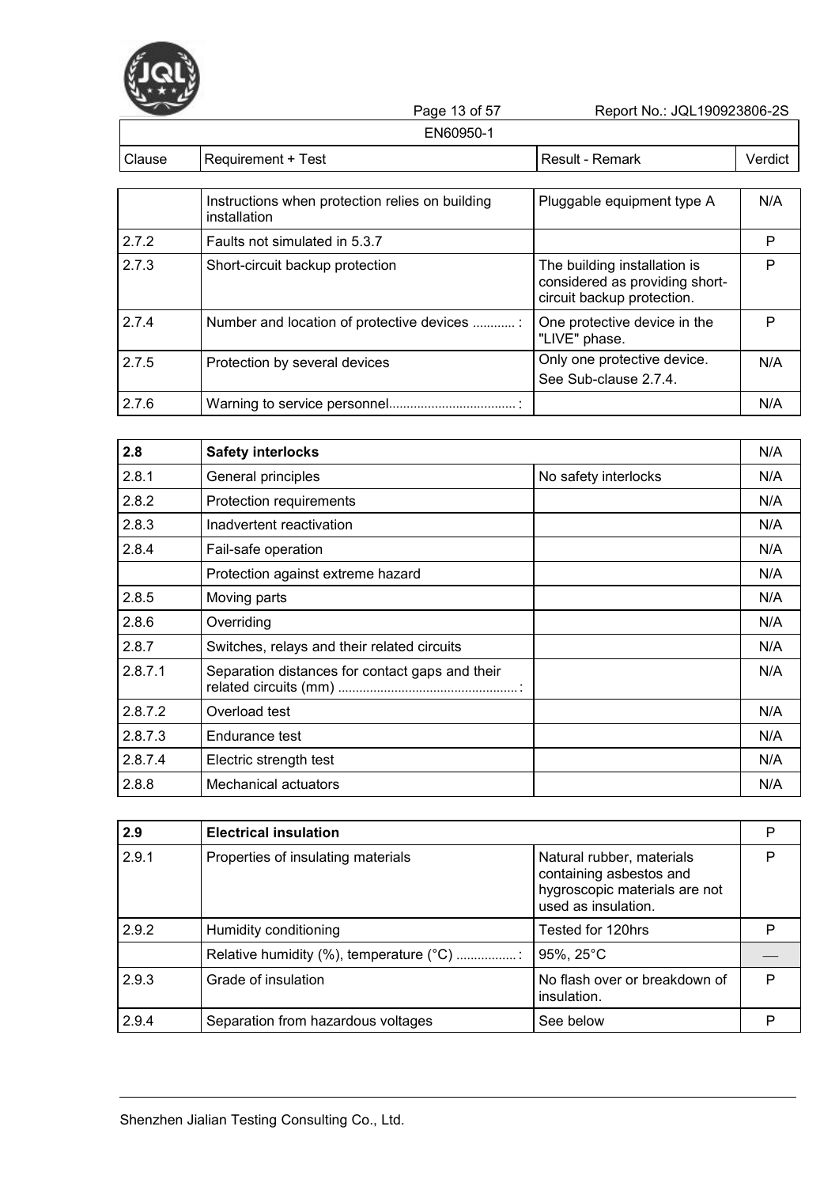| Clause | Requirement + Test | Result - Remark | Verdict |
|---|---|---|---|
| | Instructions when protection relies on building installation | Pluggable equipment type A | N/A |
| 2.7.2 | Faults not simulated in 5.3.7 | | P |
| 2.7.3 | Short-circuit backup protection | The building installation is considered as providing short-circuit backup protection. | P |
| 2.7.4 | Number and location of protective devices ............ : | One protective device in the "LIVE" phase. | P |
| 2.7.5 | Protection by several devices | Only one protective device. See Sub-clause 2.7.4. | N/A |
| 2.7.6 | Warning to service personnel.................................... : | | N/A |

| Clause | Requirement + Test | Result - Remark | Verdict |
|---|---|---|---|
| **2.8** | **Safety interlocks** | | N/A |
| 2.8.1 | General principles | No safety interlocks | N/A |
| 2.8.2 | Protection requirements | | N/A |
| 2.8.3 | Inadvertent reactivation | | N/A |
| 2.8.4 | Fail-safe operation | | N/A |
| | Protection against extreme hazard | | N/A |
| 2.8.5 | Moving parts | | N/A |
| 2.8.6 | Overriding | | N/A |
| 2.8.7 | Switches, relays and their related circuits | | N/A |
| 2.8.7.1 | Separation distances for contact gaps and their related circuits (mm) .................................................. : | | N/A |
| 2.8.7.2 | Overload test | | N/A |
| 2.8.7.3 | Endurance test | | N/A |
| 2.8.7.4 | Electric strength test | | N/A |
| 2.8.8 | Mechanical actuators | | N/A |

| Clause | Requirement + Test | Result - Remark | Verdict |
|---|---|---|---|
| **2.9** | **Electrical insulation** | | P |
| 2.9.1 | Properties of insulating materials | Natural rubber, materials containing asbestos and hygroscopic materials are not used as insulation. | P |
| 2.9.2 | Humidity conditioning | Tested for 120hrs | P |
| | Relative humidity (%), temperature (°C) ................ : | 95%, 25°C | — |
| 2.9.3 | Grade of insulation | No flash over or breakdown of insulation. | P |
| 2.9.4 | Separation from hazardous voltages | See below | P |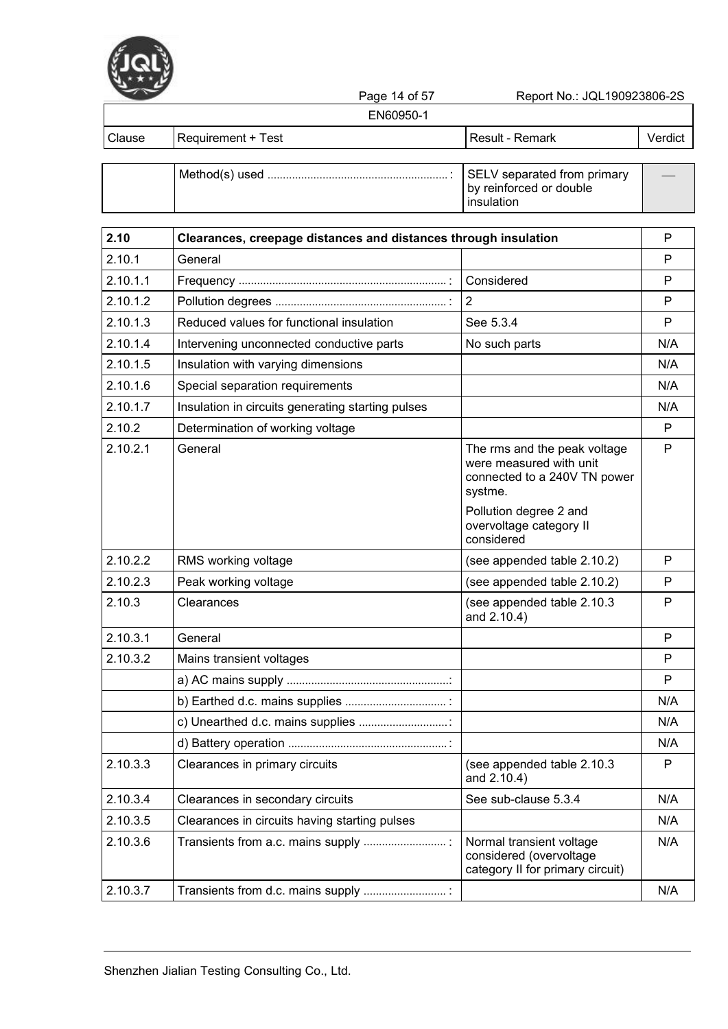| Clause | Requirement + Test | Result - Remark | Verdict |
|---|---|---|---|
| | Method(s) used ...........................................................: | SELV separated from primary by reinforced or double insulation | — |

| Clause | Requirement + Test | Result - Remark | Verdict |
|---|---|---|---|
| **2.10** | **Clearances, creepage distances and distances through insulation** | | P |
| 2.10.1 | General | | P |
| 2.10.1.1 | Frequency ....................................................................: | Considered | P |
| 2.10.1.2 | Pollution degrees .........................................................: | 2 | P |
| 2.10.1.3 | Reduced values for functional insulation | See 5.3.4 | P |
| 2.10.1.4 | Intervening unconnected conductive parts | No such parts | N/A |
| 2.10.1.5 | Insulation with varying dimensions | | N/A |
| 2.10.1.6 | Special separation requirements | | N/A |
| 2.10.1.7 | Insulation in circuits generating starting pulses | | N/A |
| 2.10.2 | Determination of working voltage | | P |
| 2.10.2.1 | General | The rms and the peak voltage were measured with unit connected to a 240V TN power systme.<br>Pollution degree 2 and overvoltage category II considered | P |
| 2.10.2.2 | RMS working voltage | (see appended table 2.10.2) | P |
| 2.10.2.3 | Peak working voltage | (see appended table 2.10.2) | P |
| 2.10.3 | Clearances | (see appended table 2.10.3 and 2.10.4) | P |
| 2.10.3.1 | General | | P |
| 2.10.3.2 | Mains transient voltages | | P |
| | a) AC mains supply .....................................................: | | P |
| | b) Earthed d.c. mains supplies .................................: | | N/A |
| | c) Unearthed d.c. mains supplies .............................: | | N/A |
| | d) Battery operation ....................................................: | | N/A |
| 2.10.3.3 | Clearances in primary circuits | (see appended table 2.10.3 and 2.10.4) | P |
| 2.10.3.4 | Clearances in secondary circuits | See sub-clause 5.3.4 | N/A |
| 2.10.3.5 | Clearances in circuits having starting pulses | | N/A |
| 2.10.3.6 | Transients from a.c. mains supply ...........................: | Normal transient voltage considered (overvoltage category II for primary circuit) | N/A |
| 2.10.3.7 | Transients from d.c. mains supply ...........................: | | N/A |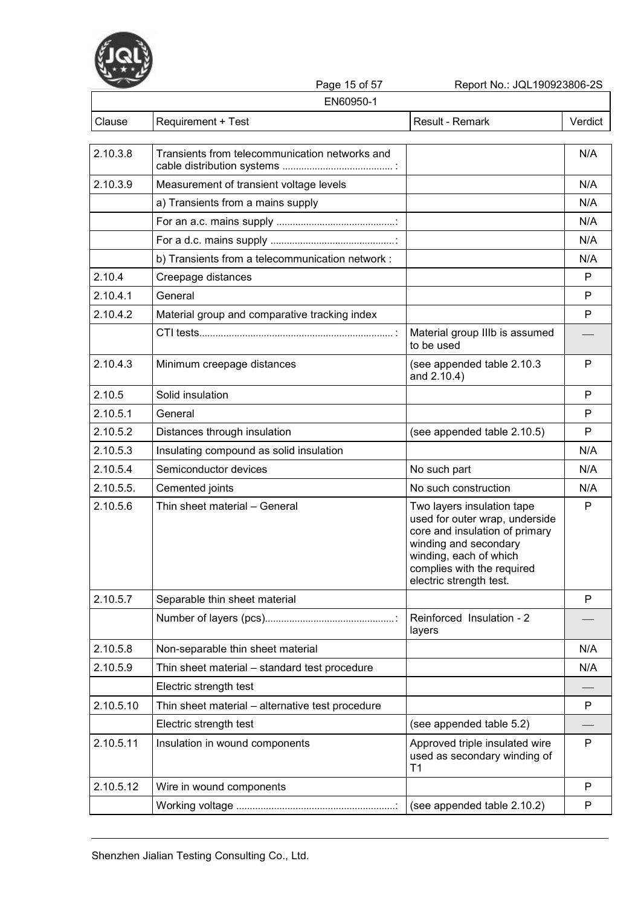| Clause | Requirement + Test | Result - Remark | Verdict |
|---|---|---|---|
| 2.10.3.8 | Transients from telecommunication networks and cable distribution systems ......................................... : | | N/A |
| 2.10.3.9 | Measurement of transient voltage levels | | N/A |
| | a) Transients from a mains supply | | N/A |
| | For an a.c. mains supply ............................................: | | N/A |
| | For a d.c. mains supply ..............................................: | | N/A |
| | b) Transients from a telecommunication network : | | N/A |
| 2.10.4 | Creepage distances | | P |
| 2.10.4.1 | General | | P |
| 2.10.4.2 | Material group and comparative tracking index | | P |
| | CTI tests....................................................................... : | Material group IIIb is assumed to be used | — |
| 2.10.4.3 | Minimum creepage distances | (see appended table 2.10.3 and 2.10.4) | P |
| 2.10.5 | Solid insulation | | P |
| 2.10.5.1 | General | | P |
| 2.10.5.2 | Distances through insulation | (see appended table 2.10.5) | P |
| 2.10.5.3 | Insulating compound as solid insulation | | N/A |
| 2.10.5.4 | Semiconductor devices | No such part | N/A |
| 2.10.5.5. | Cemented joints | No such construction | N/A |
| 2.10.5.6 | Thin sheet material – General | Two layers insulation tape used for outer wrap, underside core and insulation of primary winding and secondary winding, each of which complies with the required electric strength test. | P |
| 2.10.5.7 | Separable thin sheet material | | P |
| | Number of layers (pcs)................................................: | Reinforced Insulation - 2 layers | — |
| 2.10.5.8 | Non-separable thin sheet material | | N/A |
| 2.10.5.9 | Thin sheet material – standard test procedure | | N/A |
| | Electric strength test | | — |
| 2.10.5.10 | Thin sheet material – alternative test procedure | | P |
| | Electric strength test | (see appended table 5.2) | — |
| 2.10.5.11 | Insulation in wound components | Approved triple insulated wire used as secondary winding of T1 | P |
| 2.10.5.12 | Wire in wound components | | P |
| | Working voltage ..........................................................: | (see appended table 2.10.2) | P |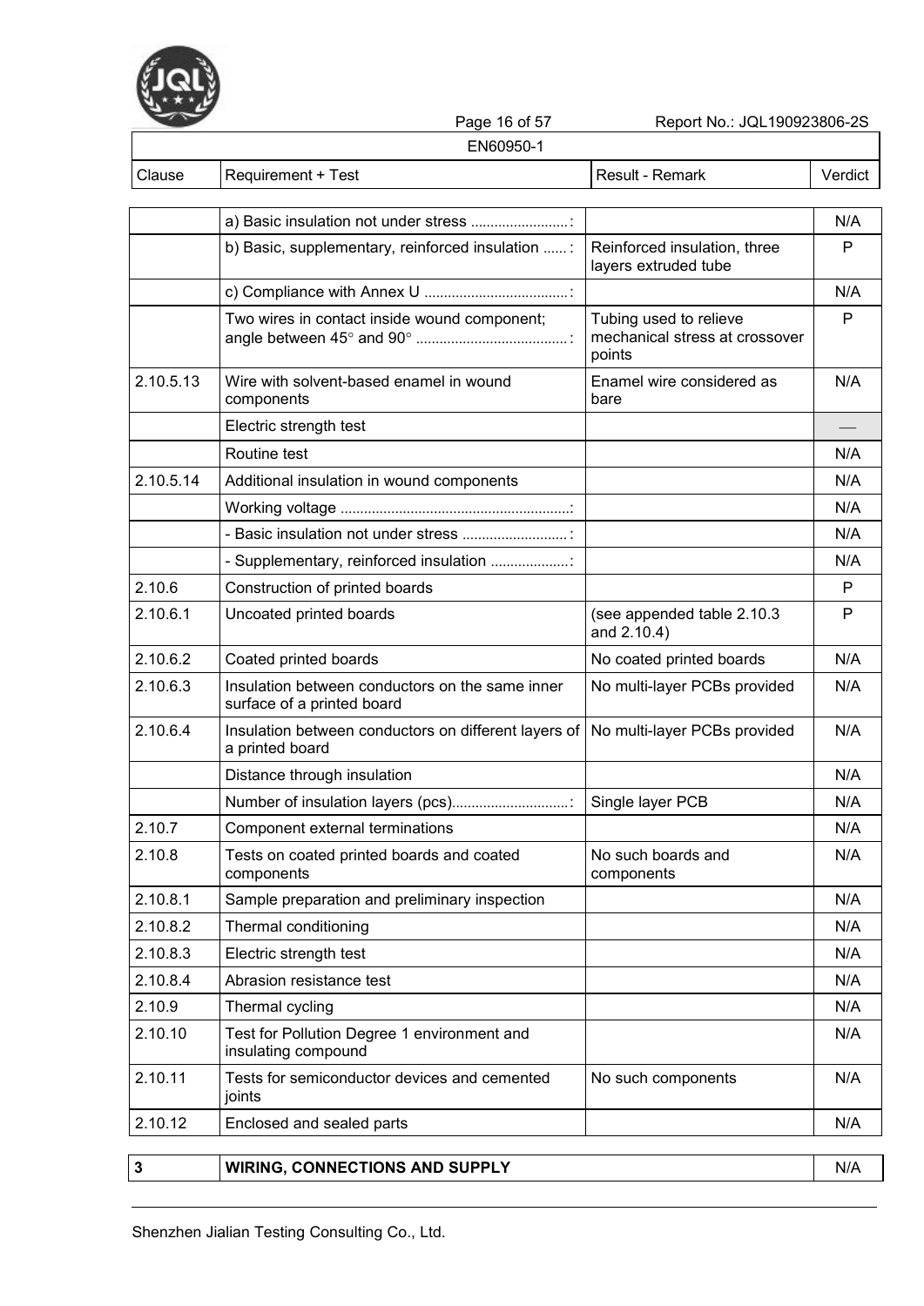EN60950-1

| Clause | Requirement + Test | Result - Remark | Verdict |
|---|---|---|---|
| | a) Basic insulation not under stress .........................: | | N/A |
| | b) Basic, supplementary, reinforced insulation ......: | Reinforced insulation, three layers extruded tube | P |
| | c) Compliance with Annex U .....................................: | | N/A |
| | Two wires in contact inside wound component; angle between 45° and 90° .......................................: | Tubing used to relieve mechanical stress at crossover points | P |
| 2.10.5.13 | Wire with solvent-based enamel in wound components | Enamel wire considered as bare | N/A |
| | Electric strength test | | — |
| | Routine test | | N/A |
| 2.10.5.14 | Additional insulation in wound components | | N/A |
| | Working voltage ...........................................................: | | N/A |
| | - Basic insulation not under stress ..........................: | | N/A |
| | - Supplementary, reinforced insulation ....................: | | N/A |
| 2.10.6 | Construction of printed boards | | P |
| 2.10.6.1 | Uncoated printed boards | (see appended table 2.10.3 and 2.10.4) | P |
| 2.10.6.2 | Coated printed boards | No coated printed boards | N/A |
| 2.10.6.3 | Insulation between conductors on the same inner surface of a printed board | No multi-layer PCBs provided | N/A |
| 2.10.6.4 | Insulation between conductors on different layers of a printed board | No multi-layer PCBs provided | N/A |
| | Distance through insulation | | N/A |
| | Number of insulation layers (pcs).............................: | Single layer PCB | N/A |
| 2.10.7 | Component external terminations | | N/A |
| 2.10.8 | Tests on coated printed boards and coated components | No such boards and components | N/A |
| 2.10.8.1 | Sample preparation and preliminary inspection | | N/A |
| 2.10.8.2 | Thermal conditioning | | N/A |
| 2.10.8.3 | Electric strength test | | N/A |
| 2.10.8.4 | Abrasion resistance test | | N/A |
| 2.10.9 | Thermal cycling | | N/A |
| 2.10.10 | Test for Pollution Degree 1 environment and insulating compound | | N/A |
| 2.10.11 | Tests for semiconductor devices and cemented joints | No such components | N/A |
| 2.10.12 | Enclosed and sealed parts | | N/A |

| 3 | **WIRING, CONNECTIONS AND SUPPLY** | N/A |
|---|---|---|

Shenzhen Jialian Testing Consulting Co., Ltd.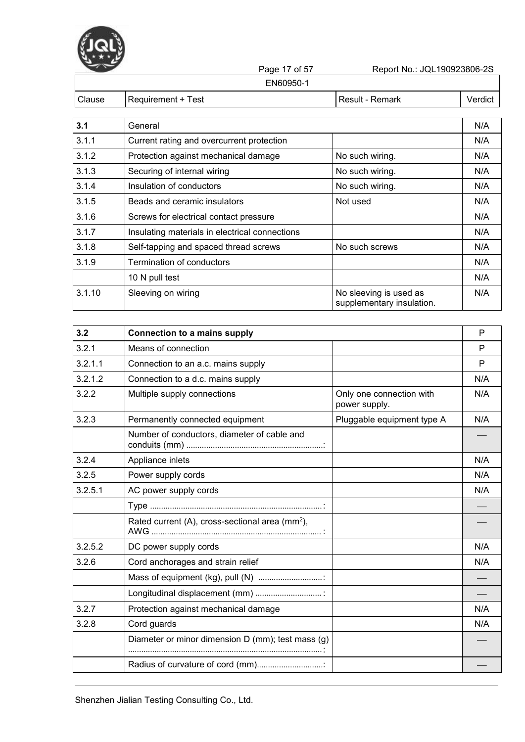EN60950-1

| Clause | Requirement + Test | Result - Remark | Verdict |
|---|---|---|---|
| **3.1** | General | | N/A |
| 3.1.1 | Current rating and overcurrent protection | | N/A |
| 3.1.2 | Protection against mechanical damage | No such wiring. | N/A |
| 3.1.3 | Securing of internal wiring | No such wiring. | N/A |
| 3.1.4 | Insulation of conductors | No such wiring. | N/A |
| 3.1.5 | Beads and ceramic insulators | Not used | N/A |
| 3.1.6 | Screws for electrical contact pressure | | N/A |
| 3.1.7 | Insulating materials in electrical connections | | N/A |
| 3.1.8 | Self-tapping and spaced thread screws | No such screws | N/A |
| 3.1.9 | Termination of conductors | | N/A |
| | 10 N pull test | | N/A |
| 3.1.10 | Sleeving on wiring | No sleeving is used as supplementary insulation. | N/A |

| Clause | Requirement + Test | Result - Remark | Verdict |
|---|---|---|---|
| **3.2** | **Connection to a mains supply** | | P |
| 3.2.1 | Means of connection | | P |
| 3.2.1.1 | Connection to an a.c. mains supply | | P |
| 3.2.1.2 | Connection to a d.c. mains supply | | N/A |
| 3.2.2 | Multiple supply connections | Only one connection with power supply. | N/A |
| 3.2.3 | Permanently connected equipment | Pluggable equipment type A | N/A |
| | Number of conductors, diameter of cable and conduits (mm) ...........................................................: | | — |
| 3.2.4 | Appliance inlets | | N/A |
| 3.2.5 | Power supply cords | | N/A |
| 3.2.5.1 | AC power supply cords | | N/A |
| | Type ............................................................................: | | — |
| | Rated current (A), cross-sectional area ($mm^2$), AWG ............................................................................: | | — |
| 3.2.5.2 | DC power supply cords | | N/A |
| 3.2.6 | Cord anchorages and strain relief | | N/A |
| | Mass of equipment (kg), pull (N) ............................: | | — |
| | Longitudinal displacement (mm) .............................: | | — |
| 3.2.7 | Protection against mechanical damage | | N/A |
| 3.2.8 | Cord guards | | N/A |
| | Diameter or minor dimension D (mm); test mass (g) .......................................................................................: | | — |
| | Radius of curvature of cord (mm).............................: | | — |

Shenzhen Jialian Testing Consulting Co., Ltd.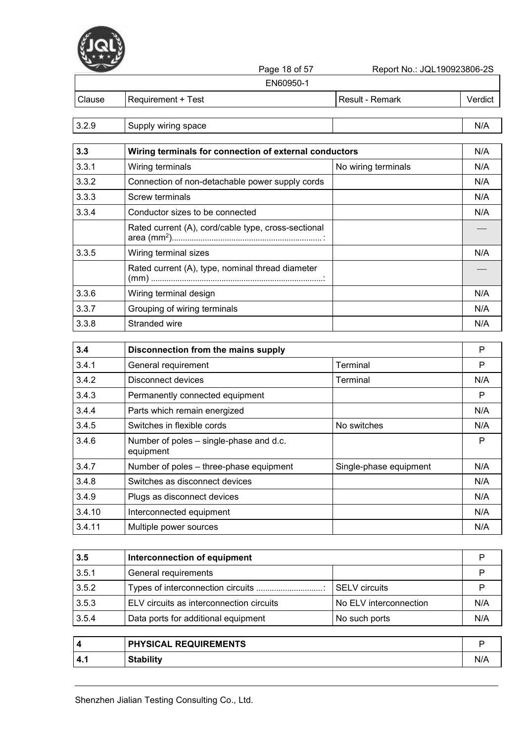| Clause | Requirement + Test | Result - Remark | Verdict |
|---|---|---|---|
| 3.2.9 | Supply wiring space | | N/A |
| **3.3** | **Wiring terminals for connection of external conductors** | | N/A |
| 3.3.1 | Wiring terminals | No wiring terminals | N/A |
| 3.3.2 | Connection of non-detachable power supply cords | | N/A |
| 3.3.3 | Screw terminals | | N/A |
| 3.3.4 | Conductor sizes to be connected | | N/A |
| | Rated current (A), cord/cable type, cross-sectional area ($mm^2$)....................................................................: | | — |
| 3.3.5 | Wiring terminal sizes | | N/A |
| | Rated current (A), type, nominal thread diameter (mm) ..............................................................................: | | — |
| 3.3.6 | Wiring terminal design | | N/A |
| 3.3.7 | Grouping of wiring terminals | | N/A |
| 3.3.8 | Stranded wire | | N/A |
| **3.4** | **Disconnection from the mains supply** | | P |
| 3.4.1 | General requirement | Terminal | P |
| 3.4.2 | Disconnect devices | Terminal | N/A |
| 3.4.3 | Permanently connected equipment | | P |
| 3.4.4 | Parts which remain energized | | N/A |
| 3.4.5 | Switches in flexible cords | No switches | N/A |
| 3.4.6 | Number of poles – single-phase and d.c. equipment | | P |
| 3.4.7 | Number of poles – three-phase equipment | Single-phase equipment | N/A |
| 3.4.8 | Switches as disconnect devices | | N/A |
| 3.4.9 | Plugs as disconnect devices | | N/A |
| 3.4.10 | Interconnected equipment | | N/A |
| 3.4.11 | Multiple power sources | | N/A |
| **3.5** | **Interconnection of equipment** | | P |
| 3.5.1 | General requirements | | P |
| 3.5.2 | Types of interconnection circuits ..............................: | SELV circuits | P |
| 3.5.3 | ELV circuits as interconnection circuits | No ELV interconnection | N/A |
| 3.5.4 | Data ports for additional equipment | No such ports | N/A |
| **4** | **PHYSICAL REQUIREMENTS** | | P |
| **4.1** | **Stability** | | N/A |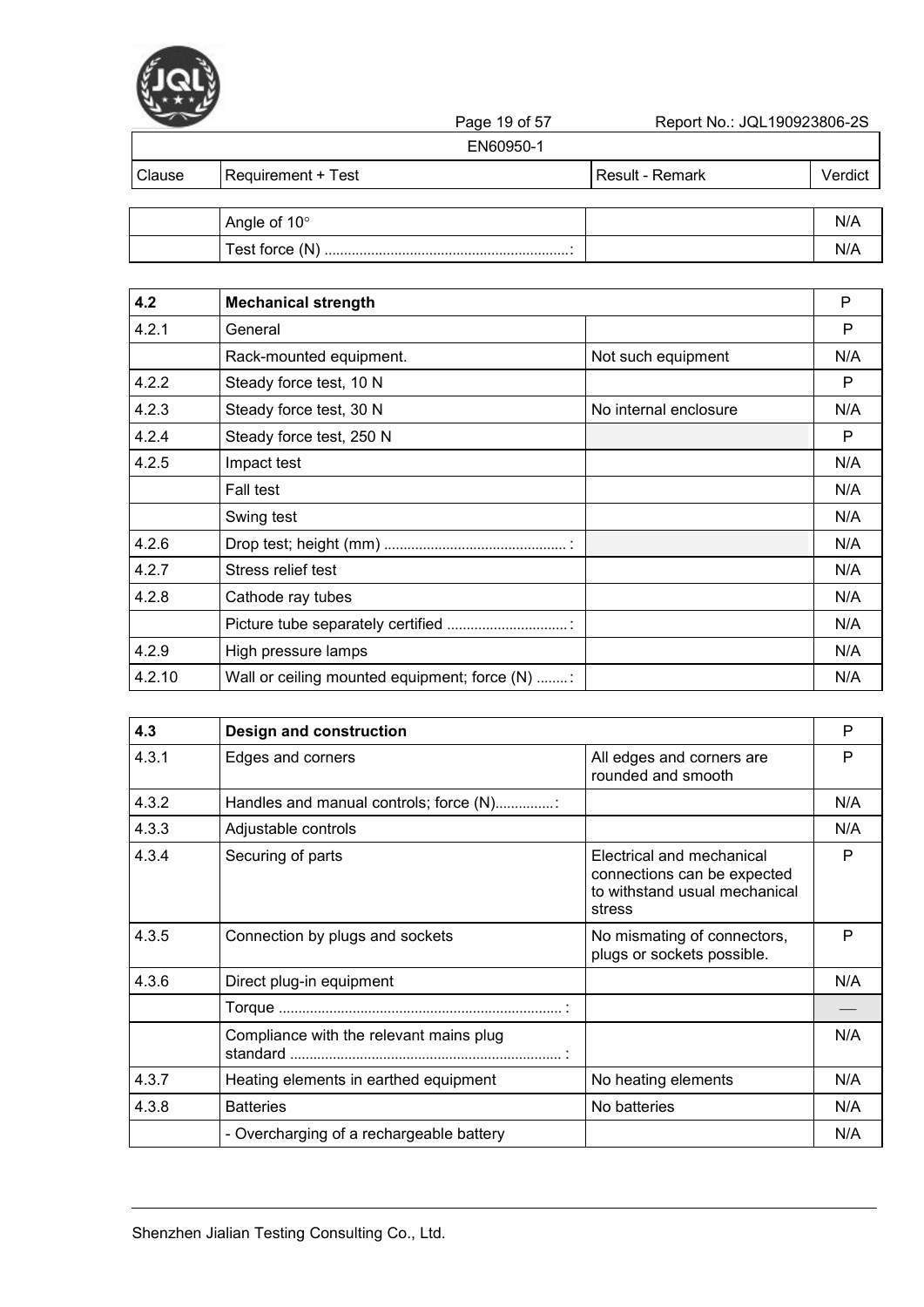| Clause | Requirement + Test | Result - Remark | Verdict |
|---|---|---|---|
| | Angle of 10° | | N/A |
| | Test force (N) ...............................................................: | | N/A |

| Clause | Requirement + Test | Result - Remark | Verdict |
|---|---|---|---|
| **4.2** | **Mechanical strength** | | P |
| 4.2.1 | General | | P |
| | Rack-mounted equipment. | Not such equipment | N/A |
| 4.2.2 | Steady force test, 10 N | | P |
| 4.2.3 | Steady force test, 30 N | No internal enclosure | N/A |
| 4.2.4 | Steady force test, 250 N | | P |
| 4.2.5 | Impact test | | N/A |
| | Fall test | | N/A |
| | Swing test | | N/A |
| 4.2.6 | Drop test; height (mm) ................................................ : | | N/A |
| 4.2.7 | Stress relief test | | N/A |
| 4.2.8 | Cathode ray tubes | | N/A |
| | Picture tube separately certified ...............................: | | N/A |
| 4.2.9 | High pressure lamps | | N/A |
| 4.2.10 | Wall or ceiling mounted equipment; force (N) ........: | | N/A |

| Clause | Requirement + Test | Result - Remark | Verdict |
|---|---|---|---|
| **4.3** | **Design and construction** | | P |
| 4.3.1 | Edges and corners | All edges and corners are rounded and smooth | P |
| 4.3.2 | Handles and manual controls; force (N)...............: | | N/A |
| 4.3.3 | Adjustable controls | | N/A |
| 4.3.4 | Securing of parts | Electrical and mechanical connections can be expected to withstand usual mechanical stress | P |
| 4.3.5 | Connection by plugs and sockets | No mismating of connectors, plugs or sockets possible. | P |
| 4.3.6 | Direct plug-in equipment | | N/A |
| | Torque ........................................................................ : | | — |
| | Compliance with the relevant mains plug standard ...................................................................... : | | N/A |
| 4.3.7 | Heating elements in earthed equipment | No heating elements | N/A |
| 4.3.8 | Batteries | No batteries | N/A |
| | - Overcharging of a rechargeable battery | | N/A |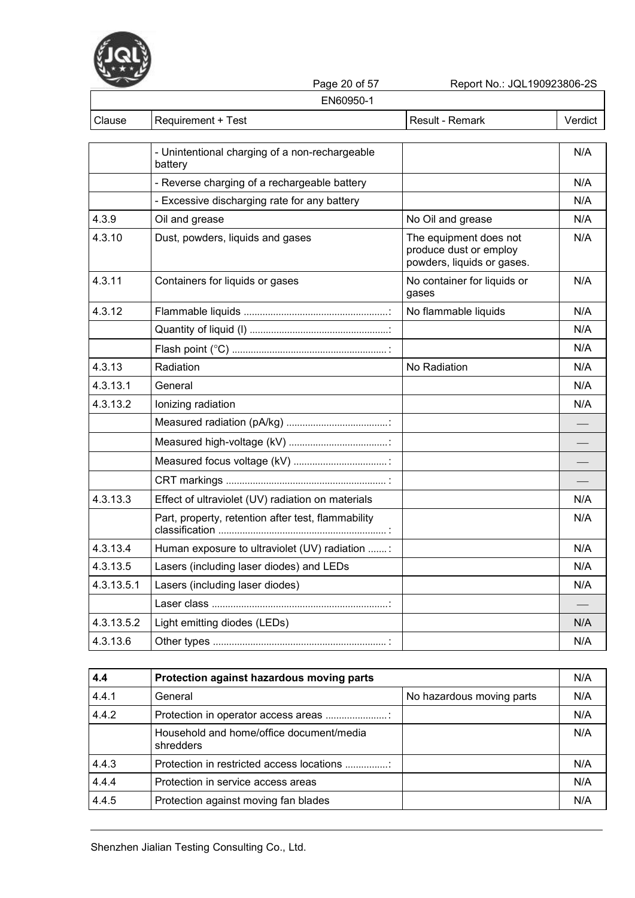| Clause | Requirement + Test | Result - Remark | Verdict |
|---|---|---|---|
| | - Unintentional charging of a non-rechargeable battery | | N/A |
| | - Reverse charging of a rechargeable battery | | N/A |
| | - Excessive discharging rate for any battery | | N/A |
| 4.3.9 | Oil and grease | No Oil and grease | N/A |
| 4.3.10 | Dust, powders, liquids and gases | The equipment does not produce dust or employ powders, liquids or gases. | N/A |
| 4.3.11 | Containers for liquids or gases | No container for liquids or gases | N/A |
| 4.3.12 | Flammable liquids ......................................................: | No flammable liquids | N/A |
| | Quantity of liquid (l) ....................................................: | | N/A |
| | Flash point (°C) ..........................................................: | | N/A |
| 4.3.13 | Radiation | No Radiation | N/A |
| 4.3.13.1 | General | | N/A |
| 4.3.13.2 | Ionizing radiation | | N/A |
| | Measured radiation (pA/kg) ......................................: | | — |
| | Measured high-voltage (kV) .....................................: | | — |
| | Measured focus voltage (kV) ...................................: | | — |
| | CRT markings ............................................................: | | — |
| 4.3.13.3 | Effect of ultraviolet (UV) radiation on materials | | N/A |
| | Part, property, retention after test, flammability classification ...............................................................: | | N/A |
| 4.3.13.4 | Human exposure to ultraviolet (UV) radiation .......: | | N/A |
| 4.3.13.5 | Lasers (including laser diodes) and LEDs | | N/A |
| 4.3.13.5.1 | Lasers (including laser diodes) | | N/A |
| | Laser class ..................................................................: | | — |
| 4.3.13.5.2 | Light emitting diodes (LEDs) | | N/A |
| 4.3.13.6 | Other types .................................................................: | | N/A |

| Clause | Requirement + Test | Result - Remark | Verdict |
|---|---|---|---|
| **4.4** | **Protection against hazardous moving parts** | | N/A |
| 4.4.1 | General | No hazardous moving parts | N/A |
| 4.4.2 | Protection in operator access areas .......................: | | N/A |
| | Household and home/office document/media shredders | | N/A |
| 4.4.3 | Protection in restricted access locations ................: | | N/A |
| 4.4.4 | Protection in service access areas | | N/A |
| 4.4.5 | Protection against moving fan blades | | N/A |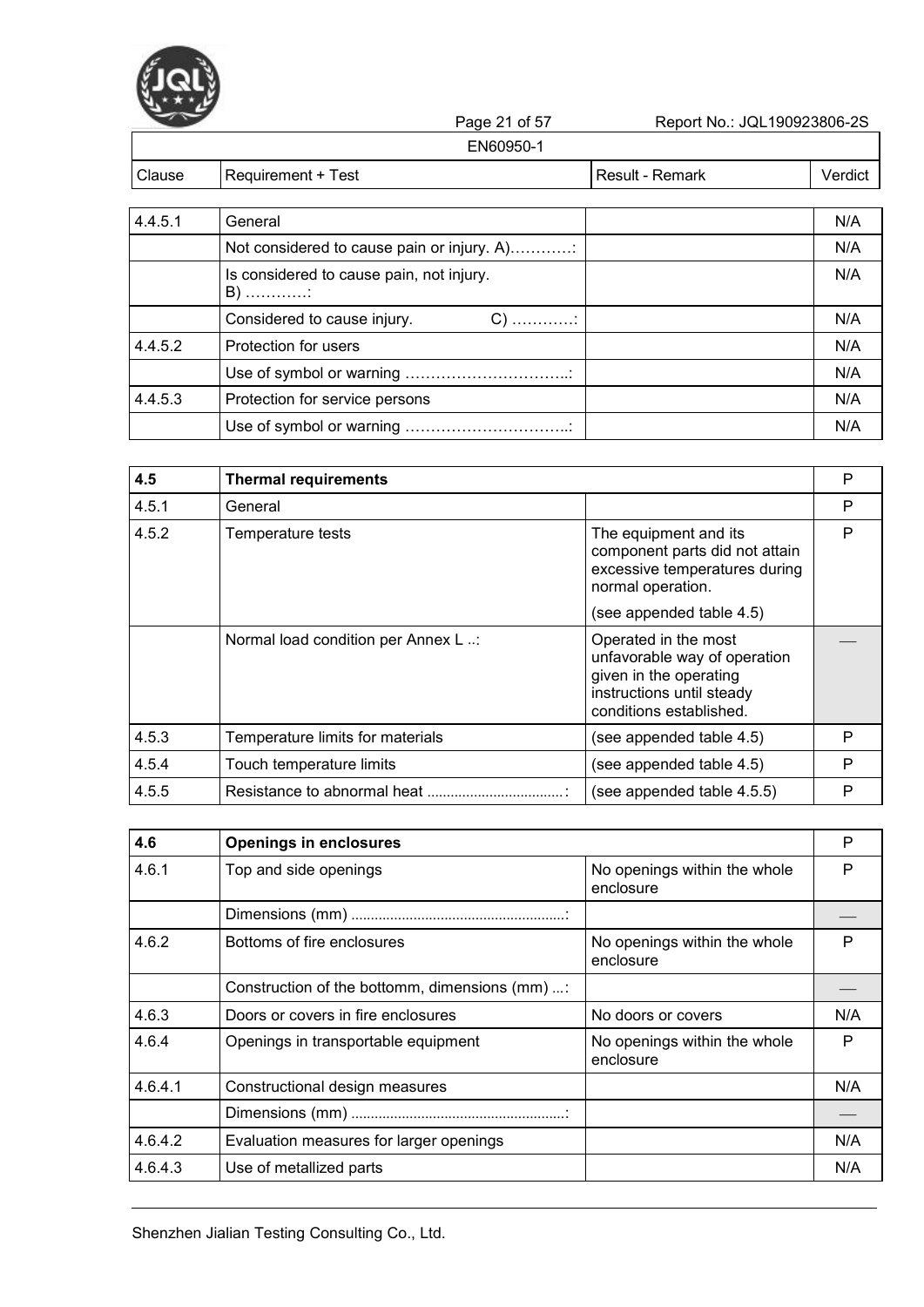| Clause | Requirement + Test | Result - Remark | Verdict |
|---|---|---|---|
| 4.4.5.1 | General | | N/A |
| | Not considered to cause pain or injury. A)…………: | | N/A |
| | Is considered to cause pain, not injury. B) …………: | | N/A |
| | Considered to cause injury. C) …………: | | N/A |
| 4.4.5.2 | Protection for users | | N/A |
| | Use of symbol or warning …………………………..: | | N/A |
| 4.4.5.3 | Protection for service persons | | N/A |
| | Use of symbol or warning …………………………..: | | N/A |

| Clause | Requirement + Test | Result - Remark | Verdict |
|---|---|---|---|
| **4.5** | **Thermal requirements** | | P |
| 4.5.1 | General | | P |
| 4.5.2 | Temperature tests | The equipment and its component parts did not attain excessive temperatures during normal operation. (see appended table 4.5) | P |
| | Normal load condition per Annex L ..: | Operated in the most unfavorable way of operation given in the operating instructions until steady conditions established. | — |
| 4.5.3 | Temperature limits for materials | (see appended table 4.5) | P |
| 4.5.4 | Touch temperature limits | (see appended table 4.5) | P |
| 4.5.5 | Resistance to abnormal heat ..................................: | (see appended table 4.5.5) | P |

| Clause | Requirement + Test | Result - Remark | Verdict |
|---|---|---|---|
| **4.6** | **Openings in enclosures** | | P |
| 4.6.1 | Top and side openings | No openings within the whole enclosure | P |
| | Dimensions (mm) ......................................................: | | — |
| 4.6.2 | Bottoms of fire enclosures | No openings within the whole enclosure | P |
| | Construction of the bottomm, dimensions (mm) ...: | | — |
| 4.6.3 | Doors or covers in fire enclosures | No doors or covers | N/A |
| 4.6.4 | Openings in transportable equipment | No openings within the whole enclosure | P |
| 4.6.4.1 | Constructional design measures | | N/A |
| | Dimensions (mm) ......................................................: | | — |
| 4.6.4.2 | Evaluation measures for larger openings | | N/A |
| 4.6.4.3 | Use of metallized parts | | N/A |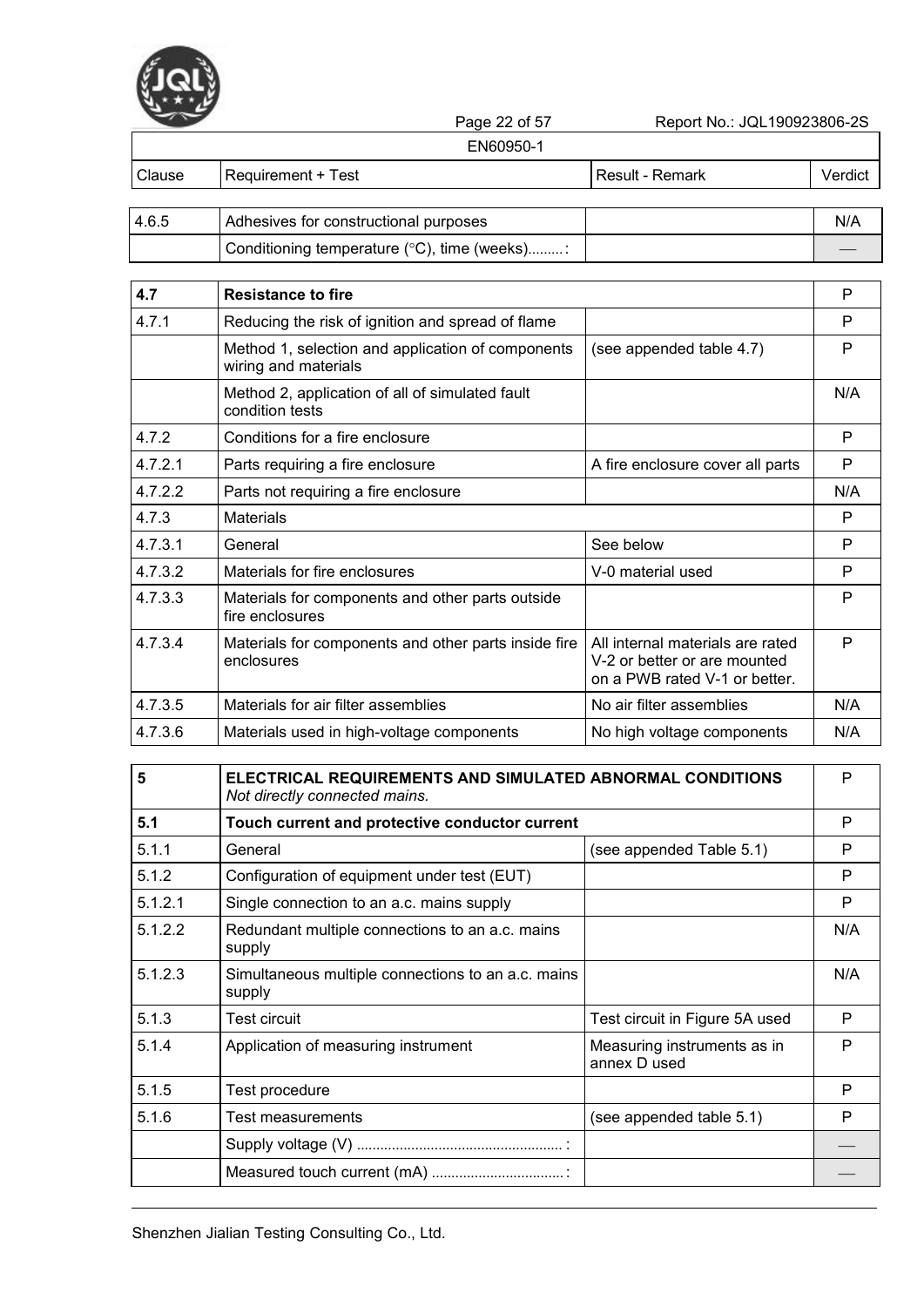EN60950-1

| Clause | Requirement + Test | Result - Remark | Verdict |
|---|---|---|---|
| 4.6.5 | Adhesives for constructional purposes | | N/A |
| | Conditioning temperature (°C), time (weeks).........: | | — |

| Clause | Requirement + Test | Result - Remark | Verdict |
|---|---|---|---|
| **4.7** | **Resistance to fire** | | P |
| 4.7.1 | Reducing the risk of ignition and spread of flame | | P |
| | Method 1, selection and application of components wiring and materials | (see appended table 4.7) | P |
| | Method 2, application of all of simulated fault condition tests | | N/A |
| 4.7.2 | Conditions for a fire enclosure | | P |
| 4.7.2.1 | Parts requiring a fire enclosure | A fire enclosure cover all parts | P |
| 4.7.2.2 | Parts not requiring a fire enclosure | | N/A |
| 4.7.3 | Materials | | P |
| 4.7.3.1 | General | See below | P |
| 4.7.3.2 | Materials for fire enclosures | V-0 material used | P |
| 4.7.3.3 | Materials for components and other parts outside fire enclosures | | P |
| 4.7.3.4 | Materials for components and other parts inside fire enclosures | All internal materials are rated V-2 or better or are mounted on a PWB rated V-1 or better. | P |
| 4.7.3.5 | Materials for air filter assemblies | No air filter assemblies | N/A |
| 4.7.3.6 | Materials used in high-voltage components | No high voltage components | N/A |

| Clause | Requirement + Test | Result - Remark | Verdict |
|---|---|---|---|
| **5** | **ELECTRICAL REQUIREMENTS AND SIMULATED ABNORMAL CONDITIONS** *Not directly connected mains.* | | P |
| **5.1** | **Touch current and protective conductor current** | | P |
| 5.1.1 | General | (see appended Table 5.1) | P |
| 5.1.2 | Configuration of equipment under test (EUT) | | P |
| 5.1.2.1 | Single connection to an a.c. mains supply | | P |
| 5.1.2.2 | Redundant multiple connections to an a.c. mains supply | | N/A |
| 5.1.2.3 | Simultaneous multiple connections to an a.c. mains supply | | N/A |
| 5.1.3 | Test circuit | Test circuit in Figure 5A used | P |
| 5.1.4 | Application of measuring instrument | Measuring instruments as in annex D used | P |
| 5.1.5 | Test procedure | | P |
| 5.1.6 | Test measurements | (see appended table 5.1) | P |
| | Supply voltage (V) ......................................................: | | — |
| | Measured touch current (mA) ..................................: | | — |

Shenzhen Jialian Testing Consulting Co., Ltd.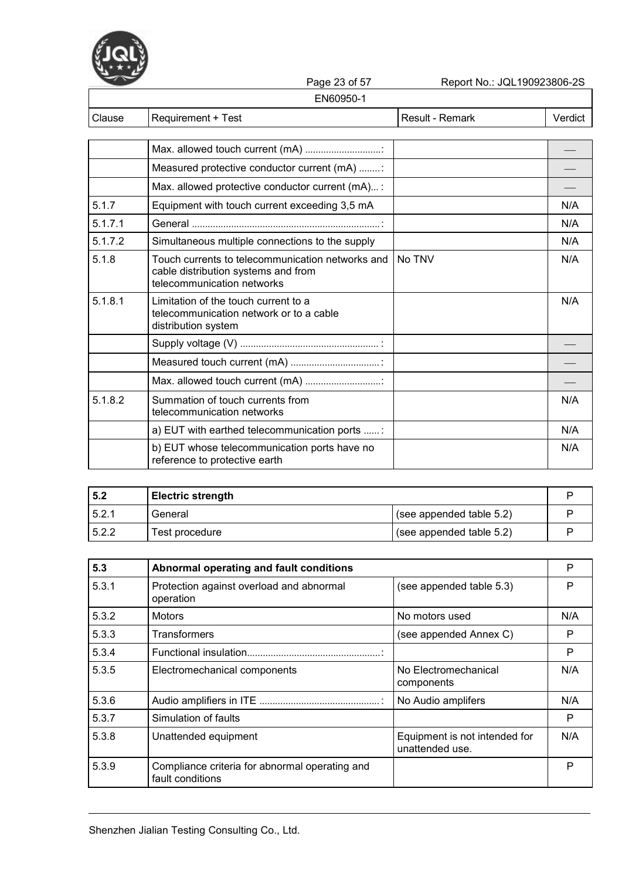| Clause | Requirement + Test | Result - Remark | Verdict |
|---|---|---|---|
| | Max. allowed touch current (mA) ............................: | | — |
| | Measured protective conductor current (mA) ........: | | — |
| | Max. allowed protective conductor current (mA)... : | | — |
| 5.1.7 | Equipment with touch current exceeding 3,5 mA | | N/A |
| 5.1.7.1 | General ........................................................................: | | N/A |
| 5.1.7.2 | Simultaneous multiple connections to the supply | | N/A |
| 5.1.8 | Touch currents to telecommunication networks and cable distribution systems and from telecommunication networks | No TNV | N/A |
| 5.1.8.1 | Limitation of the touch current to a telecommunication network or to a cable distribution system | | N/A |
| | Supply voltage (V) ...................................................... : | | — |
| | Measured touch current (mA) ..................................: | | — |
| | Max. allowed touch current (mA) ............................: | | — |
| 5.1.8.2 | Summation of touch currents from telecommunication networks | | N/A |
| | a) EUT with earthed telecommunication ports ......: | | N/A |
| | b) EUT whose telecommunication ports have no reference to protective earth | | N/A |

| **5.2** | **Electric strength** | | P |
|---|---|---|---|
| 5.2.1 | General | (see appended table 5.2) | P |
| 5.2.2 | Test procedure | (see appended table 5.2) | P |

| **5.3** | **Abnormal operating and fault conditions** | | P |
|---|---|---|---|
| 5.3.1 | Protection against overload and abnormal operation | (see appended table 5.3) | P |
| 5.3.2 | Motors | No motors used | N/A |
| 5.3.3 | Transformers | (see appended Annex C) | P |
| 5.3.4 | Functional insulation...................................................: | | P |
| 5.3.5 | Electromechanical components | No Electromechanical components | N/A |
| 5.3.6 | Audio amplifiers in ITE ..............................................: | No Audio amplifers | N/A |
| 5.3.7 | Simulation of faults | | P |
| 5.3.8 | Unattended equipment | Equipment is not intended for unattended use. | N/A |
| 5.3.9 | Compliance criteria for abnormal operating and fault conditions | | P |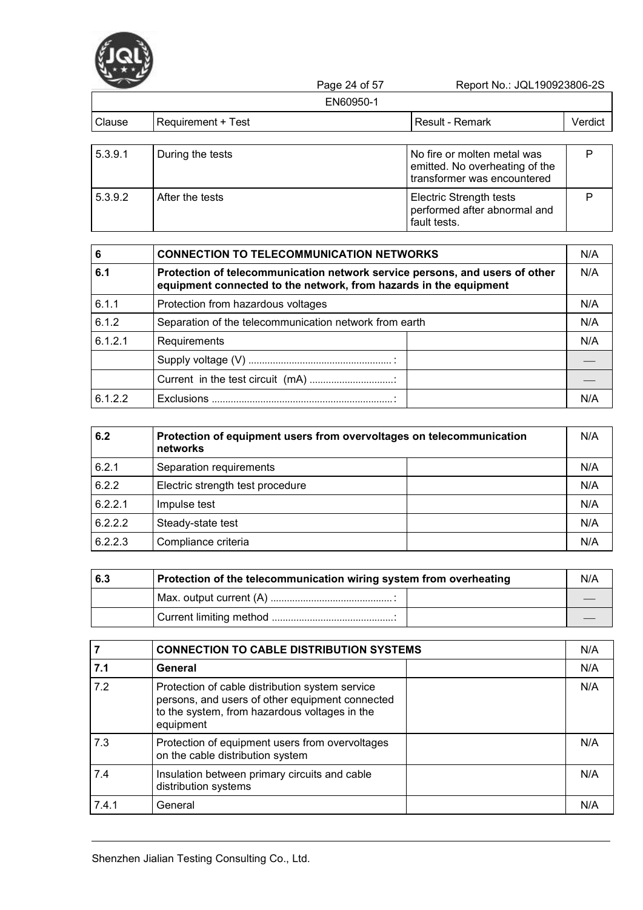EN60950-1

| Clause | Requirement + Test | Result - Remark | Verdict |
|---|---|---|---|
| 5.3.9.1 | During the tests | No fire or molten metal was emitted. No overheating of the transformer was encountered | P |
| 5.3.9.2 | After the tests | Electric Strength tests performed after abnormal and fault tests. | P |
| **6** | **CONNECTION TO TELECOMMUNICATION NETWORKS** | | N/A |
| **6.1** | **Protection of telecommunication network service persons, and users of other equipment connected to the network, from hazards in the equipment** | | N/A |
| 6.1.1 | Protection from hazardous voltages | | N/A |
| 6.1.2 | Separation of the telecommunication network from earth | | N/A |
| 6.1.2.1 | Requirements | | N/A |
| | Supply voltage (V) ......................................................: | | — |
| | Current in the test circuit (mA) ...............................: | | — |
| 6.1.2.2 | Exclusions ...................................................................: | | N/A |
| **6.2** | **Protection of equipment users from overvoltages on telecommunication networks** | | N/A |
| 6.2.1 | Separation requirements | | N/A |
| 6.2.2 | Electric strength test procedure | | N/A |
| 6.2.2.1 | Impulse test | | N/A |
| 6.2.2.2 | Steady-state test | | N/A |
| 6.2.2.3 | Compliance criteria | | N/A |
| **6.3** | **Protection of the telecommunication wiring system from overheating** | | N/A |
| | Max. output current (A) .............................................: | | — |
| | Current limiting method .............................................: | | — |
| **7** | **CONNECTION TO CABLE DISTRIBUTION SYSTEMS** | | N/A |
| **7.1** | **General** | | N/A |
| 7.2 | Protection of cable distribution system service persons, and users of other equipment connected to the system, from hazardous voltages in the equipment | | N/A |
| 7.3 | Protection of equipment users from overvoltages on the cable distribution system | | N/A |
| 7.4 | Insulation between primary circuits and cable distribution systems | | N/A |
| 7.4.1 | General | | N/A |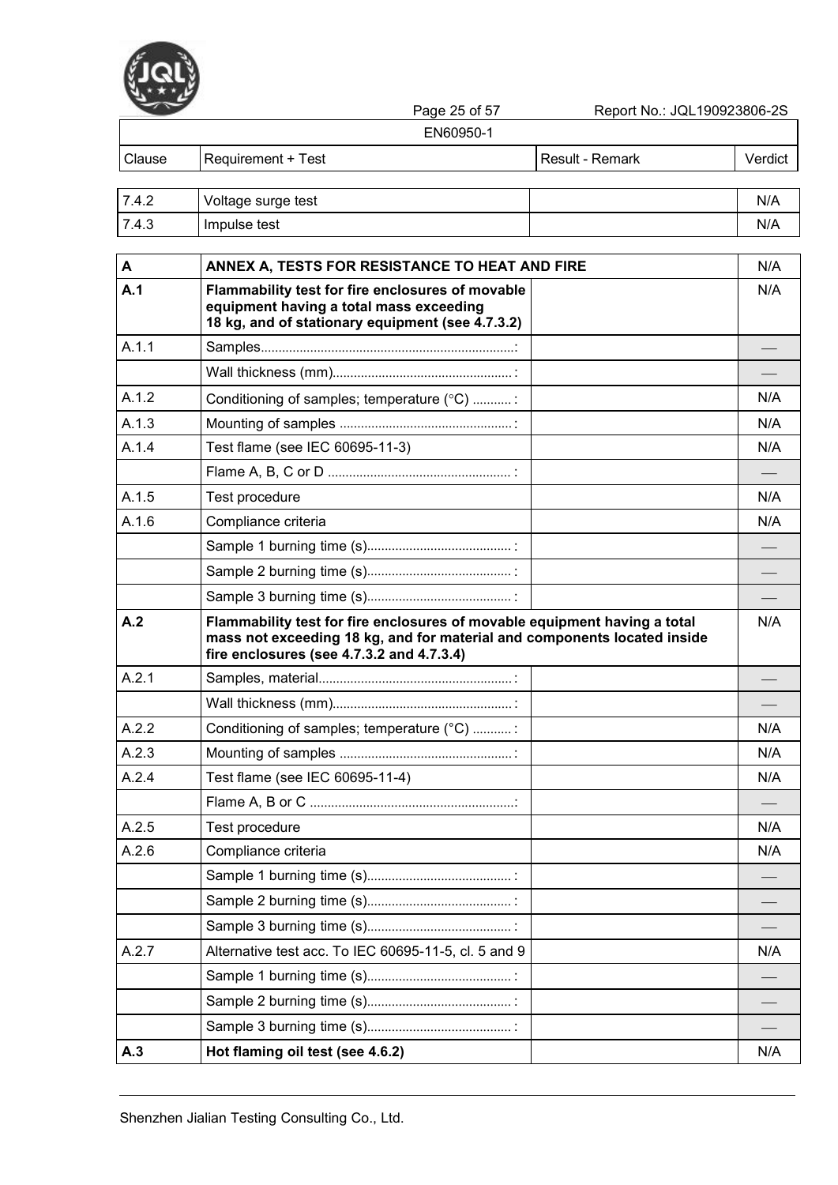EN60950-1

| Clause | Requirement + Test | Result - Remark | Verdict |
|---|---|---|---|
| 7.4.2 | Voltage surge test | | N/A |
| 7.4.3 | Impulse test | | N/A |

| Clause | Requirement + Test | Result - Remark | Verdict |
|---|---|---|---|
| **A** | **ANNEX A, TESTS FOR RESISTANCE TO HEAT AND FIRE** | | N/A |
| **A.1** | **Flammability test for fire enclosures of movable equipment having a total mass exceeding 18 kg, and of stationary equipment (see 4.7.3.2)** | | N/A |
| A.1.1 | Samples......................................................................: | | — |
| | Wall thickness (mm)..................................................: | | — |
| A.1.2 | Conditioning of samples; temperature (°C) ...........: | | N/A |
| A.1.3 | Mounting of samples .................................................: | | N/A |
| A.1.4 | Test flame (see IEC 60695-11-3) | | N/A |
| | Flame A, B, C or D ...................................................: | | — |
| A.1.5 | Test procedure | | N/A |
| A.1.6 | Compliance criteria | | N/A |
| | Sample 1 burning time (s).........................................: | | — |
| | Sample 2 burning time (s).........................................: | | — |
| | Sample 3 burning time (s).........................................: | | — |
| **A.2** | **Flammability test for fire enclosures of movable equipment having a total mass not exceeding 18 kg, and for material and components located inside fire enclosures (see 4.7.3.2 and 4.7.3.4)** | | N/A |
| A.2.1 | Samples, material.......................................................: | | — |
| | Wall thickness (mm)..................................................: | | — |
| A.2.2 | Conditioning of samples; temperature (°C) ...........: | | N/A |
| A.2.3 | Mounting of samples .................................................: | | N/A |
| A.2.4 | Test flame (see IEC 60695-11-4) | | N/A |
| | Flame A, B or C ..........................................................: | | — |
| A.2.5 | Test procedure | | N/A |
| A.2.6 | Compliance criteria | | N/A |
| | Sample 1 burning time (s).........................................: | | — |
| | Sample 2 burning time (s).........................................: | | — |
| | Sample 3 burning time (s).........................................: | | — |
| A.2.7 | Alternative test acc. To IEC 60695-11-5, cl. 5 and 9 | | N/A |
| | Sample 1 burning time (s).........................................: | | — |
| | Sample 2 burning time (s).........................................: | | — |
| | Sample 3 burning time (s).........................................: | | — |
| **A.3** | **Hot flaming oil test (see 4.6.2)** | | N/A |

Shenzhen Jialian Testing Consulting Co., Ltd.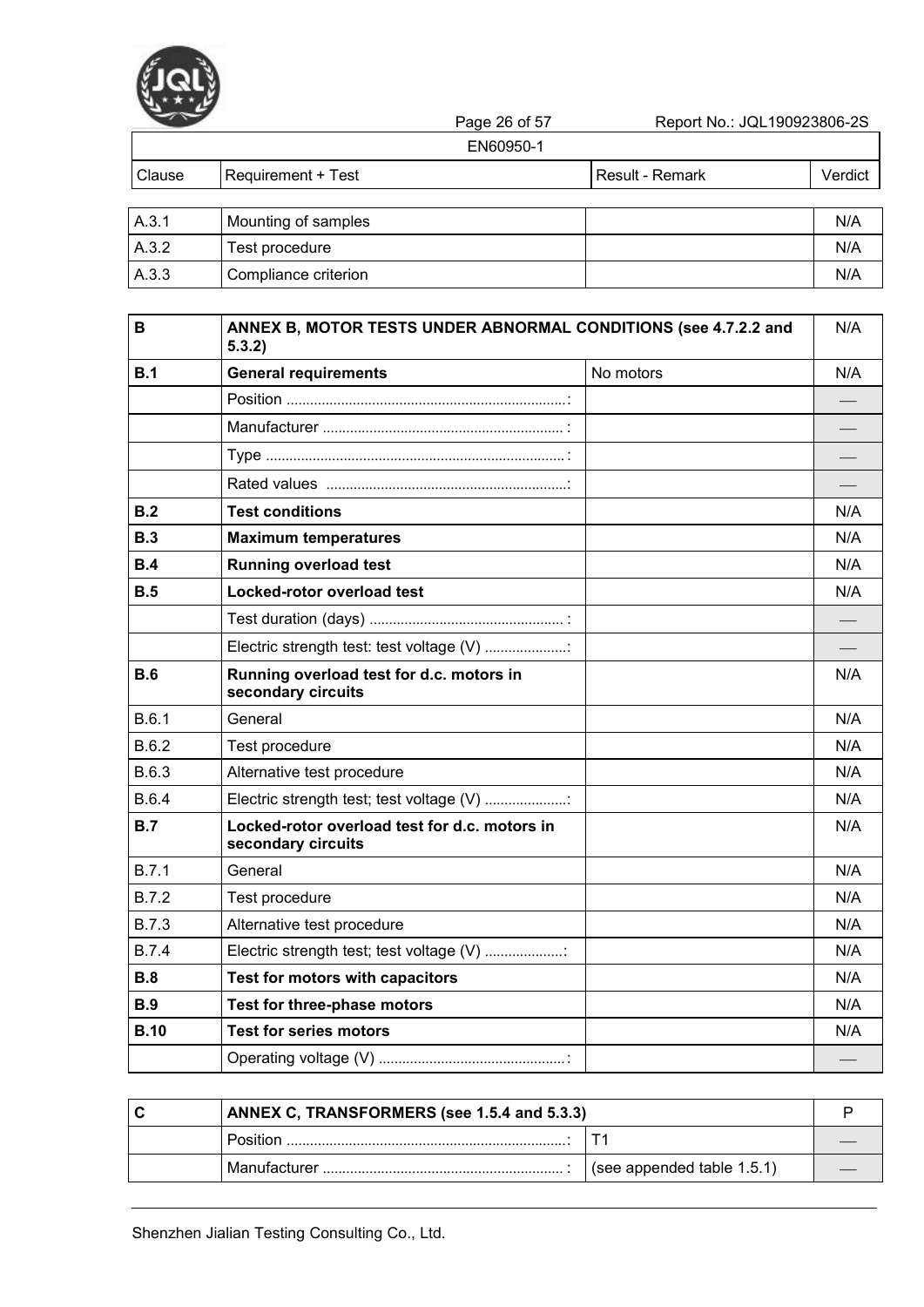| Clause | Requirement + Test | Result - Remark | Verdict |
|---|---|---|---|
| A.3.1 | Mounting of samples | | N/A |
| A.3.2 | Test procedure | | N/A |
| A.3.3 | Compliance criterion | | N/A |

| Clause | Requirement + Test | Result - Remark | Verdict |
|---|---|---|---|
| **B** | **ANNEX B, MOTOR TESTS UNDER ABNORMAL CONDITIONS (see 4.7.2.2 and 5.3.2)** | | N/A |
| **B.1** | **General requirements** | No motors | N/A |
| | Position ......................................................................: | | — |
| | Manufacturer ............................................................: | | — |
| | Type ...........................................................................: | | — |
| | Rated values ............................................................: | | — |
| **B.2** | **Test conditions** | | N/A |
| **B.3** | **Maximum temperatures** | | N/A |
| **B.4** | **Running overload test** | | N/A |
| **B.5** | **Locked-rotor overload test** | | N/A |
| | Test duration (days) ..................................................: | | — |
| | Electric strength test: test voltage (V) .....................: | | — |
| **B.6** | **Running overload test for d.c. motors in secondary circuits** | | N/A |
| B.6.1 | General | | N/A |
| B.6.2 | Test procedure | | N/A |
| B.6.3 | Alternative test procedure | | N/A |
| B.6.4 | Electric strength test; test voltage (V) .....................: | | N/A |
| **B.7** | **Locked-rotor overload test for d.c. motors in secondary circuits** | | N/A |
| B.7.1 | General | | N/A |
| B.7.2 | Test procedure | | N/A |
| B.7.3 | Alternative test procedure | | N/A |
| B.7.4 | Electric strength test; test voltage (V) ....................: | | N/A |
| **B.8** | **Test for motors with capacitors** | | N/A |
| **B.9** | **Test for three-phase motors** | | N/A |
| **B.10** | **Test for series motors** | | N/A |
| | Operating voltage (V) ................................................: | | — |

| Clause | Requirement + Test | Result - Remark | Verdict |
|---|---|---|---|
| **C** | **ANNEX C, TRANSFORMERS (see 1.5.4 and 5.3.3)** | | P |
| | Position ......................................................................: | T1 | — |
| | Manufacturer ............................................................: | (see appended table 1.5.1) | — |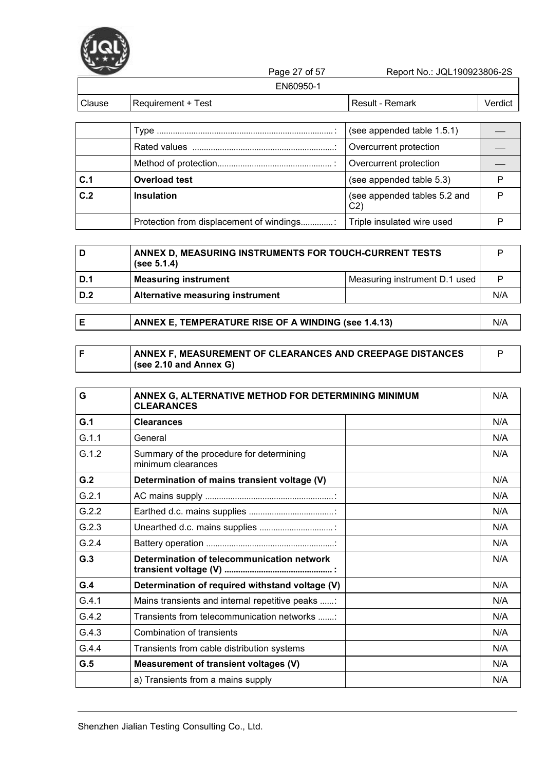| Clause | Requirement + Test | Result - Remark | Verdict |
|---|---|---|---|
| | Type ............................................................................: | (see appended table 1.5.1) | — |
| | Rated values .............................................................: | Overcurrent protection | — |
| | Method of protection.................................................. : | Overcurrent protection | — |
| **C.1** | **Overload test** | (see appended table 5.3) | P |
| **C.2** | **Insulation** | (see appended tables 5.2 and C2) | P |
| | Protection from displacement of windings..............: | Triple insulated wire used | P |

| | | | |
|---|---|---|---|
| **D** | **ANNEX D, MEASURING INSTRUMENTS FOR TOUCH-CURRENT TESTS (see 5.1.4)** | | P |
| **D.1** | **Measuring instrument** | Measuring instrument D.1 used | P |
| **D.2** | **Alternative measuring instrument** | | N/A |

| | | |
|---|---|---|
| **E** | **ANNEX E, TEMPERATURE RISE OF A WINDING (see 1.4.13)** | N/A |

| | | |
|---|---|---|
| **F** | **ANNEX F, MEASUREMENT OF CLEARANCES AND CREEPAGE DISTANCES (see 2.10 and Annex G)** | P |

| | | | |
|---|---|---|---|
| **G** | **ANNEX G, ALTERNATIVE METHOD FOR DETERMINING MINIMUM CLEARANCES** | | N/A |
| **G.1** | **Clearances** | | N/A |
| G.1.1 | General | | N/A |
| G.1.2 | Summary of the procedure for determining minimum clearances | | N/A |
| **G.2** | **Determination of mains transient voltage (V)** | | N/A |
| G.2.1 | AC mains supply .......................................................: | | N/A |
| G.2.2 | Earthed d.c. mains supplies ....................................: | | N/A |
| G.2.3 | Unearthed d.c. mains supplies ................................ : | | N/A |
| G.2.4 | Battery operation .......................................................: | | N/A |
| **G.3** | **Determination of telecommunication network transient voltage (V) .............................................. :** | | N/A |
| **G.4** | **Determination of required withstand voltage (V)** | | N/A |
| G.4.1 | Mains transients and internal repetitive peaks ......: | | N/A |
| G.4.2 | Transients from telecommunication networks .......: | | N/A |
| G.4.3 | Combination of transients | | N/A |
| G.4.4 | Transients from cable distribution systems | | N/A |
| **G.5** | **Measurement of transient voltages (V)** | | N/A |
| | a) Transients from a mains supply | | N/A |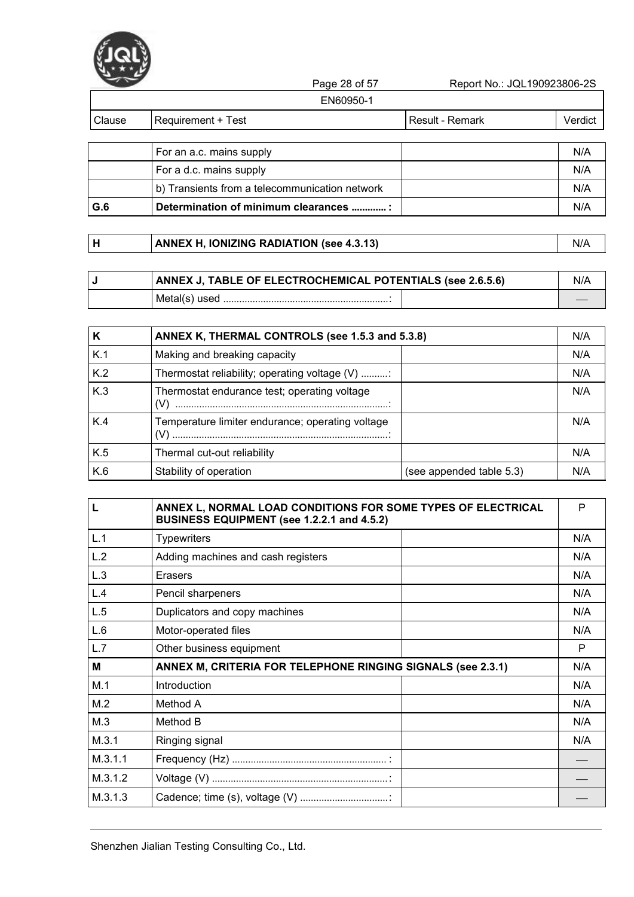EN60950-1

| Clause | Requirement + Test | Result - Remark | Verdict |
|---|---|---|---|
| | For an a.c. mains supply | | N/A |
| | For a d.c. mains supply | | N/A |
| | b) Transients from a telecommunication network | | N/A |
| **G.6** | **Determination of minimum clearances ............ :** | | N/A |

| | | | |
|---|---|---|---|
| **H** | **ANNEX H, IONIZING RADIATION (see 4.3.13)** | | N/A |

| | | | |
|---|---|---|---|
| **J** | **ANNEX J, TABLE OF ELECTROCHEMICAL POTENTIALS (see 2.6.5.6)** | | N/A |
| | Metal(s) used ............................................................: | | — |

| | | | |
|---|---|---|---|
| **K** | **ANNEX K, THERMAL CONTROLS (see 1.5.3 and 5.3.8)** | | N/A |
| K.1 | Making and breaking capacity | | N/A |
| K.2 | Thermostat reliability; operating voltage (V) ..........: | | N/A |
| K.3 | Thermostat endurance test; operating voltage (V) ...............................................................................: | | N/A |
| K.4 | Temperature limiter endurance; operating voltage (V) ................................................................................: | | N/A |
| K.5 | Thermal cut-out reliability | | N/A |
| K.6 | Stability of operation | (see appended table 5.3) | N/A |

| | | | |
|---|---|---|---|
| **L** | **ANNEX L, NORMAL LOAD CONDITIONS FOR SOME TYPES OF ELECTRICAL BUSINESS EQUIPMENT (see 1.2.2.1 and 4.5.2)** | | P |
| L.1 | Typewriters | | N/A |
| L.2 | Adding machines and cash registers | | N/A |
| L.3 | Erasers | | N/A |
| L.4 | Pencil sharpeners | | N/A |
| L.5 | Duplicators and copy machines | | N/A |
| L.6 | Motor-operated files | | N/A |
| L.7 | Other business equipment | | P |
| **M** | **ANNEX M, CRITERIA FOR TELEPHONE RINGING SIGNALS (see 2.3.1)** | | N/A |
| M.1 | Introduction | | N/A |
| M.2 | Method A | | N/A |
| M.3 | Method B | | N/A |
| M.3.1 | Ringing signal | | N/A |
| M.3.1.1 | Frequency (Hz) ......................................................... : | | — |
| M.3.1.2 | Voltage (V) .................................................................: | | — |
| M.3.1.3 | Cadence; time (s), voltage (V) ................................: | | — |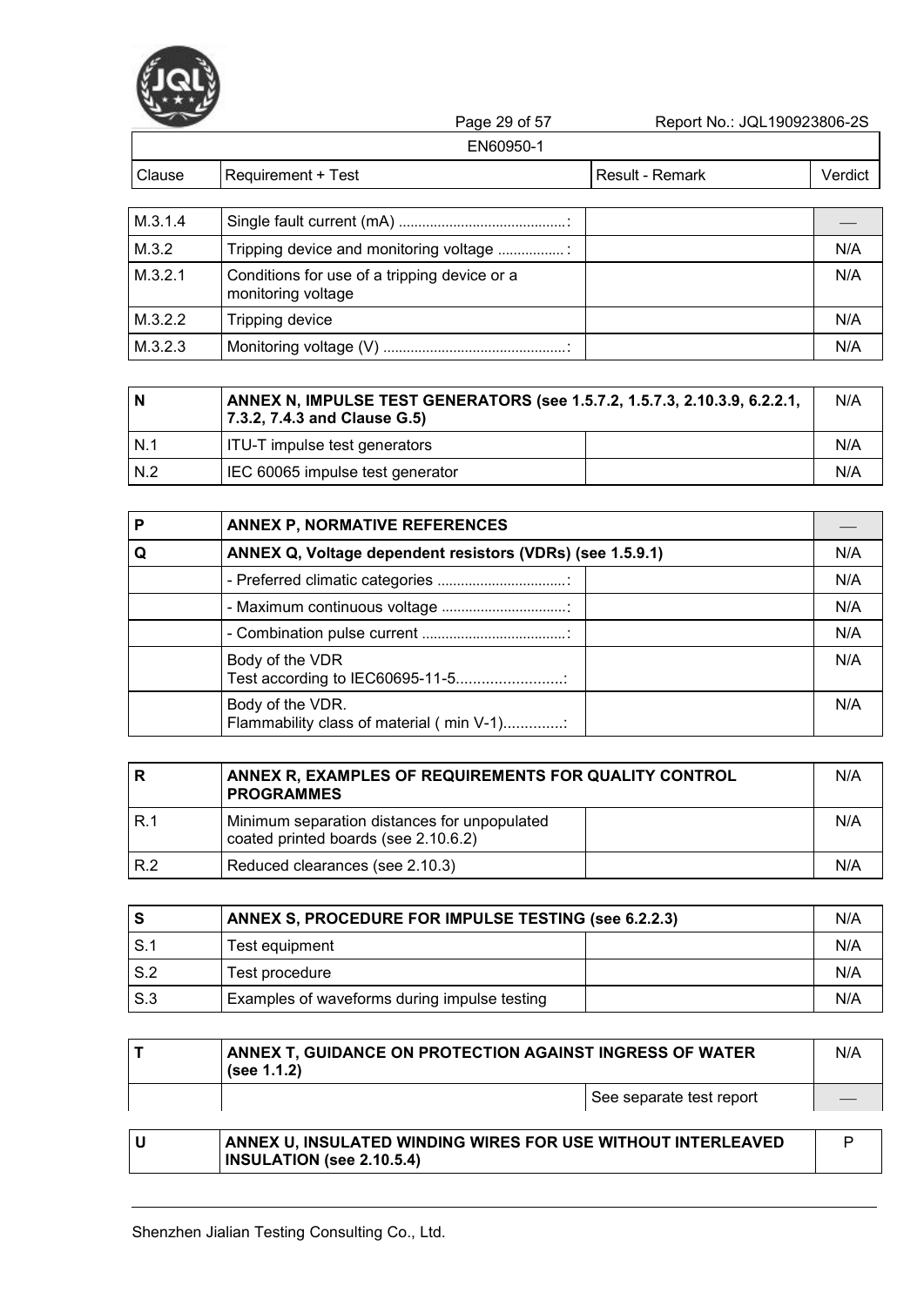| Clause | Requirement + Test | Result - Remark | Verdict |
|---|---|---|---|
| M.3.1.4 | Single fault current (mA) .......................................... : | | — |
| M.3.2 | Tripping device and monitoring voltage ................. : | | N/A |
| M.3.2.1 | Conditions for use of a tripping device or a monitoring voltage | | N/A |
| M.3.2.2 | Tripping device | | N/A |
| M.3.2.3 | Monitoring voltage (V) .............................................. : | | N/A |

| | | | |
|---|---|---|---|
| **N** | **ANNEX N, IMPULSE TEST GENERATORS (see 1.5.7.2, 1.5.7.3, 2.10.3.9, 6.2.2.1, 7.3.2, 7.4.3 and Clause G.5)** | | N/A |
| N.1 | ITU-T impulse test generators | | N/A |
| N.2 | IEC 60065 impulse test generator | | N/A |

| | | | |
|---|---|---|---|
| **P** | **ANNEX P, NORMATIVE REFERENCES** | | — |
| **Q** | **ANNEX Q, Voltage dependent resistors (VDRs) (see 1.5.9.1)** | | N/A |
| | - Preferred climatic categories ................................ : | | N/A |
| | - Maximum continuous voltage ................................ : | | N/A |
| | - Combination pulse current .................................... : | | N/A |
| | Body of the VDR<br>Test according to IEC60695-11-5......................... : | | N/A |
| | Body of the VDR.<br>Flammability class of material ( min V-1).............. : | | N/A |

| | | | |
|---|---|---|---|
| **R** | **ANNEX R, EXAMPLES OF REQUIREMENTS FOR QUALITY CONTROL PROGRAMMES** | | N/A |
| R.1 | Minimum separation distances for unpopulated coated printed boards (see 2.10.6.2) | | N/A |
| R.2 | Reduced clearances (see 2.10.3) | | N/A |

| | | | |
|---|---|---|---|
| **S** | **ANNEX S, PROCEDURE FOR IMPULSE TESTING (see 6.2.2.3)** | | N/A |
| S.1 | Test equipment | | N/A |
| S.2 | Test procedure | | N/A |
| S.3 | Examples of waveforms during impulse testing | | N/A |

| | | | |
|---|---|---|---|
| **T** | **ANNEX T, GUIDANCE ON PROTECTION AGAINST INGRESS OF WATER (see 1.1.2)** | | N/A |
| | | See separate test report | — |

| | | | |
|---|---|---|---|
| **U** | **ANNEX U, INSULATED WINDING WIRES FOR USE WITHOUT INTERLEAVED INSULATION (see 2.10.5.4)** | | P |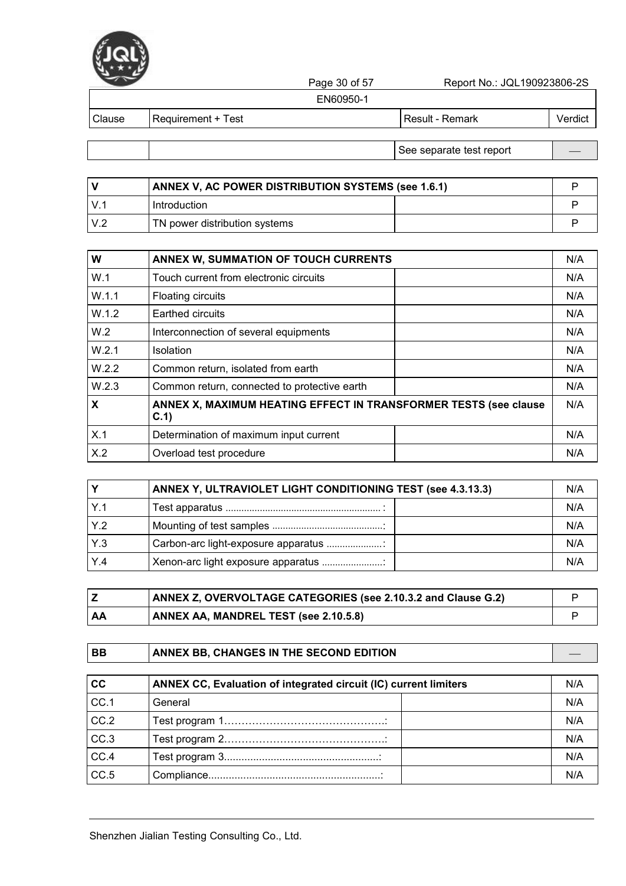| Clause | Requirement + Test | Result - Remark | Verdict |
|---|---|---|---|
| | | See separate test report | — |

| V | ANNEX V, AC POWER DISTRIBUTION SYSTEMS (see 1.6.1) | | P |
|---|---|---|---|
| V.1 | Introduction | | P |
| V.2 | TN power distribution systems | | P |

| W | ANNEX W, SUMMATION OF TOUCH CURRENTS | | N/A |
|---|---|---|---|
| W.1 | Touch current from electronic circuits | | N/A |
| W.1.1 | Floating circuits | | N/A |
| W.1.2 | Earthed circuits | | N/A |
| W.2 | Interconnection of several equipments | | N/A |
| W.2.1 | Isolation | | N/A |
| W.2.2 | Common return, isolated from earth | | N/A |
| W.2.3 | Common return, connected to protective earth | | N/A |
| X | ANNEX X, MAXIMUM HEATING EFFECT IN TRANSFORMER TESTS (see clause C.1) | | N/A |
| X.1 | Determination of maximum input current | | N/A |
| X.2 | Overload test procedure | | N/A |

| Y | ANNEX Y, ULTRAVIOLET LIGHT CONDITIONING TEST (see 4.3.13.3) | | N/A |
|---|---|---|---|
| Y.1 | Test apparatus ........................................................... : | | N/A |
| Y.2 | Mounting of test samples ..........................................: | | N/A |
| Y.3 | Carbon-arc light-exposure apparatus .....................: | | N/A |
| Y.4 | Xenon-arc light exposure apparatus .......................: | | N/A |

| Z | ANNEX Z, OVERVOLTAGE CATEGORIES (see 2.10.3.2 and Clause G.2) | | P |
|---|---|---|---|
| AA | ANNEX AA, MANDREL TEST (see 2.10.5.8) | | P |

| BB | ANNEX BB, CHANGES IN THE SECOND EDITION | | — |
|---|---|---|---|

| CC | ANNEX CC, Evaluation of integrated circuit (IC) current limiters | | N/A |
|---|---|---|---|
| CC.1 | General | | N/A |
| CC.2 | Test program 1……………………………………….: | | N/A |
| CC.3 | Test program 2……………………………………….: | | N/A |
| CC.4 | Test program 3.....................................................: | | N/A |
| CC.5 | Compliance............................................................: | | N/A |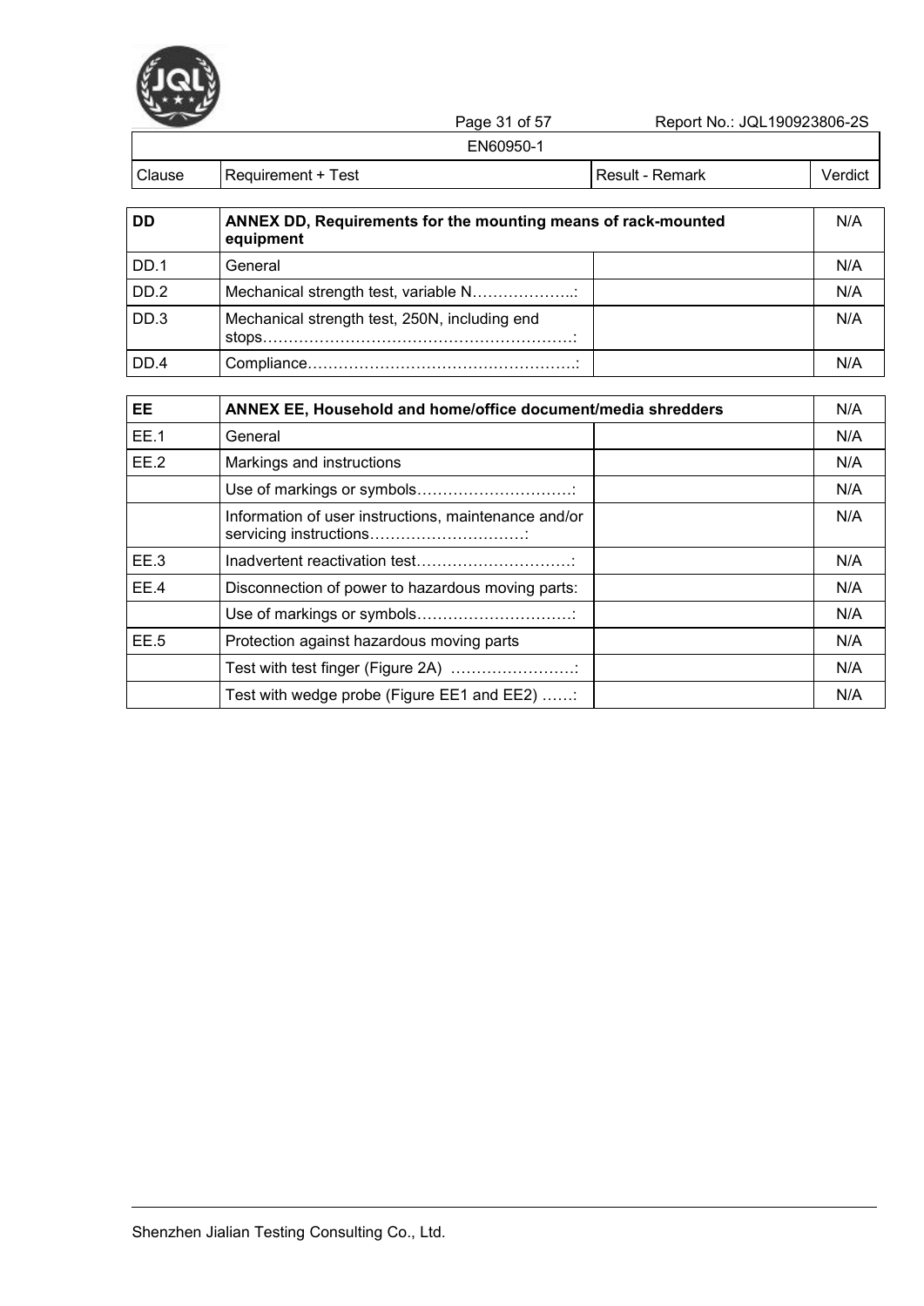| Clause | Requirement + Test | Result - Remark | Verdict |
|---|---|---|---|
| DD | **ANNEX DD, Requirements for the mounting means of rack-mounted equipment** | | N/A |
| DD.1 | General | | N/A |
| DD.2 | Mechanical strength test, variable N………………..: | | N/A |
| DD.3 | Mechanical strength test, 250N, including end stops……………………………………………………: | | N/A |
| DD.4 | Compliance……………………………………………: | | N/A |

| Clause | Requirement + Test | Result - Remark | Verdict |
|---|---|---|---|
| EE | **ANNEX EE, Household and home/office document/media shredders** | | N/A |
| EE.1 | General | | N/A |
| EE.2 | Markings and instructions | | N/A |
| | Use of markings or symbols…………………………: | | N/A |
| | Information of user instructions, maintenance and/or servicing instructions…………………………: | | N/A |
| EE.3 | Inadvertent reactivation test…………………………: | | N/A |
| EE.4 | Disconnection of power to hazardous moving parts: | | N/A |
| | Use of markings or symbols…………………………: | | N/A |
| EE.5 | Protection against hazardous moving parts | | N/A |
| | Test with test finger (Figure 2A) ……………………: | | N/A |
| | Test with wedge probe (Figure EE1 and EE2) ……: | | N/A |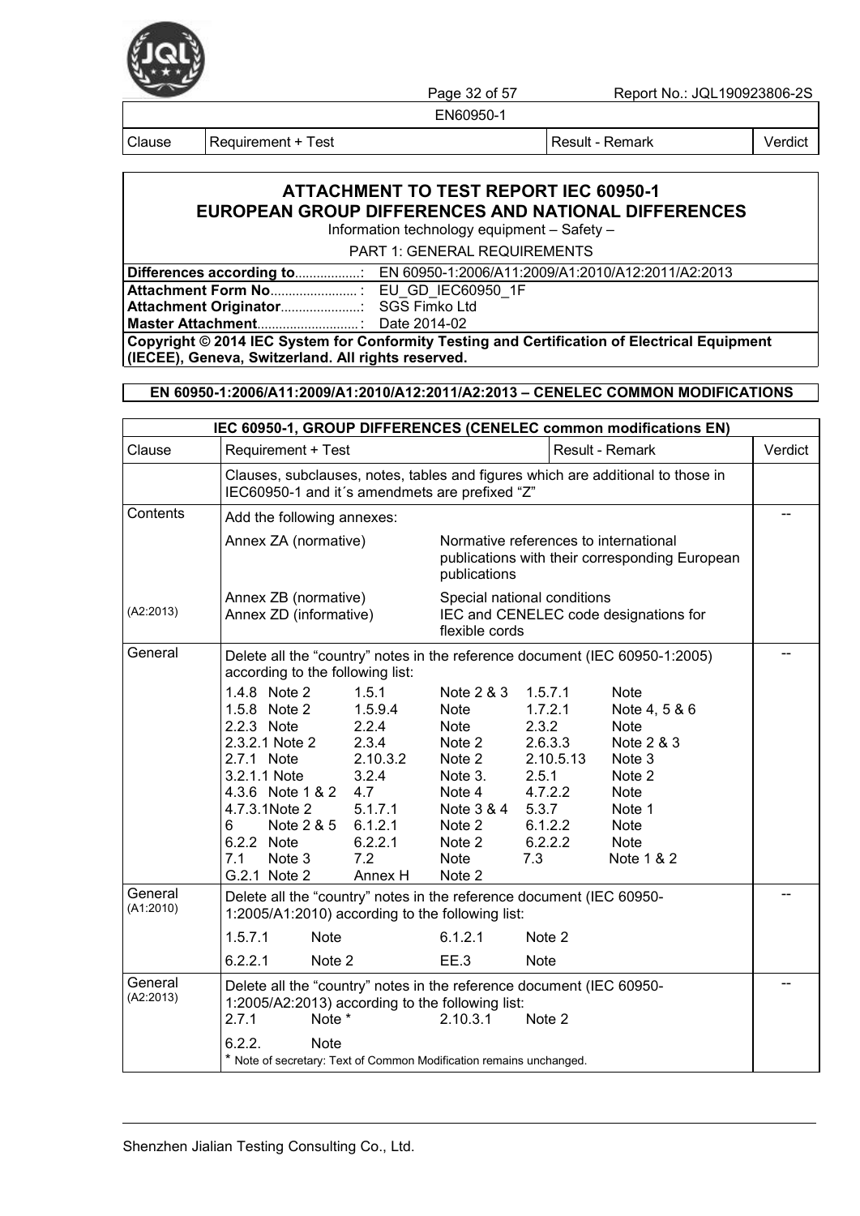| Clause | Requirement + Test | Result - Remark | Verdict |
|---|---|---|---|

## ATTACHMENT TO TEST REPORT IEC 60950-1
## EUROPEAN GROUP DIFFERENCES AND NATIONAL DIFFERENCES

Information technology equipment – Safety –

PART 1: GENERAL REQUIREMENTS

**Differences according to**...................: EN 60950-1:2006/A11:2009/A1:2010/A12:2011/A2:2013

**Attachment Form No**......................... : EU_GD_IEC60950_1F

**Attachment Originator**......................: SGS Fimko Ltd

**Master Attachment**............................: Date 2014-02

**Copyright © 2014 IEC System for Conformity Testing and Certification of Electrical Equipment (IECEE), Geneva, Switzerland. All rights reserved.**

**EN 60950-1:2006/A11:2009/A1:2010/A12:2011/A2:2013 – CENELEC COMMON MODIFICATIONS**

| IEC 60950-1, GROUP DIFFERENCES (CENELEC common modifications EN) | | | |
|---|---|---|---|
| Clause | Requirement + Test | Result - Remark | Verdict |
| | Clauses, subclauses, notes, tables and figures which are additional to those in IEC60950-1 and it´s amendmets are prefixed "Z" | | |
| Contents | Add the following annexes: | | -- |
| | Annex ZA (normative) | Normative references to international publications with their corresponding European publications | |
| (A2:2013) | Annex ZB (normative)<br>Annex ZD (informative) | Special national conditions<br>IEC and CENELEC code designations for flexible cords | |
| General | Delete all the "country" notes in the reference document (IEC 60950-1:2005) according to the following list:<br>1.4.8 Note 2; 1.5.1 Note 2 & 3; 1.5.7.1 Note<br>1.5.8 Note 2; 1.5.9.4 Note; 1.7.2.1 Note 4, 5 & 6<br>2.2.3 Note; 2.2.4 Note; 2.3.2 Note<br>2.3.2.1 Note 2; 2.3.4 Note 2; 2.6.3.3 Note 2 & 3<br>2.7.1 Note; 2.10.3.2 Note 2; 2.10.5.13 Note 3<br>3.2.1.1 Note; 3.2.4 Note 3.; 2.5.1 Note 2<br>4.3.6 Note 1 & 2; 4.7 Note 4; 4.7.2.2 Note<br>4.7.3.1 Note 2; 5.1.7.1 Note 3 & 4; 5.3.7 Note 1<br>6 Note 2 & 5; 6.1.2.1 Note 2; 6.1.2.2 Note<br>6.2.2 Note; 6.2.2.1 Note 2; 6.2.2.2 Note<br>7.1 Note 3; 7.2 Note; 7.3 Note 1 & 2<br>G.2.1 Note 2; Annex H Note 2 | | -- |
| General (A1:2010) | Delete all the "country" notes in the reference document (IEC 60950-1:2005/A1:2010) according to the following list:<br>1.5.7.1 Note; 6.1.2.1 Note 2<br>6.2.2.1 Note 2; EE.3 Note | | -- |
| General (A2:2013) | Delete all the "country" notes in the reference document (IEC 60950-1:2005/A2:2013) according to the following list:<br>2.7.1 Note *; 2.10.3.1 Note 2<br>6.2.2. Note<br>* Note of secretary: Text of Common Modification remains unchanged. | | -- |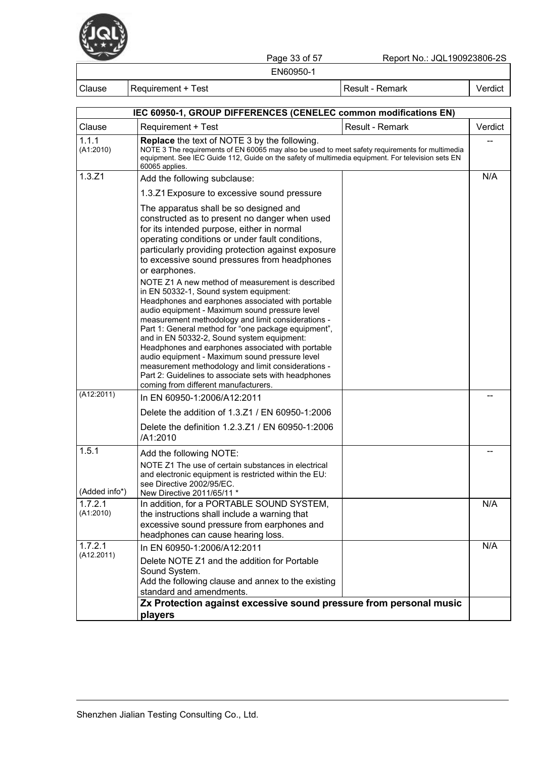EN60950-1

| Clause | Requirement + Test | Result - Remark | Verdict |
|---|---|---|---|

| IEC 60950-1, GROUP DIFFERENCES (CENELEC common modifications EN) | | | |
|---|---|---|---|
| Clause | Requirement + Test | Result - Remark | Verdict |
| 1.1.1 (A1:2010) | **Replace** the text of NOTE 3 by the following. NOTE 3 The requirements of EN 60065 may also be used to meet safety requirements for multimedia equipment. See IEC Guide 112, Guide on the safety of multimedia equipment. For television sets EN 60065 applies. | | -- |
| 1.3.Z1 | Add the following subclause:<br>1.3.Z1 Exposure to excessive sound pressure<br>The apparatus shall be so designed and constructed as to present no danger when used for its intended purpose, either in normal operating conditions or under fault conditions, particularly providing protection against exposure to excessive sound pressures from headphones or earphones.<br>NOTE Z1 A new method of measurement is described in EN 50332-1, Sound system equipment: Headphones and earphones associated with portable audio equipment - Maximum sound pressure level measurement methodology and limit considerations - Part 1: General method for “one package equipment”, and in EN 50332-2, Sound system equipment: Headphones and earphones associated with portable audio equipment - Maximum sound pressure level measurement methodology and limit considerations - Part 2: Guidelines to associate sets with headphones coming from different manufacturers. | | N/A |
| (A12:2011) | In EN 60950-1:2006/A12:2011<br>Delete the addition of 1.3.Z1 / EN 60950-1:2006<br>Delete the definition 1.2.3.Z1 / EN 60950-1:2006 /A1:2010 | | -- |
| 1.5.1<br><br>(Added info*) | Add the following NOTE:<br>NOTE Z1 The use of certain substances in electrical and electronic equipment is restricted within the EU: see Directive 2002/95/EC.<br>New Directive 2011/65/11 * | | -- |
| 1.7.2.1 (A1:2010) | In addition, for a PORTABLE SOUND SYSTEM, the instructions shall include a warning that excessive sound pressure from earphones and headphones can cause hearing loss. | | N/A |
| 1.7.2.1 (A12.2011) | In EN 60950-1:2006/A12:2011<br>Delete NOTE Z1 and the addition for Portable Sound System.<br>Add the following clause and annex to the existing standard and amendments. | | N/A |
| | **Zx Protection against excessive sound pressure from personal music players** | | |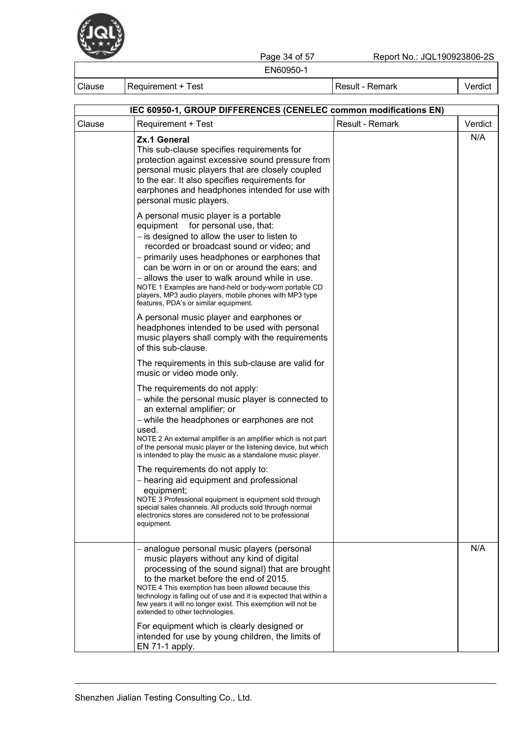| Clause | Requirement + Test | Result - Remark | Verdict |
|---|---|---|---|

| IEC 60950-1, GROUP DIFFERENCES (CENELEC common modifications EN) | | | |
|---|---|---|---|
| Clause | Requirement + Test | Result - Remark | Verdict |
| | **Zx.1 General**<br>This sub-clause specifies requirements for protection against excessive sound pressure from personal music players that are closely coupled to the ear. It also specifies requirements for earphones and headphones intended for use with personal music players.<br><br>A personal music player is a portable equipment for personal use, that:<br>– is designed to allow the user to listen to recorded or broadcast sound or video; and<br>– primarily uses headphones or earphones that can be worn in or on or around the ears; and<br>– allows the user to walk around while in use.<br>NOTE 1 Examples are hand-held or body-worn portable CD players, MP3 audio players, mobile phones with MP3 type features, PDA's or similar equipment.<br><br>A personal music player and earphones or headphones intended to be used with personal music players shall comply with the requirements of this sub-clause.<br><br>The requirements in this sub-clause are valid for music or video mode only.<br><br>The requirements do not apply:<br>– while the personal music player is connected to an external amplifier; or<br>– while the headphones or earphones are not used.<br>NOTE 2 An external amplifier is an amplifier which is not part of the personal music player or the listening device, but which is intended to play the music as a standalone music player.<br><br>The requirements do not apply to:<br>– hearing aid equipment and professional equipment;<br>NOTE 3 Professional equipment is equipment sold through special sales channels. All products sold through normal electronics stores are considered not to be professional equipment. | | N/A |
| | – analogue personal music players (personal music players without any kind of digital processing of the sound signal) that are brought to the market before the end of 2015.<br>NOTE 4 This exemption has been allowed because this technology is falling out of use and it is expected that within a few years it will no longer exist. This exemption will not be extended to other technologies.<br><br>For equipment which is clearly designed or intended for use by young children, the limits of EN 71-1 apply. | | N/A |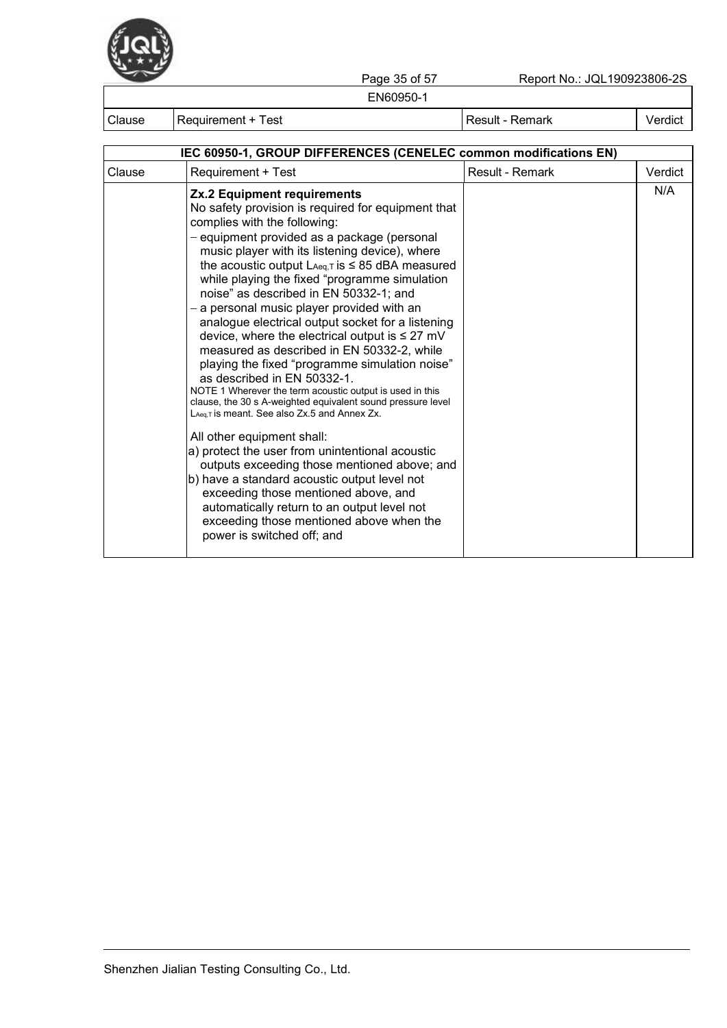| Clause | Requirement + Test | Result - Remark | Verdict |
|---|---|---|---|

| IEC 60950-1, GROUP DIFFERENCES (CENELEC common modifications EN) | | | |
|---|---|---|---|
| Clause | Requirement + Test | Result - Remark | Verdict |
| | **Zx.2 Equipment requirements**<br>No safety provision is required for equipment that complies with the following:<br>– equipment provided as a package (personal music player with its listening device), where the acoustic output $L_{Aeq,T}$ is ≤ 85 dBA measured while playing the fixed "programme simulation noise" as described in EN 50332-1; and<br>– a personal music player provided with an analogue electrical output socket for a listening device, where the electrical output is ≤ 27 mV measured as described in EN 50332-2, while playing the fixed "programme simulation noise" as described in EN 50332-1.<br>NOTE 1 Wherever the term acoustic output is used in this clause, the 30 s A-weighted equivalent sound pressure level $L_{Aeq,T}$ is meant. See also Zx.5 and Annex Zx.<br><br>All other equipment shall:<br>a) protect the user from unintentional acoustic outputs exceeding those mentioned above; and<br>b) have a standard acoustic output level not exceeding those mentioned above, and automatically return to an output level not exceeding those mentioned above when the power is switched off; and | | N/A |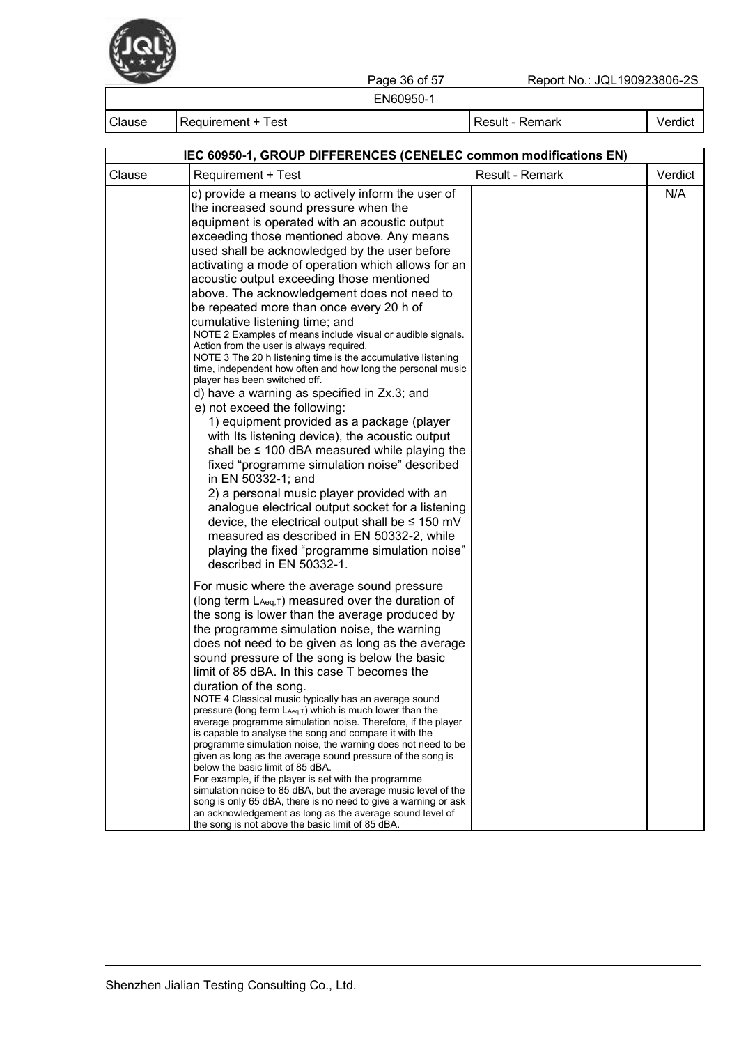| Clause | Requirement + Test | Result - Remark | Verdict |
|---|---|---|---|

| IEC 60950-1, GROUP DIFFERENCES (CENELEC common modifications EN) | | | |
|---|---|---|---|
| Clause | Requirement + Test | Result - Remark | Verdict |
| | c) provide a means to actively inform the user of the increased sound pressure when the equipment is operated with an acoustic output exceeding those mentioned above. Any means used shall be acknowledged by the user before activating a mode of operation which allows for an acoustic output exceeding those mentioned above. The acknowledgement does not need to be repeated more than once every 20 h of cumulative listening time; and<br>NOTE 2 Examples of means include visual or audible signals. Action from the user is always required.<br>NOTE 3 The 20 h listening time is the accumulative listening time, independent how often and how long the personal music player has been switched off.<br>d) have a warning as specified in Zx.3; and<br>e) not exceed the following:<br>1) equipment provided as a package (player with Its listening device), the acoustic output shall be ≤ 100 dBA measured while playing the fixed "programme simulation noise" described in EN 50332-1; and<br>2) a personal music player provided with an analogue electrical output socket for a listening device, the electrical output shall be ≤ 150 mV measured as described in EN 50332-2, while playing the fixed "programme simulation noise" described in EN 50332-1.<br><br>For music where the average sound pressure (long term $L_{Aeq,T}$) measured over the duration of the song is lower than the average produced by the programme simulation noise, the warning does not need to be given as long as the average sound pressure of the song is below the basic limit of 85 dBA. In this case T becomes the duration of the song.<br>NOTE 4 Classical music typically has an average sound pressure (long term $L_{Aeq,T}$) which is much lower than the average programme simulation noise. Therefore, if the player is capable to analyse the song and compare it with the programme simulation noise, the warning does not need to be given as long as the average sound pressure of the song is below the basic limit of 85 dBA.<br>For example, if the player is set with the programme simulation noise to 85 dBA, but the average music level of the song is only 65 dBA, there is no need to give a warning or ask an acknowledgement as long as the average sound level of the song is not above the basic limit of 85 dBA. | | N/A |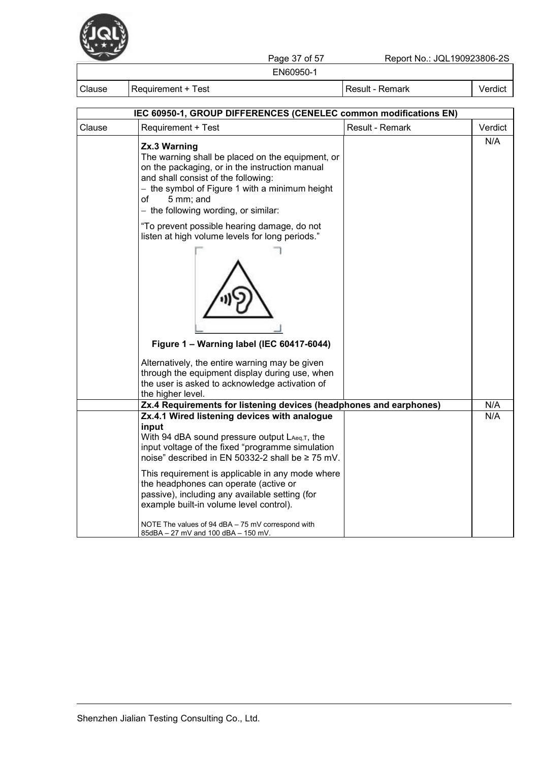| Clause | Requirement + Test | Result - Remark | Verdict |
|---|---|---|---|

| IEC 60950-1, GROUP DIFFERENCES (CENELEC common modifications EN) | | | |
|---|---|---|---|
| Clause | Requirement + Test | Result - Remark | Verdict |
| | **Zx.3 Warning**<br>The warning shall be placed on the equipment, or on the packaging, or in the instruction manual and shall consist of the following:<br>– the symbol of Figure 1 with a minimum height of 5 mm; and<br>– the following wording, or similar:<br>"To prevent possible hearing damage, do not listen at high volume levels for long periods."<br>**Figure 1 – Warning label (IEC 60417-6044)**<br>Alternatively, the entire warning may be given through the equipment display during use, when the user is asked to acknowledge activation of the higher level. | | N/A |
| | **Zx.4 Requirements for listening devices (headphones and earphones)** | | N/A |
| | **Zx.4.1 Wired listening devices with analogue input**<br>With 94 dBA sound pressure output $L_{Aeq,T}$, the input voltage of the fixed "programme simulation noise" described in EN 50332-2 shall be ≥ 75 mV.<br>This requirement is applicable in any mode where the headphones can operate (active or passive), including any available setting (for example built-in volume level control).<br>NOTE The values of 94 dBA – 75 mV correspond with 85dBA – 27 mV and 100 dBA – 150 mV. | | N/A |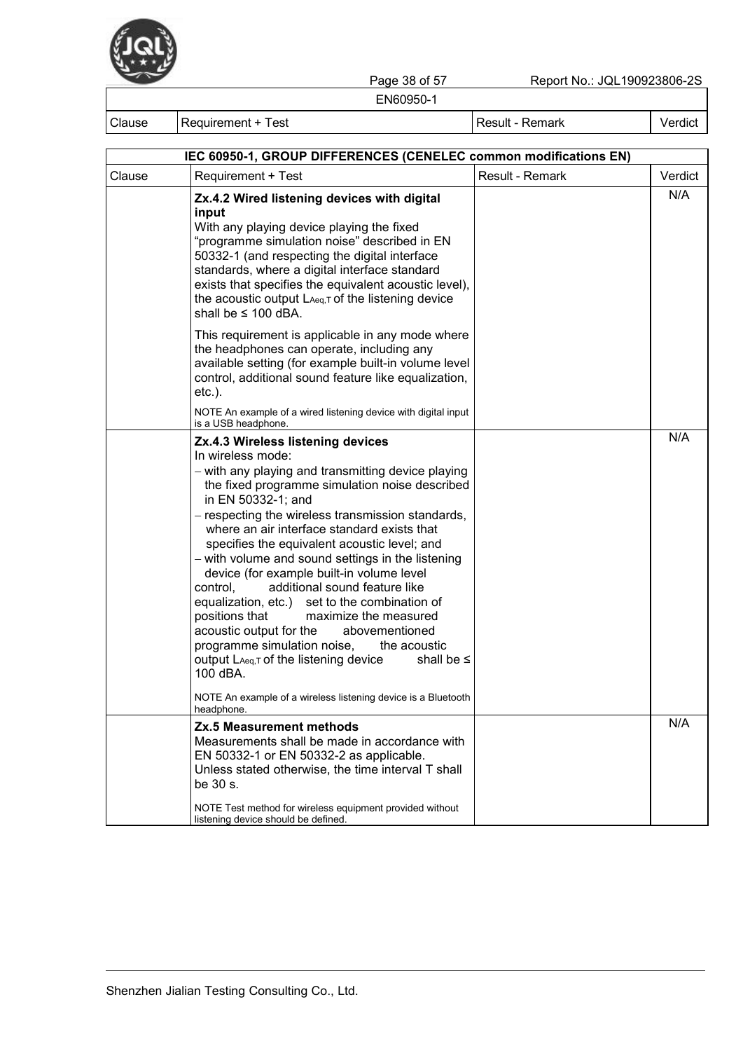| Clause | Requirement + Test | Result - Remark | Verdict |
|---|---|---|---|

| IEC 60950-1, GROUP DIFFERENCES (CENELEC common modifications EN) | | | |
|---|---|---|---|
| Clause | Requirement + Test | Result - Remark | Verdict |
| | **Zx.4.2 Wired listening devices with digital input**<br>With any playing device playing the fixed "programme simulation noise" described in EN 50332-1 (and respecting the digital interface standards, where a digital interface standard exists that specifies the equivalent acoustic level), the acoustic output $L_{Aeq,T}$ of the listening device shall be ≤ 100 dBA.<br>This requirement is applicable in any mode where the headphones can operate, including any available setting (for example built-in volume level control, additional sound feature like equalization, etc.).<br>NOTE An example of a wired listening device with digital input is a USB headphone. | | N/A |
| | **Zx.4.3 Wireless listening devices**<br>In wireless mode:<br>– with any playing and transmitting device playing the fixed programme simulation noise described in EN 50332-1; and<br>– respecting the wireless transmission standards, where an air interface standard exists that specifies the equivalent acoustic level; and<br>– with volume and sound settings in the listening device (for example built-in volume level control, additional sound feature like equalization, etc.) set to the combination of positions that maximize the measured acoustic output for the abovementioned programme simulation noise, the acoustic output $L_{Aeq,T}$ of the listening device shall be ≤ 100 dBA.<br>NOTE An example of a wireless listening device is a Bluetooth headphone. | | N/A |
| | **Zx.5 Measurement methods**<br>Measurements shall be made in accordance with EN 50332-1 or EN 50332-2 as applicable.<br>Unless stated otherwise, the time interval T shall be 30 s.<br>NOTE Test method for wireless equipment provided without listening device should be defined. | | N/A |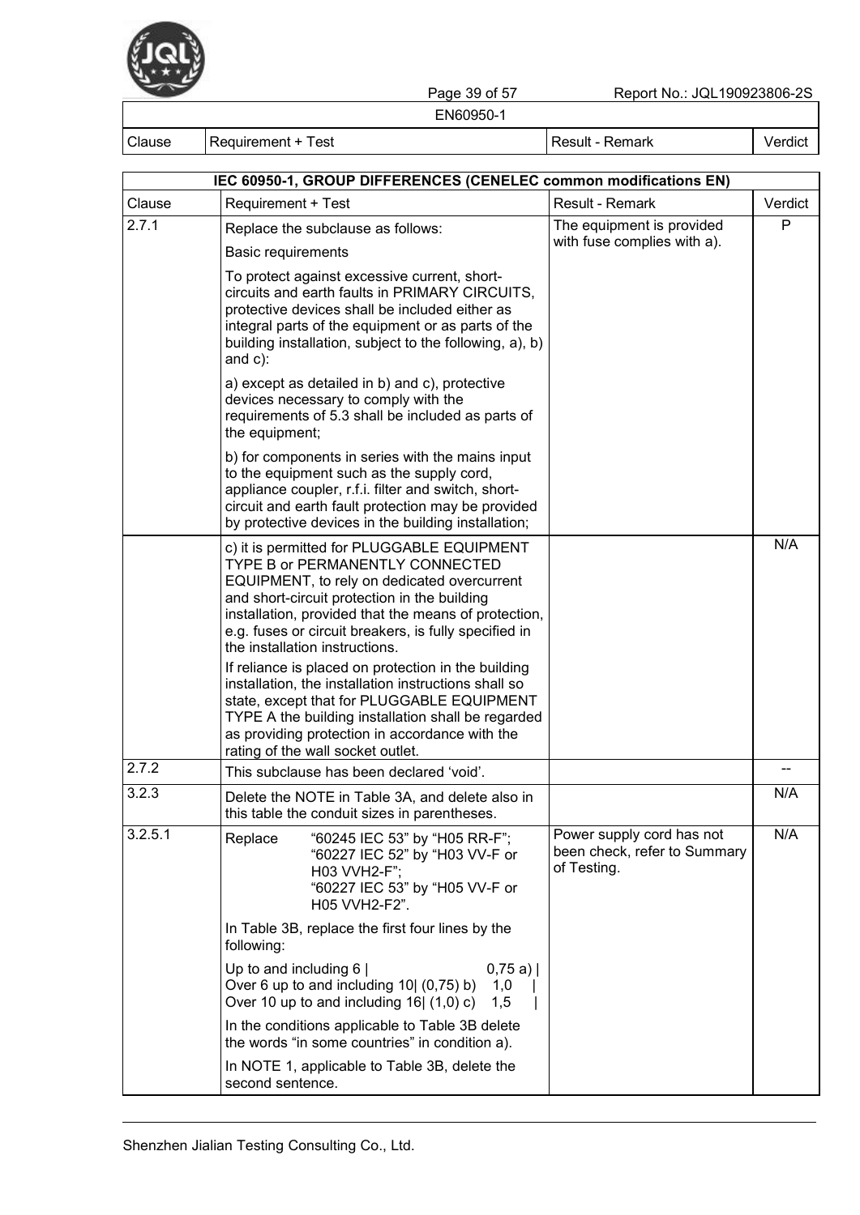EN60950-1

| Clause | Requirement + Test | Result - Remark | Verdict |
|---|---|---|---|

| IEC 60950-1, GROUP DIFFERENCES (CENELEC common modifications EN) | | | |
|---|---|---|---|
| Clause | Requirement + Test | Result - Remark | Verdict |
| 2.7.1 | Replace the subclause as follows:<br>Basic requirements<br>To protect against excessive current, short-circuits and earth faults in PRIMARY CIRCUITS, protective devices shall be included either as integral parts of the equipment or as parts of the building installation, subject to the following, a), b) and c):<br>a) except as detailed in b) and c), protective devices necessary to comply with the requirements of 5.3 shall be included as parts of the equipment;<br>b) for components in series with the mains input to the equipment such as the supply cord, appliance coupler, r.f.i. filter and switch, short-circuit and earth fault protection may be provided by protective devices in the building installation; | The equipment is provided with fuse complies with a). | P |
| | c) it is permitted for PLUGGABLE EQUIPMENT TYPE B or PERMANENTLY CONNECTED EQUIPMENT, to rely on dedicated overcurrent and short-circuit protection in the building installation, provided that the means of protection, e.g. fuses or circuit breakers, is fully specified in the installation instructions.<br>If reliance is placed on protection in the building installation, the installation instructions shall so state, except that for PLUGGABLE EQUIPMENT TYPE A the building installation shall be regarded as providing protection in accordance with the rating of the wall socket outlet. | | N/A |
| 2.7.2 | This subclause has been declared 'void'. | | -- |
| 3.2.3 | Delete the NOTE in Table 3A, and delete also in this table the conduit sizes in parentheses. | | N/A |
| 3.2.5.1 | Replace "60245 IEC 53" by "H05 RR-F";<br>"60227 IEC 52" by "H03 VV-F or H03 VVH2-F";<br>"60227 IEC 53" by "H05 VV-F or H05 VVH2-F2".<br>In Table 3B, replace the first four lines by the following:<br>Up to and including 6 \| 0,75 a) \|<br>Over 6 up to and including 10\| (0,75) b) 1,0 \|<br>Over 10 up to and including 16\| (1,0) c) 1,5 \|<br>In the conditions applicable to Table 3B delete the words "in some countries" in condition a).<br>In NOTE 1, applicable to Table 3B, delete the second sentence. | Power supply cord has not been check, refer to Summary of Testing. | N/A |

Shenzhen Jialian Testing Consulting Co., Ltd.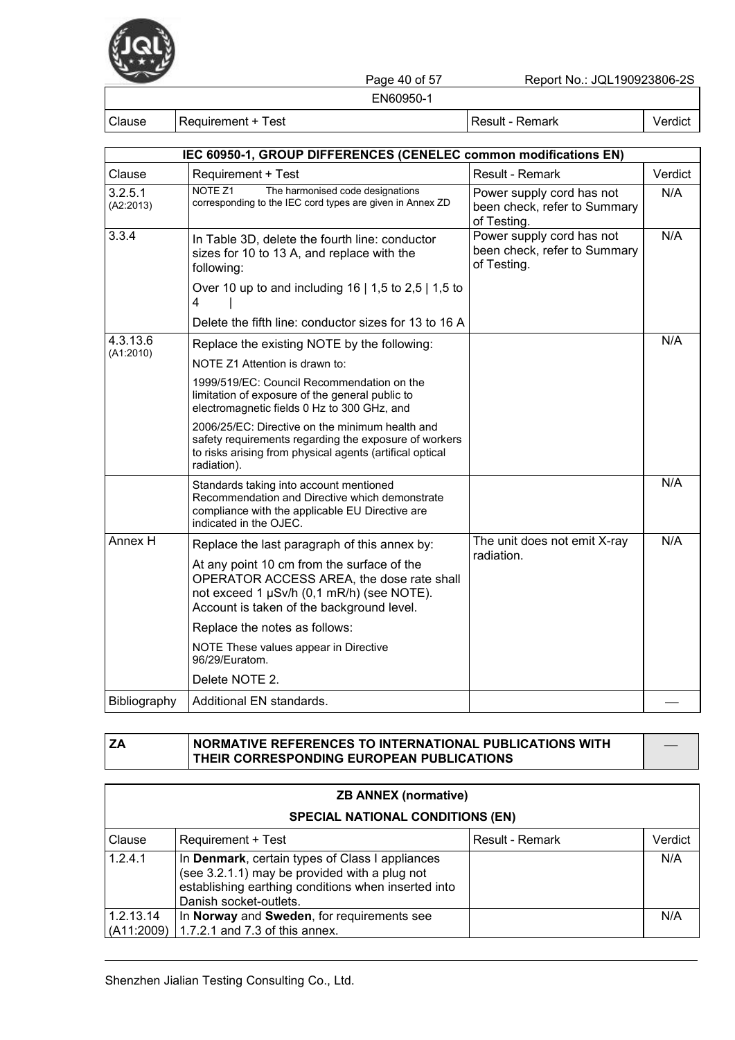| Clause | Requirement + Test | Result - Remark | Verdict |
|---|---|---|---|

| IEC 60950-1, GROUP DIFFERENCES (CENELEC common modifications EN) | | | |
|---|---|---|---|
| Clause | Requirement + Test | Result - Remark | Verdict |
| 3.2.5.1 (A2:2013) | NOTE Z1 The harmonised code designations corresponding to the IEC cord types are given in Annex ZD | Power supply cord has not been check, refer to Summary of Testing. | N/A |
| 3.3.4 | In Table 3D, delete the fourth line: conductor sizes for 10 to 13 A, and replace with the following:<br>Over 10 up to and including 16 \| 1,5 to 2,5 \| 1,5 to 4 \|<br>Delete the fifth line: conductor sizes for 13 to 16 A | Power supply cord has not been check, refer to Summary of Testing. | N/A |
| 4.3.13.6 (A1:2010) | Replace the existing NOTE by the following:<br>NOTE Z1 Attention is drawn to:<br>1999/519/EC: Council Recommendation on the limitation of exposure of the general public to electromagnetic fields 0 Hz to 300 GHz, and<br>2006/25/EC: Directive on the minimum health and safety requirements regarding the exposure of workers to risks arising from physical agents (artifical optical radiation). | | N/A |
| | Standards taking into account mentioned Recommendation and Directive which demonstrate compliance with the applicable EU Directive are indicated in the OJEC. | | N/A |
| Annex H | Replace the last paragraph of this annex by:<br>At any point 10 cm from the surface of the OPERATOR ACCESS AREA, the dose rate shall not exceed 1 μSv/h (0,1 mR/h) (see NOTE). Account is taken of the background level.<br>Replace the notes as follows:<br>NOTE These values appear in Directive 96/29/Euratom.<br>Delete NOTE 2. | The unit does not emit X-ray radiation. | N/A |
| Bibliography | Additional EN standards. | | — |

| ZA | NORMATIVE REFERENCES TO INTERNATIONAL PUBLICATIONS WITH THEIR CORRESPONDING EUROPEAN PUBLICATIONS | — |
|---|---|---|

| ZB ANNEX (normative)<br>SPECIAL NATIONAL CONDITIONS (EN) | | | |
|---|---|---|---|
| Clause | Requirement + Test | Result - Remark | Verdict |
| 1.2.4.1 | In **Denmark**, certain types of Class I appliances (see 3.2.1.1) may be provided with a plug not establishing earthing conditions when inserted into Danish socket-outlets. | | N/A |
| 1.2.13.14 (A11:2009) | In **Norway** and **Sweden**, for requirements see 1.7.2.1 and 7.3 of this annex. | | N/A |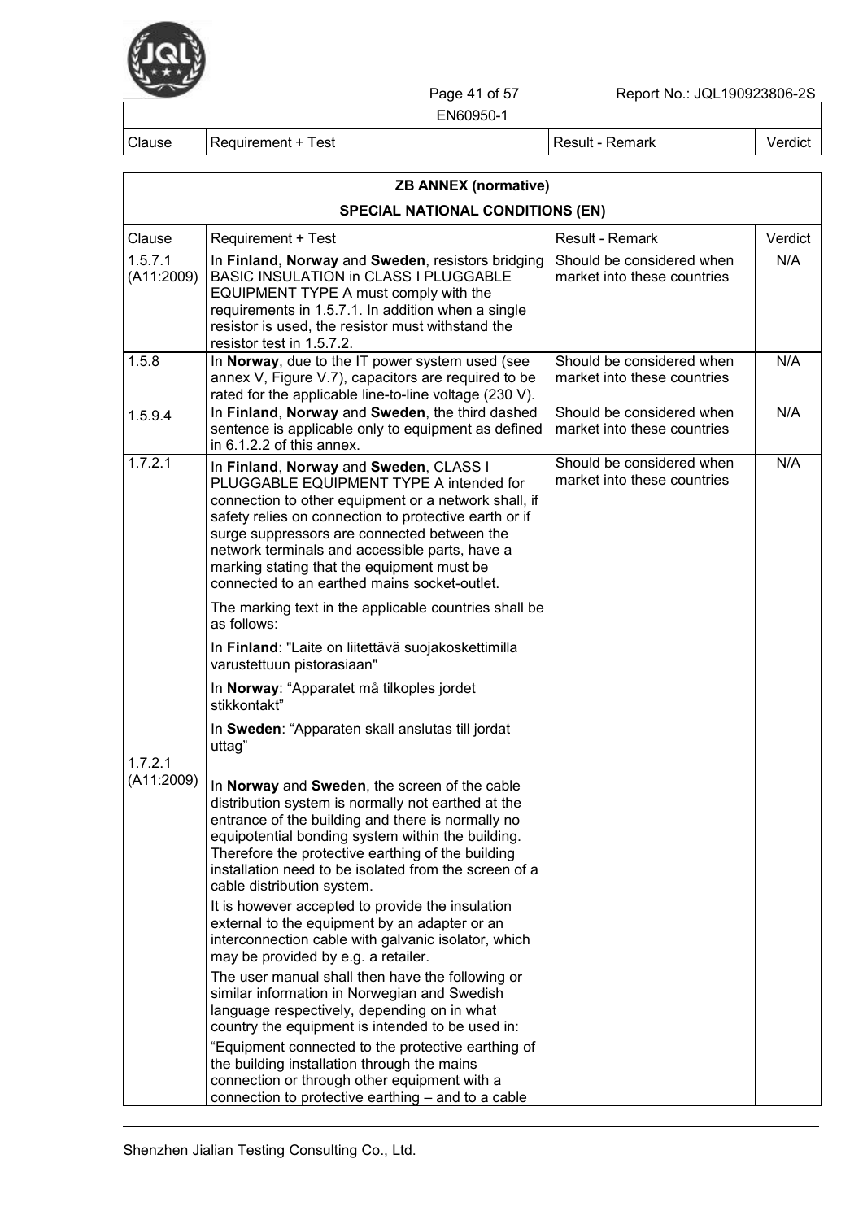| Clause | Requirement + Test | Result - Remark | Verdict |
|---|---|---|---|

| **ZB ANNEX (normative)**<br>**SPECIAL NATIONAL CONDITIONS (EN)** | | | |
|---|---|---|---|
| Clause | Requirement + Test | Result - Remark | Verdict |
| 1.5.7.1 (A11:2009) | In **Finland, Norway** and **Sweden**, resistors bridging BASIC INSULATION in CLASS I PLUGGABLE EQUIPMENT TYPE A must comply with the requirements in 1.5.7.1. In addition when a single resistor is used, the resistor must withstand the resistor test in 1.5.7.2. | Should be considered when market into these countries | N/A |
| 1.5.8 | In **Norway**, due to the IT power system used (see annex V, Figure V.7), capacitors are required to be rated for the applicable line-to-line voltage (230 V). | Should be considered when market into these countries | N/A |
| 1.5.9.4 | In **Finland**, **Norway** and **Sweden**, the third dashed sentence is applicable only to equipment as defined in 6.1.2.2 of this annex. | Should be considered when market into these countries | N/A |
| 1.7.2.1 | In **Finland**, **Norway** and **Sweden**, CLASS I PLUGGABLE EQUIPMENT TYPE A intended for connection to other equipment or a network shall, if safety relies on connection to protective earth or if surge suppressors are connected between the network terminals and accessible parts, have a marking stating that the equipment must be connected to an earthed mains socket-outlet.<br>The marking text in the applicable countries shall be as follows:<br>In **Finland**: "Laite on liitettävä suojakoskettimilla varustettuun pistorasiaan"<br>In **Norway**: "Apparatet må tilkoples jordet stikkontakt"<br>In **Sweden**: "Apparaten skall anslutas till jordat uttag" | Should be considered when market into these countries | N/A |
| 1.7.2.1 (A11:2009) | In **Norway** and **Sweden**, the screen of the cable distribution system is normally not earthed at the entrance of the building and there is normally no equipotential bonding system within the building. Therefore the protective earthing of the building installation need to be isolated from the screen of a cable distribution system.<br>It is however accepted to provide the insulation external to the equipment by an adapter or an interconnection cable with galvanic isolator, which may be provided by e.g. a retailer.<br>The user manual shall then have the following or similar information in Norwegian and Swedish language respectively, depending on in what country the equipment is intended to be used in:<br>"Equipment connected to the protective earthing of the building installation through the mains connection or through other equipment with a connection to protective earthing – and to a cable | | |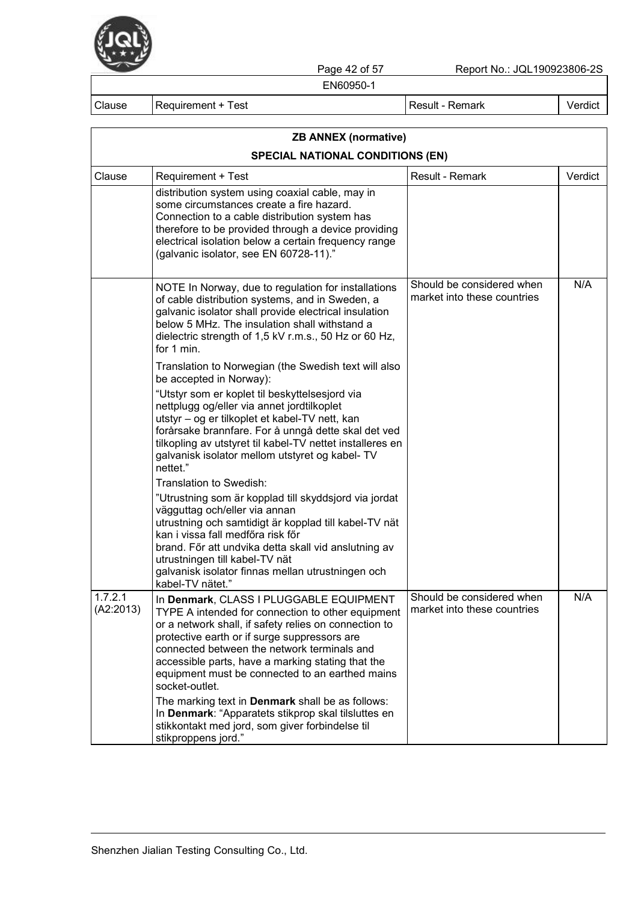| Clause | Requirement + Test | Result - Remark | Verdict |
|---|---|---|---|

**ZB ANNEX (normative)**

**SPECIAL NATIONAL CONDITIONS (EN)**

| Clause | Requirement + Test | Result - Remark | Verdict |
|---|---|---|---|
| | distribution system using coaxial cable, may in some circumstances create a fire hazard. Connection to a cable distribution system has therefore to be provided through a device providing electrical isolation below a certain frequency range (galvanic isolator, see EN 60728-11)." | | |
| | NOTE In Norway, due to regulation for installations of cable distribution systems, and in Sweden, a galvanic isolator shall provide electrical insulation below 5 MHz. The insulation shall withstand a dielectric strength of 1,5 kV r.m.s., 50 Hz or 60 Hz, for 1 min.<br><br>Translation to Norwegian (the Swedish text will also be accepted in Norway):<br><br>"Utstyr som er koplet til beskyttelsesjord via nettplugg og/eller via annet jordtilkoplet utstyr – og er tilkoplet et kabel-TV nett, kan forårsake brannfare. For å unngå dette skal det ved tilkopling av utstyret til kabel-TV nettet installeres en galvanisk isolator mellom utstyret og kabel- TV nettet."<br><br>Translation to Swedish:<br><br>"Utrustning som är kopplad till skyddsjord via jordat vägguttag och/eller via annan utrustning och samtidigt är kopplad till kabel-TV nät kan i vissa fall medfőra risk főr brand. Főr att undvika detta skall vid anslutning av utrustningen till kabel-TV nät galvanisk isolator finnas mellan utrustningen och kabel-TV nätet." | Should be considered when market into these countries | N/A |
| 1.7.2.1 (A2:2013) | In **Denmark**, CLASS I PLUGGABLE EQUIPMENT TYPE A intended for connection to other equipment or a network shall, if safety relies on connection to protective earth or if surge suppressors are connected between the network terminals and accessible parts, have a marking stating that the equipment must be connected to an earthed mains socket-outlet.<br><br>The marking text in **Denmark** shall be as follows: In **Denmark**: "Apparatets stikprop skal tilsluttes en stikkontakt med jord, som giver forbindelse til stikproppens jord." | Should be considered when market into these countries | N/A |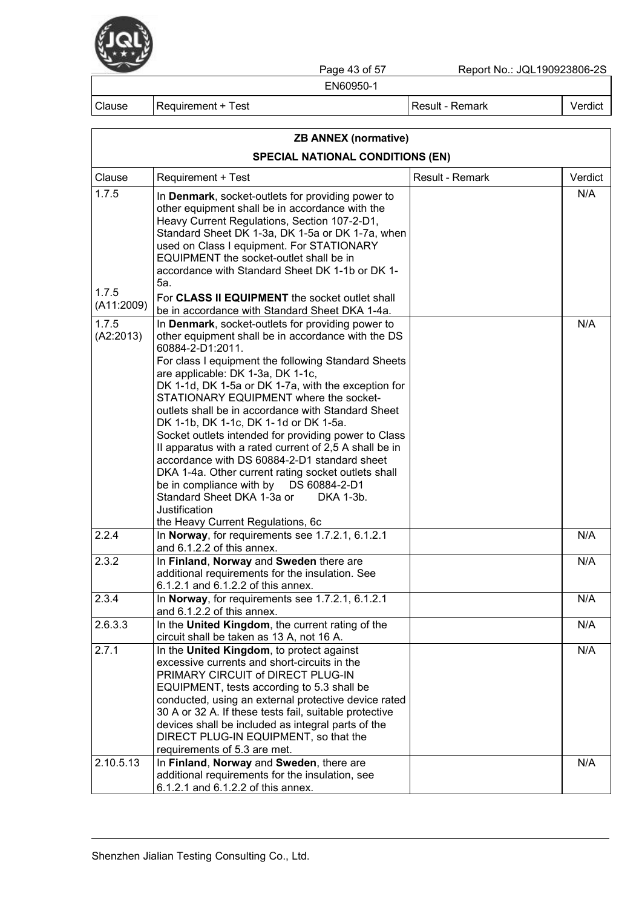| Clause | Requirement + Test | Result - Remark | Verdict |
|---|---|---|---|

**ZB ANNEX (normative)**

**SPECIAL NATIONAL CONDITIONS (EN)**

| Clause | Requirement + Test | Result - Remark | Verdict |
|---|---|---|---|
| 1.7.5<br><br>1.7.5 (A11:2009) | In **Denmark**, socket-outlets for providing power to other equipment shall be in accordance with the Heavy Current Regulations, Section 107-2-D1, Standard Sheet DK 1-3a, DK 1-5a or DK 1-7a, when used on Class I equipment. For STATIONARY EQUIPMENT the socket-outlet shall be in accordance with Standard Sheet DK 1-1b or DK 1-5a.<br>For **CLASS II EQUIPMENT** the socket outlet shall be in accordance with Standard Sheet DKA 1-4a. | | N/A |
| 1.7.5 (A2:2013) | In **Denmark**, socket-outlets for providing power to other equipment shall be in accordance with the DS 60884-2-D1:2011.<br>For class I equipment the following Standard Sheets are applicable: DK 1-3a, DK 1-1c, DK 1-1d, DK 1-5a or DK 1-7a, with the exception for STATIONARY EQUIPMENT where the socket-outlets shall be in accordance with Standard Sheet DK 1-1b, DK 1-1c, DK 1- 1d or DK 1-5a.<br>Socket outlets intended for providing power to Class II apparatus with a rated current of 2,5 A shall be in accordance with DS 60884-2-D1 standard sheet DKA 1-4a. Other current rating socket outlets shall be in compliance with by DS 60884-2-D1 Standard Sheet DKA 1-3a or DKA 1-3b.<br>Justification<br>the Heavy Current Regulations, 6c | | N/A |
| 2.2.4 | In **Norway**, for requirements see 1.7.2.1, 6.1.2.1 and 6.1.2.2 of this annex. | | N/A |
| 2.3.2 | In **Finland**, **Norway** and **Sweden** there are additional requirements for the insulation. See 6.1.2.1 and 6.1.2.2 of this annex. | | N/A |
| 2.3.4 | In **Norway**, for requirements see 1.7.2.1, 6.1.2.1 and 6.1.2.2 of this annex. | | N/A |
| 2.6.3.3 | In the **United Kingdom**, the current rating of the circuit shall be taken as 13 A, not 16 A. | | N/A |
| 2.7.1 | In the **United Kingdom**, to protect against excessive currents and short-circuits in the PRIMARY CIRCUIT of DIRECT PLUG-IN EQUIPMENT, tests according to 5.3 shall be conducted, using an external protective device rated 30 A or 32 A. If these tests fail, suitable protective devices shall be included as integral parts of the DIRECT PLUG-IN EQUIPMENT, so that the requirements of 5.3 are met. | | N/A |
| 2.10.5.13 | In **Finland**, **Norway** and **Sweden**, there are additional requirements for the insulation, see 6.1.2.1 and 6.1.2.2 of this annex. | | N/A |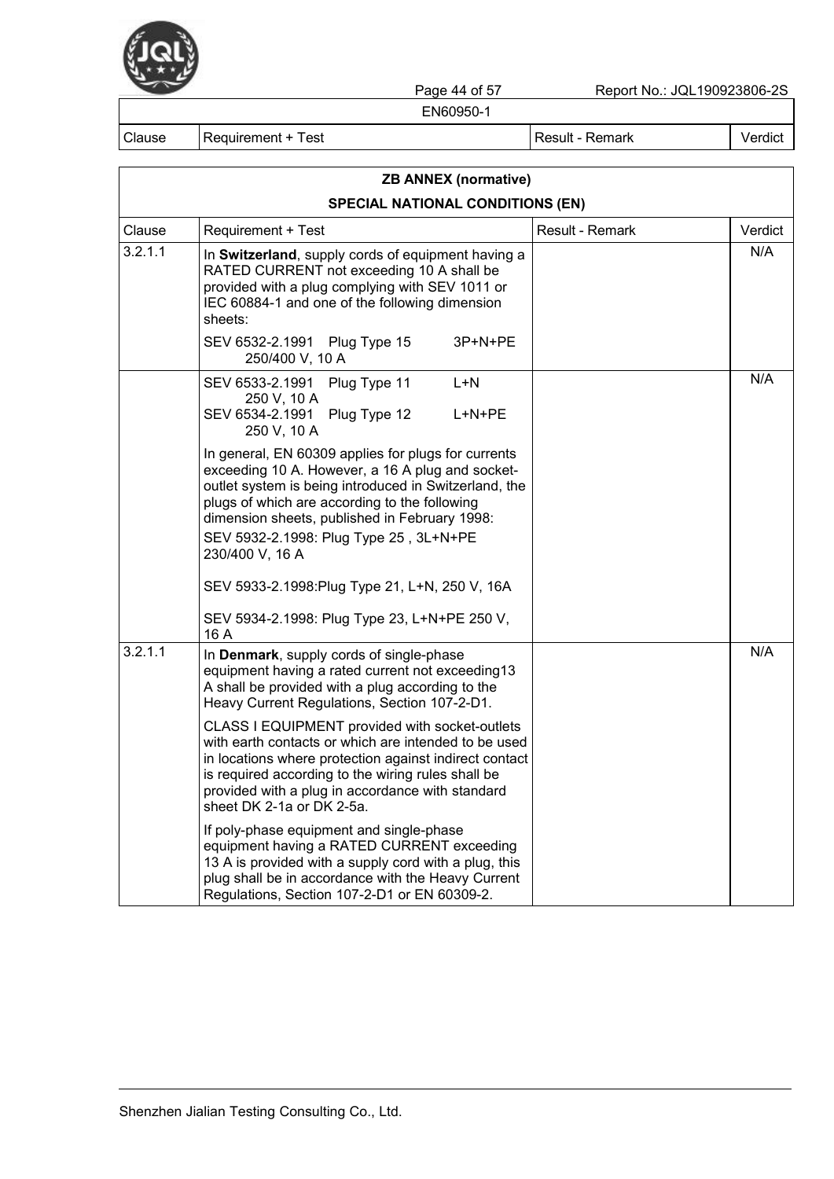| ZB ANNEX (normative) | | | |
|---|---|---|---|
| SPECIAL NATIONAL CONDITIONS (EN) | | | |
| Clause | Requirement + Test | Result - Remark | Verdict |
| 3.2.1.1 | In **Switzerland**, supply cords of equipment having a RATED CURRENT not exceeding 10 A shall be provided with a plug complying with SEV 1011 or IEC 60884-1 and one of the following dimension sheets:<br>SEV 6532-2.1991 Plug Type 15 3P+N+PE 250/400 V, 10 A | | N/A |
| | SEV 6533-2.1991 Plug Type 11 L+N 250 V, 10 A<br>SEV 6534-2.1991 Plug Type 12 L+N+PE 250 V, 10 A<br>In general, EN 60309 applies for plugs for currents exceeding 10 A. However, a 16 A plug and socket-outlet system is being introduced in Switzerland, the plugs of which are according to the following dimension sheets, published in February 1998:<br>SEV 5932-2.1998: Plug Type 25 , 3L+N+PE 230/400 V, 16 A<br>SEV 5933-2.1998:Plug Type 21, L+N, 250 V, 16A<br>SEV 5934-2.1998: Plug Type 23, L+N+PE 250 V, 16 A | | N/A |
| 3.2.1.1 | In **Denmark**, supply cords of single-phase equipment having a rated current not exceeding13 A shall be provided with a plug according to the Heavy Current Regulations, Section 107-2-D1.<br>CLASS I EQUIPMENT provided with socket-outlets with earth contacts or which are intended to be used in locations where protection against indirect contact is required according to the wiring rules shall be provided with a plug in accordance with standard sheet DK 2-1a or DK 2-5a.<br>If poly-phase equipment and single-phase equipment having a RATED CURRENT exceeding 13 A is provided with a supply cord with a plug, this plug shall be in accordance with the Heavy Current Regulations, Section 107-2-D1 or EN 60309-2. | | N/A |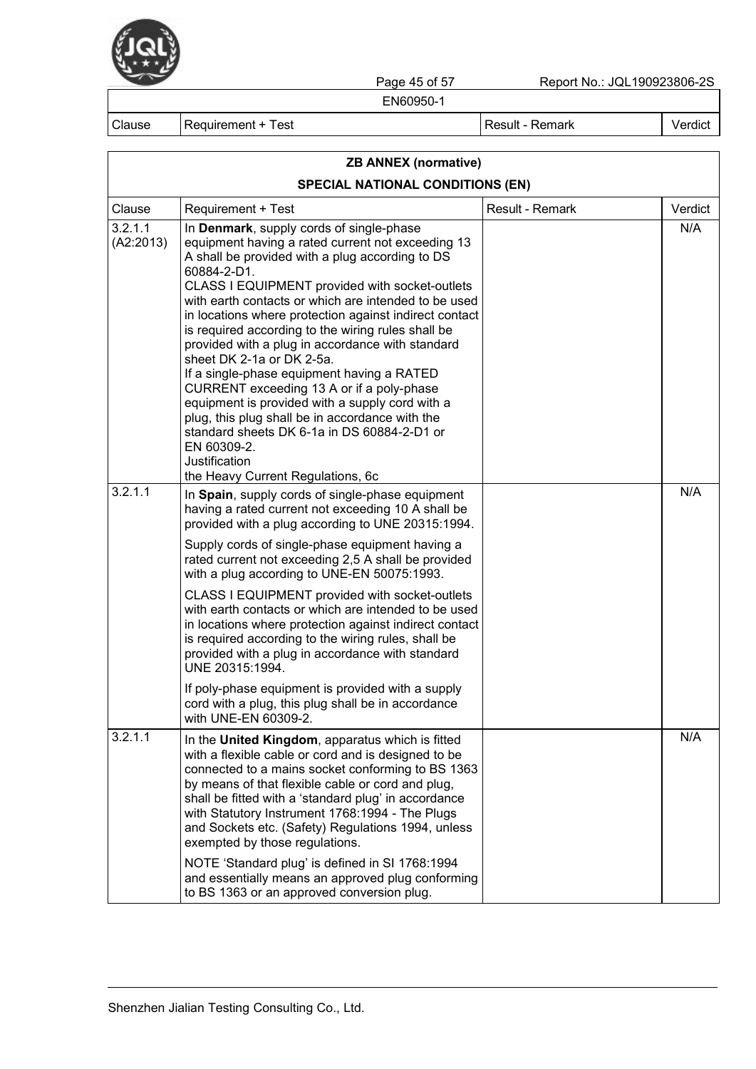| Clause | Requirement + Test | Result - Remark | Verdict |
|---|---|---|---|

| **ZB ANNEX (normative)**<br>**SPECIAL NATIONAL CONDITIONS (EN)** | | | |
|---|---|---|---|
| Clause | Requirement + Test | Result - Remark | Verdict |
| 3.2.1.1 (A2:2013) | In **Denmark**, supply cords of single-phase equipment having a rated current not exceeding 13 A shall be provided with a plug according to DS 60884-2-D1.<br>CLASS I EQUIPMENT provided with socket-outlets with earth contacts or which are intended to be used in locations where protection against indirect contact is required according to the wiring rules shall be provided with a plug in accordance with standard sheet DK 2-1a or DK 2-5a.<br>If a single-phase equipment having a RATED CURRENT exceeding 13 A or if a poly-phase equipment is provided with a supply cord with a plug, this plug shall be in accordance with the standard sheets DK 6-1a in DS 60884-2-D1 or EN 60309-2.<br>Justification<br>the Heavy Current Regulations, 6c | | N/A |
| 3.2.1.1 | In **Spain**, supply cords of single-phase equipment having a rated current not exceeding 10 A shall be provided with a plug according to UNE 20315:1994.<br>Supply cords of single-phase equipment having a rated current not exceeding 2,5 A shall be provided with a plug according to UNE-EN 50075:1993.<br>CLASS I EQUIPMENT provided with socket-outlets with earth contacts or which are intended to be used in locations where protection against indirect contact is required according to the wiring rules, shall be provided with a plug in accordance with standard UNE 20315:1994.<br>If poly-phase equipment is provided with a supply cord with a plug, this plug shall be in accordance with UNE-EN 60309-2. | | N/A |
| 3.2.1.1 | In the **United Kingdom**, apparatus which is fitted with a flexible cable or cord and is designed to be connected to a mains socket conforming to BS 1363 by means of that flexible cable or cord and plug, shall be fitted with a 'standard plug' in accordance with Statutory Instrument 1768:1994 - The Plugs and Sockets etc. (Safety) Regulations 1994, unless exempted by those regulations.<br>NOTE 'Standard plug' is defined in SI 1768:1994 and essentially means an approved plug conforming to BS 1363 or an approved conversion plug. | | N/A |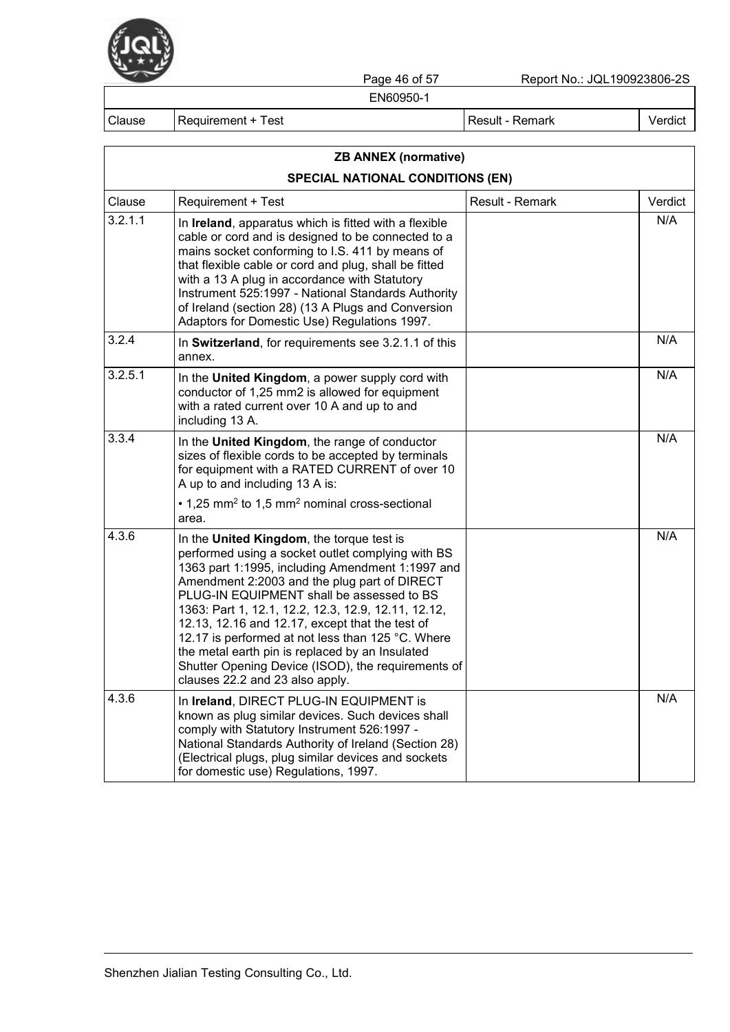| Clause | Requirement + Test | Result - Remark | Verdict |
|---|---|---|---|

**ZB ANNEX (normative)**

**SPECIAL NATIONAL CONDITIONS (EN)**

| Clause | Requirement + Test | Result - Remark | Verdict |
|---|---|---|---|
| 3.2.1.1 | In **Ireland**, apparatus which is fitted with a flexible cable or cord and is designed to be connected to a mains socket conforming to I.S. 411 by means of that flexible cable or cord and plug, shall be fitted with a 13 A plug in accordance with Statutory Instrument 525:1997 - National Standards Authority of Ireland (section 28) (13 A Plugs and Conversion Adaptors for Domestic Use) Regulations 1997. | | N/A |
| 3.2.4 | In **Switzerland**, for requirements see 3.2.1.1 of this annex. | | N/A |
| 3.2.5.1 | In the **United Kingdom**, a power supply cord with conductor of 1,25 mm2 is allowed for equipment with a rated current over 10 A and up to and including 13 A. | | N/A |
| 3.3.4 | In the **United Kingdom**, the range of conductor sizes of flexible cords to be accepted by terminals for equipment with a RATED CURRENT of over 10 A up to and including 13 A is: • 1,25 $mm^2$ to 1,5 $mm^2$ nominal cross-sectional area. | | N/A |
| 4.3.6 | In the **United Kingdom**, the torque test is performed using a socket outlet complying with BS 1363 part 1:1995, including Amendment 1:1997 and Amendment 2:2003 and the plug part of DIRECT PLUG-IN EQUIPMENT shall be assessed to BS 1363: Part 1, 12.1, 12.2, 12.3, 12.9, 12.11, 12.12, 12.13, 12.16 and 12.17, except that the test of 12.17 is performed at not less than 125 °C. Where the metal earth pin is replaced by an Insulated Shutter Opening Device (ISOD), the requirements of clauses 22.2 and 23 also apply. | | N/A |
| 4.3.6 | In **Ireland**, DIRECT PLUG-IN EQUIPMENT is known as plug similar devices. Such devices shall comply with Statutory Instrument 526:1997 - National Standards Authority of Ireland (Section 28) (Electrical plugs, plug similar devices and sockets for domestic use) Regulations, 1997. | | N/A |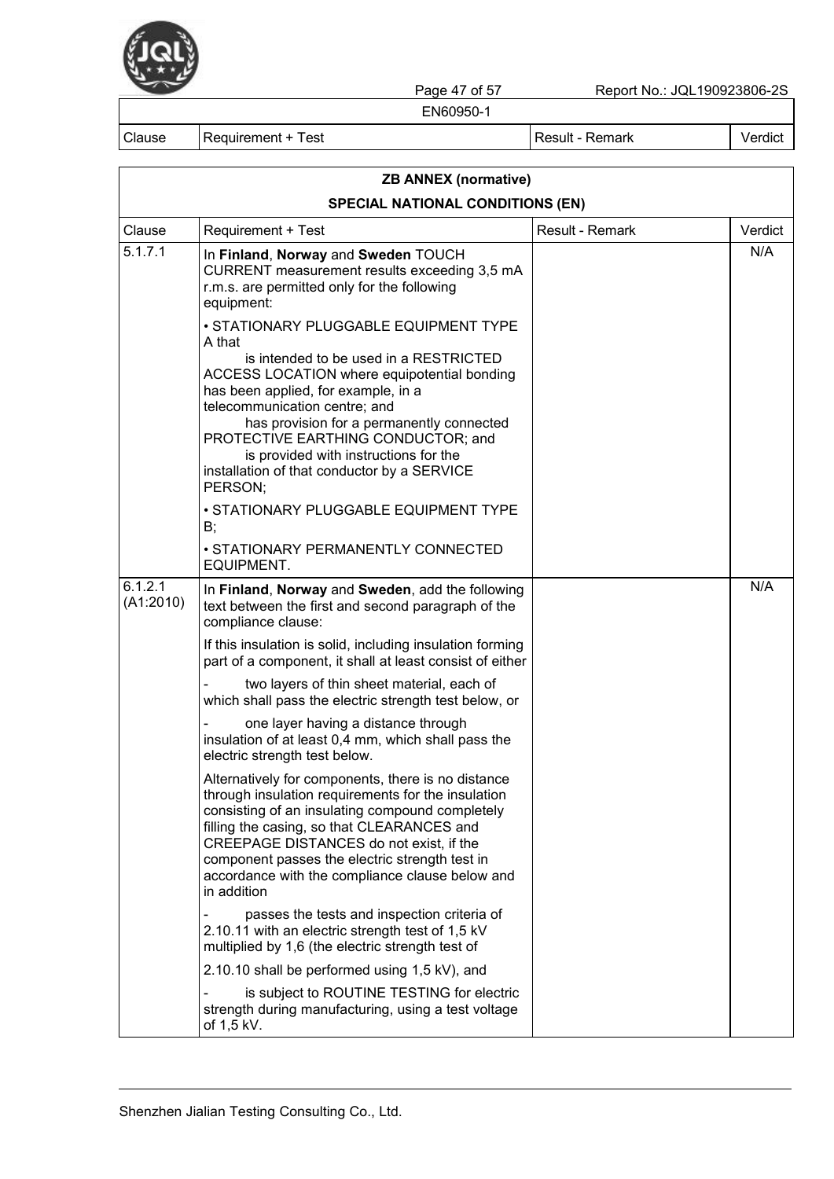## ZB ANNEX (normative)

## SPECIAL NATIONAL CONDITIONS (EN)

| Clause | Requirement + Test | Result - Remark | Verdict |
|---|---|---|---|
| 5.1.7.1 | In **Finland**, **Norway** and **Sweden** TOUCH CURRENT measurement results exceeding 3,5 mA r.m.s. are permitted only for the following equipment:<br><br>• STATIONARY PLUGGABLE EQUIPMENT TYPE A that<br>is intended to be used in a RESTRICTED ACCESS LOCATION where equipotential bonding has been applied, for example, in a telecommunication centre; and<br>has provision for a permanently connected PROTECTIVE EARTHING CONDUCTOR; and<br>is provided with instructions for the installation of that conductor by a SERVICE PERSON;<br><br>• STATIONARY PLUGGABLE EQUIPMENT TYPE B;<br><br>• STATIONARY PERMANENTLY CONNECTED EQUIPMENT. | | N/A |
| 6.1.2.1 (A1:2010) | In **Finland**, **Norway** and **Sweden**, add the following text between the first and second paragraph of the compliance clause:<br><br>If this insulation is solid, including insulation forming part of a component, it shall at least consist of either<br><br>- two layers of thin sheet material, each of which shall pass the electric strength test below, or<br><br>- one layer having a distance through insulation of at least 0,4 mm, which shall pass the electric strength test below.<br><br>Alternatively for components, there is no distance through insulation requirements for the insulation consisting of an insulating compound completely filling the casing, so that CLEARANCES and CREEPAGE DISTANCES do not exist, if the component passes the electric strength test in accordance with the compliance clause below and in addition<br><br>- passes the tests and inspection criteria of 2.10.11 with an electric strength test of 1,5 kV multiplied by 1,6 (the electric strength test of<br><br>2.10.10 shall be performed using 1,5 kV), and<br><br>- is subject to ROUTINE TESTING for electric strength during manufacturing, using a test voltage of 1,5 kV. | | N/A |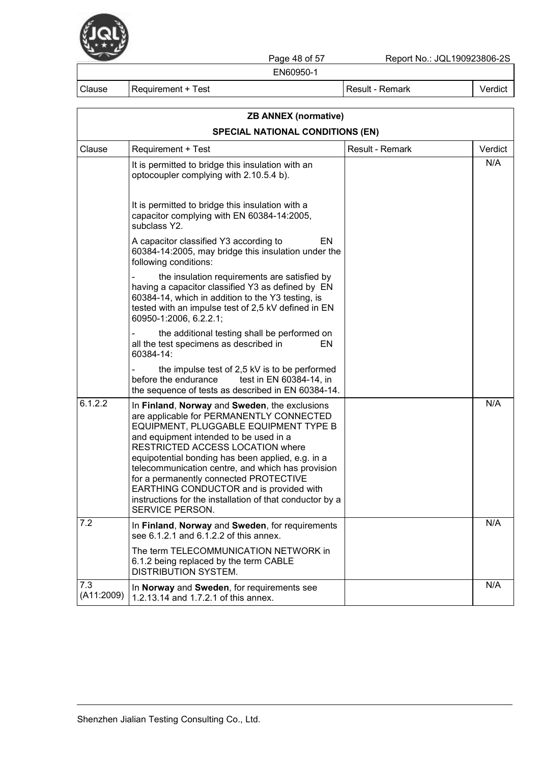| Clause | Requirement + Test | Result - Remark | Verdict |
|---|---|---|---|

| ZB ANNEX (normative) | | | |
|---|---|---|---|
| SPECIAL NATIONAL CONDITIONS (EN) | | | |
| Clause | Requirement + Test | Result - Remark | Verdict |
| | It is permitted to bridge this insulation with an optocoupler complying with 2.10.5.4 b).<br><br>It is permitted to bridge this insulation with a capacitor complying with EN 60384-14:2005, subclass Y2. | | N/A |
| | A capacitor classified Y3 according to EN 60384-14:2005, may bridge this insulation under the following conditions: | | |
| | - the insulation requirements are satisfied by having a capacitor classified Y3 as defined by EN 60384-14, which in addition to the Y3 testing, is tested with an impulse test of 2,5 kV defined in EN 60950-1:2006, 6.2.2.1; | | |
| | - the additional testing shall be performed on all the test specimens as described in EN 60384-14: | | |
| | - the impulse test of 2,5 kV is to be performed before the endurance test in EN 60384-14, in the sequence of tests as described in EN 60384-14. | | |
| 6.1.2.2 | In **Finland**, **Norway** and **Sweden**, the exclusions are applicable for PERMANENTLY CONNECTED EQUIPMENT, PLUGGABLE EQUIPMENT TYPE B and equipment intended to be used in a RESTRICTED ACCESS LOCATION where equipotential bonding has been applied, e.g. in a telecommunication centre, and which has provision for a permanently connected PROTECTIVE EARTHING CONDUCTOR and is provided with instructions for the installation of that conductor by a SERVICE PERSON. | | N/A |
| 7.2 | In **Finland**, **Norway** and **Sweden**, for requirements see 6.1.2.1 and 6.1.2.2 of this annex. | | N/A |
| | The term TELECOMMUNICATION NETWORK in 6.1.2 being replaced by the term CABLE DISTRIBUTION SYSTEM. | | |
| 7.3 (A11:2009) | In **Norway** and **Sweden**, for requirements see 1.2.13.14 and 1.7.2.1 of this annex. | | N/A |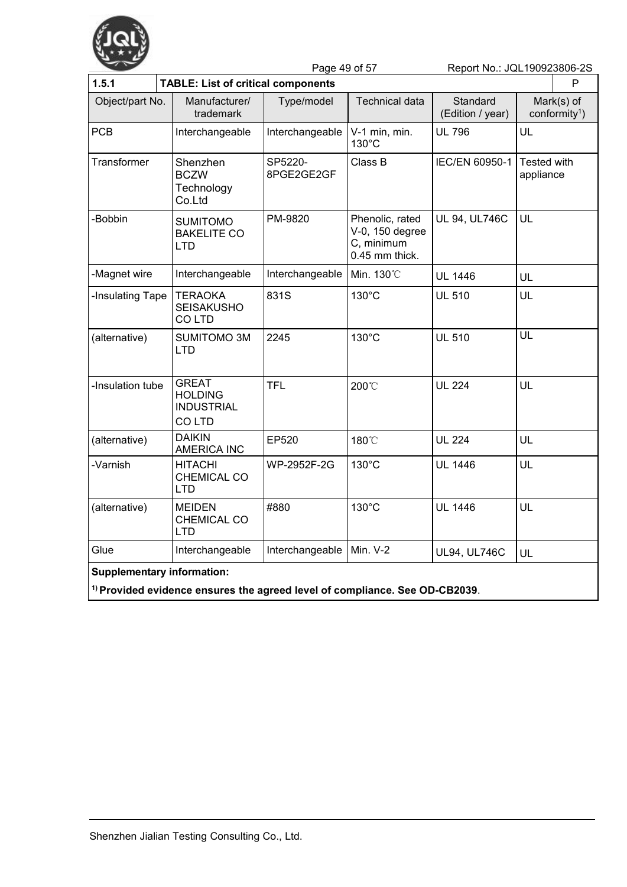| 1.5.1 | TABLE: List of critical components | | | | P |
|---|---|---|---|---|---|
| Object/part No. | Manufacturer/ trademark | Type/model | Technical data | Standard (Edition / year) | Mark(s) of conformity[1]) |
| PCB | Interchangeable | Interchangeable | V-1 min, min. 130°C | UL 796 | UL |
| Transformer | Shenzhen BCZW Technology Co.Ltd | SP5220-8PGE2GE2GF | Class B | IEC/EN 60950-1 | Tested with appliance |
| -Bobbin | SUMITOMO BAKELITE CO LTD | PM-9820 | Phenolic, rated V-0, 150 degree C, minimum 0.45 mm thick. | UL 94, UL746C | UL |
| -Magnet wire | Interchangeable | Interchangeable | Min. 130℃ | UL 1446 | UL |
| -Insulating Tape | TERAOKA SEISAKUSHO CO LTD | 831S | 130°C | UL 510 | UL |
| (alternative) | SUMITOMO 3M LTD | 2245 | 130°C | UL 510 | UL |
| -Insulation tube | GREAT HOLDING INDUSTRIAL CO LTD | TFL | 200℃ | UL 224 | UL |
| (alternative) | DAIKIN AMERICA INC | EP520 | 180℃ | UL 224 | UL |
| -Varnish | HITACHI CHEMICAL CO LTD | WP-2952F-2G | 130°C | UL 1446 | UL |
| (alternative) | MEIDEN CHEMICAL CO LTD | #880 | 130°C | UL 1446 | UL |
| Glue | Interchangeable | Interchangeable | Min. V-2 | UL94, UL746C | UL |

**Supplementary information:**

**[1]) Provided evidence ensures the agreed level of compliance. See OD-CB2039**.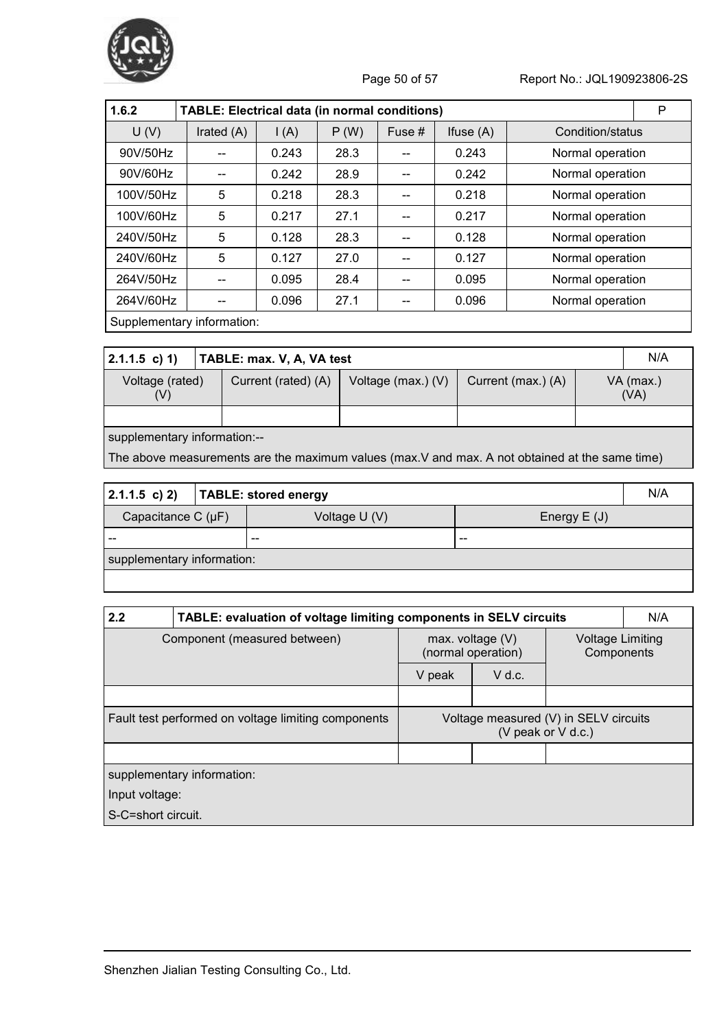| 1.6.2 | TABLE: Electrical data (in normal conditions) | | | | | P |
|---|---|---|---|---|---|---|
| U (V) | Irated (A) | I (A) | P (W) | Fuse # | Ifuse (A) | Condition/status |
| 90V/50Hz | -- | 0.243 | 28.3 | -- | 0.243 | Normal operation |
| 90V/60Hz | -- | 0.242 | 28.9 | -- | 0.242 | Normal operation |
| 100V/50Hz | 5 | 0.218 | 28.3 | -- | 0.218 | Normal operation |
| 100V/60Hz | 5 | 0.217 | 27.1 | -- | 0.217 | Normal operation |
| 240V/50Hz | 5 | 0.128 | 28.3 | -- | 0.128 | Normal operation |
| 240V/60Hz | 5 | 0.127 | 27.0 | -- | 0.127 | Normal operation |
| 264V/50Hz | -- | 0.095 | 28.4 | -- | 0.095 | Normal operation |
| 264V/60Hz | -- | 0.096 | 27.1 | -- | 0.096 | Normal operation |
| Supplementary information: | | | | | | |

| 2.1.1.5 c) 1) | TABLE: max. V, A, VA test | | | N/A |
|---|---|---|---|---|
| Voltage (rated) (V) | Current (rated) (A) | Voltage (max.) (V) | Current (max.) (A) | VA (max.) (VA) |
| | | | | |
| supplementary information:-- | | | | |
| The above measurements are the maximum values (max.V and max. A not obtained at the same time) | | | | |

| 2.1.1.5 c) 2) | TABLE: stored energy | N/A |
|---|---|---|
| Capacitance C (µF) | Voltage U (V) | Energy E (J) |
| -- | -- | -- |
| supplementary information: | | |
| | | |

| 2.2 | TABLE: evaluation of voltage limiting components in SELV circuits | | N/A |
|---|---|---|---|
| Component (measured between) | max. voltage (V) (normal operation) | | Voltage Limiting Components |
| | V peak | V d.c. | |
| | | | |
| Fault test performed on voltage limiting components | Voltage measured (V) in SELV circuits (V peak or V d.c.) | | |
| | | | |
| supplementary information: | | | |
| Input voltage: | | | |
| S-C=short circuit. | | | |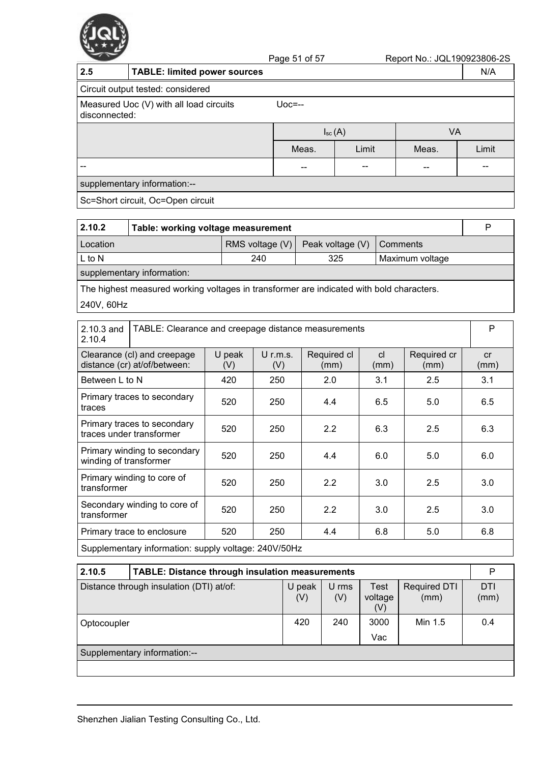| 2.5 | TABLE: limited power sources | | | | N/A |
|---|---|---|---|---|---|
| Circuit output tested: considered | | | | | |
| Measured Uoc (V) with all load circuits disconnected: | Uoc=-- | | | | |
| | $I_{sc}$ (A) | | VA | | |
| | Meas. | Limit | Meas. | Limit | |
| -- | -- | -- | -- | -- | |
| supplementary information:-- | | | | | |
| Sc=Short circuit, Oc=Open circuit | | | | | |

| 2.10.2 | Table: working voltage measurement | | | P |
|---|---|---|---|---|
| Location | RMS voltage (V) | Peak voltage (V) | Comments | |
| L to N | 240 | 325 | Maximum voltage | |
| supplementary information: | | | | |
| The highest measured working voltages in transformer are indicated with bold characters. 240V, 60Hz | | | | |

| 2.10.3 and 2.10.4 | TABLE: Clearance and creepage distance measurements | | | | | P |
|---|---|---|---|---|---|---|
| Clearance (cl) and creepage distance (cr) at/of/between: | U peak (V) | U r.m.s. (V) | Required cl (mm) | cl (mm) | Required cr (mm) | cr (mm) |
| Between L to N | 420 | 250 | 2.0 | 3.1 | 2.5 | 3.1 |
| Primary traces to secondary traces | 520 | 250 | 4.4 | 6.5 | 5.0 | 6.5 |
| Primary traces to secondary traces under transformer | 520 | 250 | 2.2 | 6.3 | 2.5 | 6.3 |
| Primary winding to secondary winding of transformer | 520 | 250 | 4.4 | 6.0 | 5.0 | 6.0 |
| Primary winding to core of transformer | 520 | 250 | 2.2 | 3.0 | 2.5 | 3.0 |
| Secondary winding to core of transformer | 520 | 250 | 2.2 | 3.0 | 2.5 | 3.0 |
| Primary trace to enclosure | 520 | 250 | 4.4 | 6.8 | 5.0 | 6.8 |
| Supplementary information: supply voltage: 240V/50Hz | | | | | | |

| 2.10.5 | TABLE: Distance through insulation measurements | | | | P |
|---|---|---|---|---|---|
| Distance through insulation (DTI) at/of: | U peak (V) | U rms (V) | Test voltage (V) | Required DTI (mm) | DTI (mm) |
| Optocoupler | 420 | 240 | 3000 Vac | Min 1.5 | 0.4 |
| Supplementary information:-- | | | | | |
| | | | | | |

Shenzhen Jialian Testing Consulting Co., Ltd.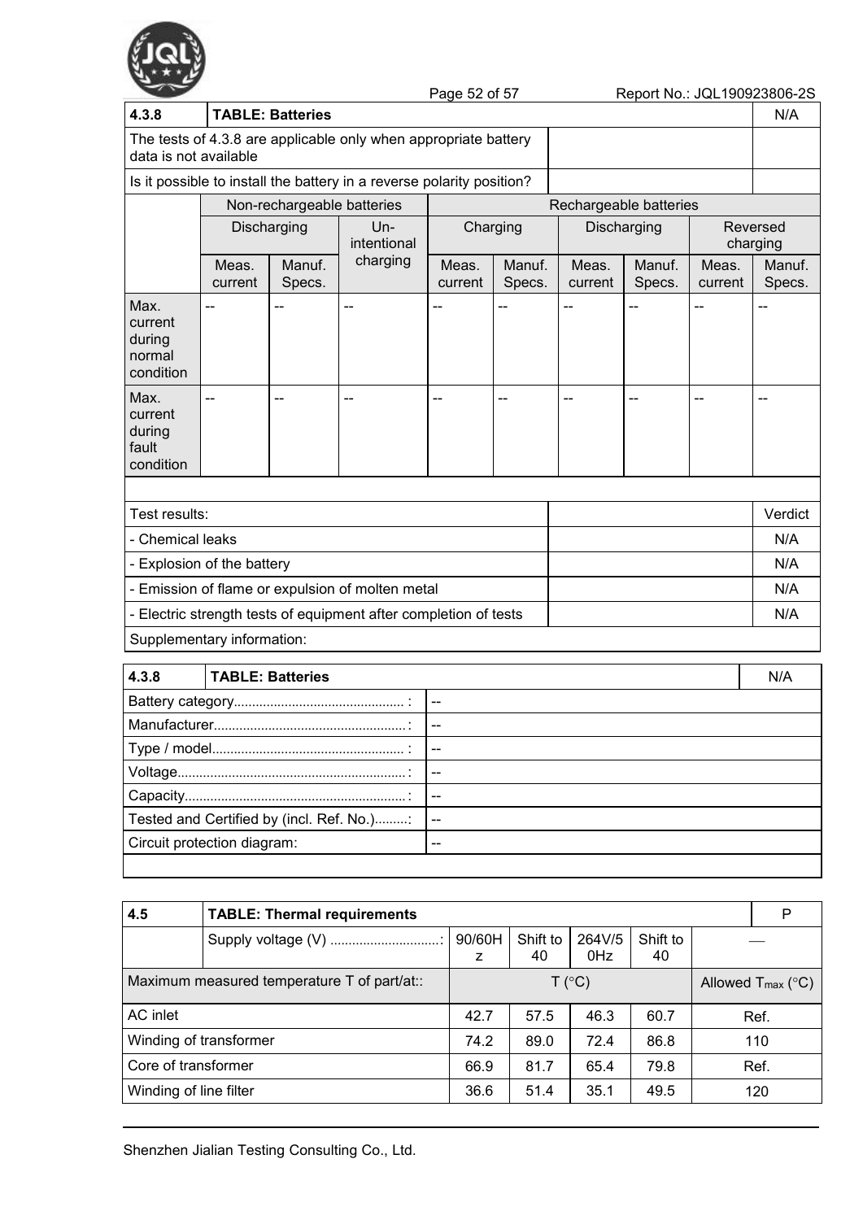| 4.3.8 | TABLE: Batteries | | | | | | | | N/A |
|---|---|---|---|---|---|---|---|---|---|
| The tests of 4.3.8 are applicable only when appropriate battery data is not available | | | | | | | | | |
| Is it possible to install the battery in a reverse polarity position? | | | | | | | | | |
| | Non-rechargeable batteries | | | Rechargeable batteries | | | | | |
| | Discharging | | Un-intentional charging | Charging | | Discharging | | Reversed charging | |
| | Meas. current | Manuf. Specs. | | Meas. current | Manuf. Specs. | Meas. current | Manuf. Specs. | Meas. current | Manuf. Specs. |
| Max. current during normal condition | -- | -- | -- | -- | -- | -- | -- | -- | -- |
| Max. current during fault condition | -- | -- | -- | -- | -- | -- | -- | -- | -- |
| | | | | | | | | | |
| Test results: | | | | | | | | | Verdict |
| - Chemical leaks | | | | | | | | | N/A |
| - Explosion of the battery | | | | | | | | | N/A |
| - Emission of flame or expulsion of molten metal | | | | | | | | | N/A |
| - Electric strength tests of equipment after completion of tests | | | | | | | | | N/A |
| Supplementary information: | | | | | | | | | |

| 4.3.8 | TABLE: Batteries | N/A |
|---|---|---|
| Battery category............................................... : | -- | |
| Manufacturer.....................................................: | -- | |
| Type / model..................................................... : | -- | |
| Voltage..............................................................: | -- | |
| Capacity............................................................: | -- | |
| Tested and Certified by (incl. Ref. No.).........: | -- | |
| Circuit protection diagram: | -- | |
| | | |

| 4.5 | TABLE: Thermal requirements | | | | | P |
|---|---|---|---|---|---|---|
| | Supply voltage (V) ..............................: | 90/60Hz | Shift to 40 | 264V/50Hz | Shift to 40 | — |
| Maximum measured temperature T of part/at:: | | T (°C) | | | | Allowed $T_{max}$ (°C) |
| AC inlet | | 42.7 | 57.5 | 46.3 | 60.7 | Ref. |
| Winding of transformer | | 74.2 | 89.0 | 72.4 | 86.8 | 110 |
| Core of transformer | | 66.9 | 81.7 | 65.4 | 79.8 | Ref. |
| Winding of line filter | | 36.6 | 51.4 | 35.1 | 49.5 | 120 |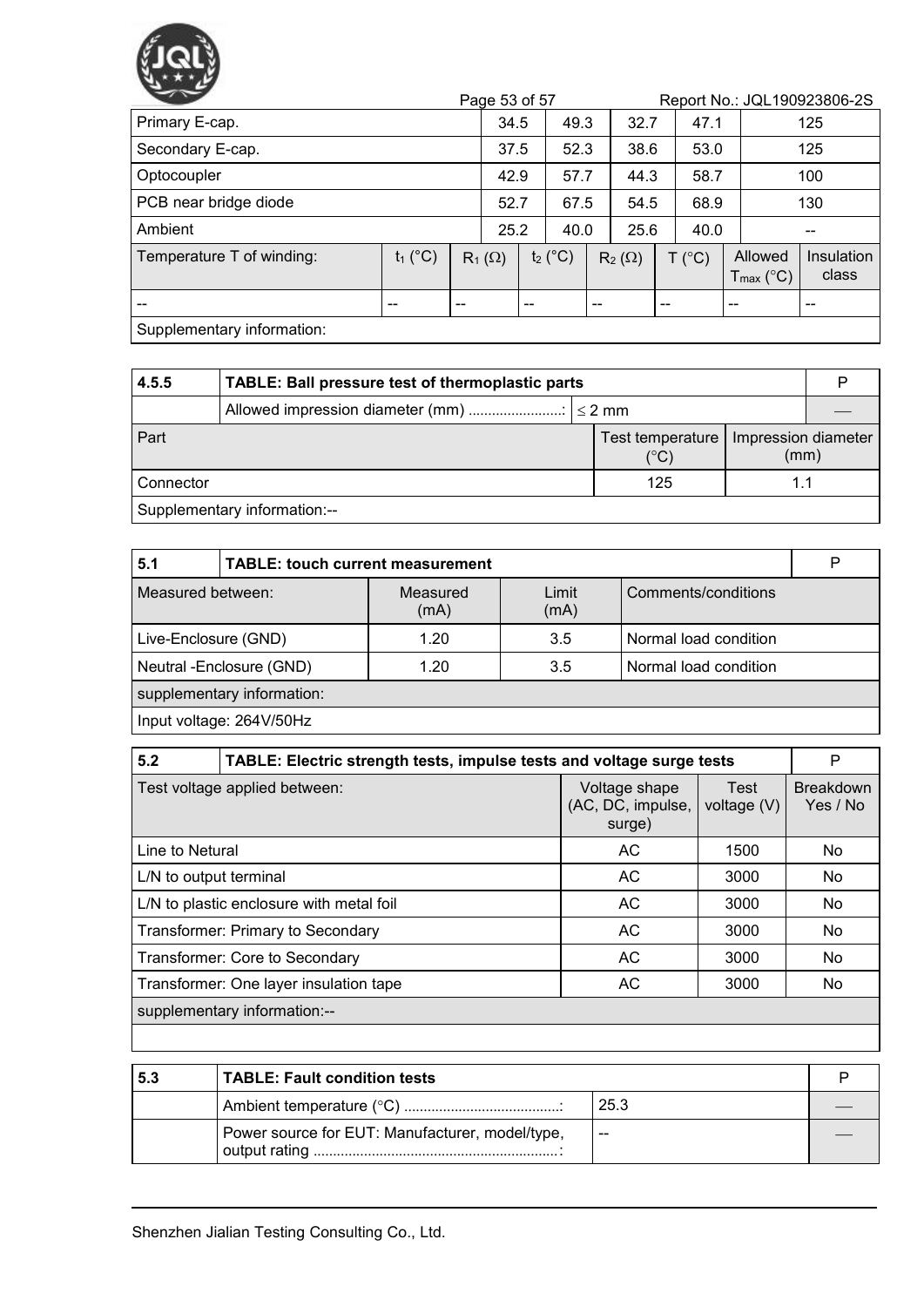| Primary E-cap. | 34.5 | 49.3 | 32.7 | 47.1 | 125 |
|---|---|---|---|---|---|
| Secondary E-cap. | 37.5 | 52.3 | 38.6 | 53.0 | 125 |
| Optocoupler | 42.9 | 57.7 | 44.3 | 58.7 | 100 |
| PCB near bridge diode | 52.7 | 67.5 | 54.5 | 68.9 | 130 |
| Ambient | 25.2 | 40.0 | 25.6 | 40.0 | -- |

| Temperature T of winding: | $t_1$ (°C) | $R_1$ (Ω) | $t_2$ (°C) | $R_2$ (Ω) | T (°C) | Allowed $T_{max}$ (°C) | Insulation class |
|---|---|---|---|---|---|---|---|
| -- | -- | -- | -- | -- | -- | -- | -- |
| Supplementary information: | | | | | | | |

| 4.5.5 | TABLE: Ball pressure test of thermoplastic parts | | P |
|---|---|---|---|
| | Allowed impression diameter (mm) ........................: | ≤ 2 mm | — |
| Part | | Test temperature (°C) | Impression diameter (mm) |
| Connector | | 125 | 1.1 |
| Supplementary information:-- | | | |

| 5.1 | TABLE: touch current measurement | | | P |
|---|---|---|---|---|
| Measured between: | | Measured (mA) | Limit (mA) | Comments/conditions |
| Live-Enclosure (GND) | | 1.20 | 3.5 | Normal load condition |
| Neutral -Enclosure (GND) | | 1.20 | 3.5 | Normal load condition |
| supplementary information: | | | | |
| Input voltage: 264V/50Hz | | | | |

| 5.2 | TABLE: Electric strength tests, impulse tests and voltage surge tests | | | P |
|---|---|---|---|---|
| Test voltage applied between: | | Voltage shape (AC, DC, impulse, surge) | Test voltage (V) | Breakdown Yes / No |
| Line to Netural | | AC | 1500 | No |
| L/N to output terminal | | AC | 3000 | No |
| L/N to plastic enclosure with metal foil | | AC | 3000 | No |
| Transformer: Primary to Secondary | | AC | 3000 | No |
| Transformer: Core to Secondary | | AC | 3000 | No |
| Transformer: One layer insulation tape | | AC | 3000 | No |
| supplementary information:-- | | | | |
| | | | | |

| 5.3 | TABLE: Fault condition tests | | P |
|---|---|---|---|
| | Ambient temperature (°C) ........................................: | 25.3 | — |
| | Power source for EUT: Manufacturer, model/type, output rating ..............................................................: | -- | — |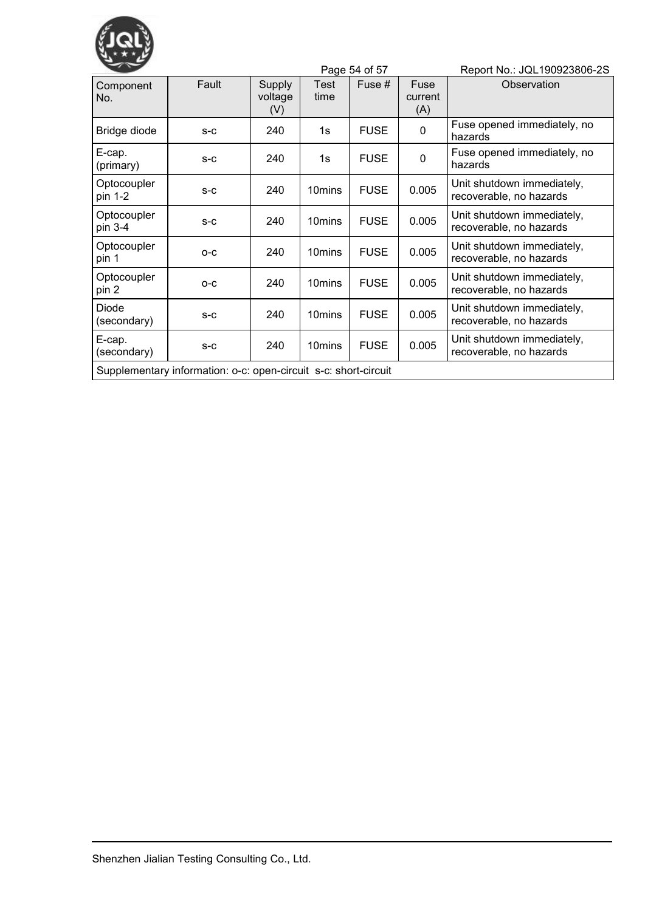| Component No. | Fault | Supply voltage (V) | Test time | Fuse # | Fuse current (A) | Observation |
|---|---|---|---|---|---|---|
| Bridge diode | s-c | 240 | 1s | FUSE | 0 | Fuse opened immediately, no hazards |
| E-cap. (primary) | s-c | 240 | 1s | FUSE | 0 | Fuse opened immediately, no hazards |
| Optocoupler pin 1-2 | s-c | 240 | 10mins | FUSE | 0.005 | Unit shutdown immediately, recoverable, no hazards |
| Optocoupler pin 3-4 | s-c | 240 | 10mins | FUSE | 0.005 | Unit shutdown immediately, recoverable, no hazards |
| Optocoupler pin 1 | o-c | 240 | 10mins | FUSE | 0.005 | Unit shutdown immediately, recoverable, no hazards |
| Optocoupler pin 2 | o-c | 240 | 10mins | FUSE | 0.005 | Unit shutdown immediately, recoverable, no hazards |
| Diode (secondary) | s-c | 240 | 10mins | FUSE | 0.005 | Unit shutdown immediately, recoverable, no hazards |
| E-cap. (secondary) | s-c | 240 | 10mins | FUSE | 0.005 | Unit shutdown immediately, recoverable, no hazards |
| Supplementary information: o-c: open-circuit s-c: short-circuit | | | | | | |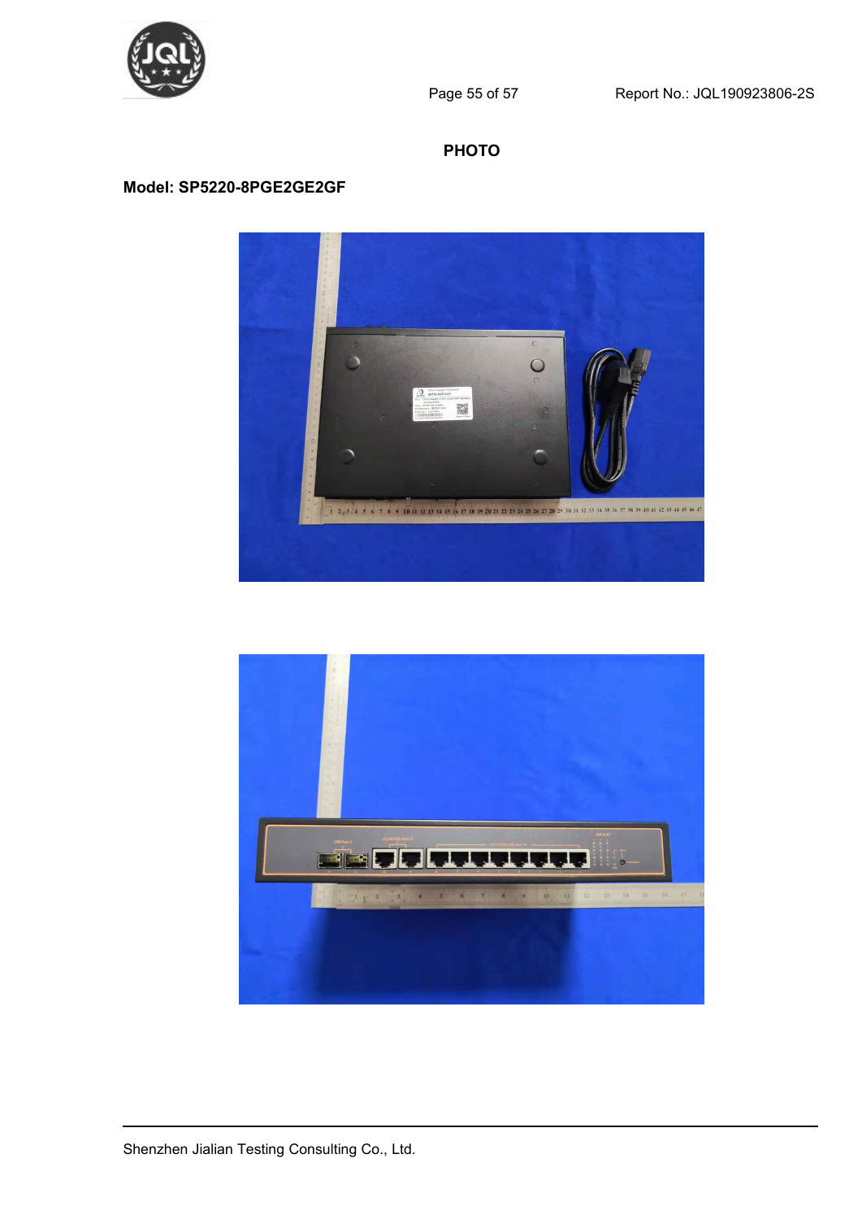# PHOTO

**Model: SP5220-8PGE2GE2GF**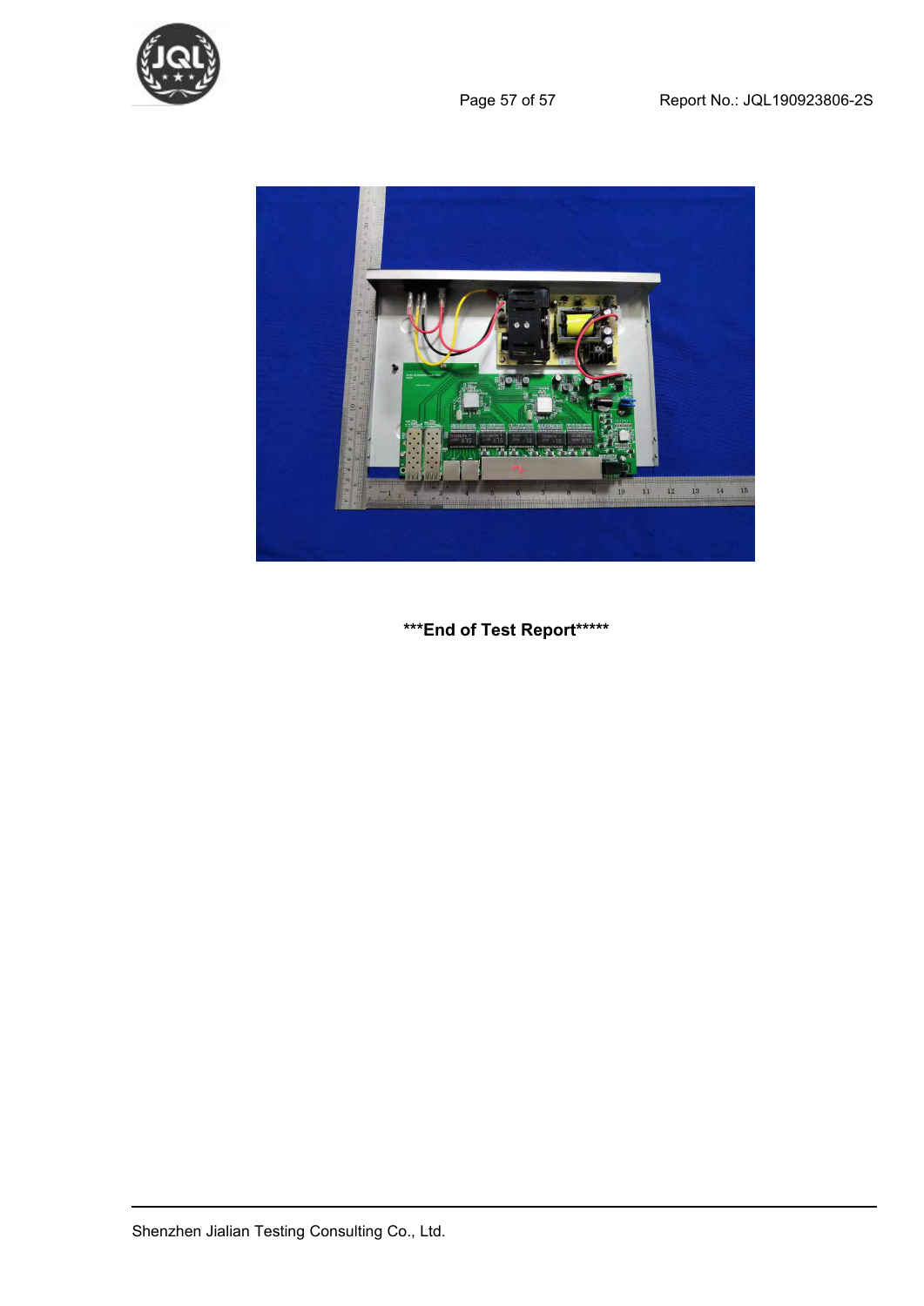***End of Test Report*****